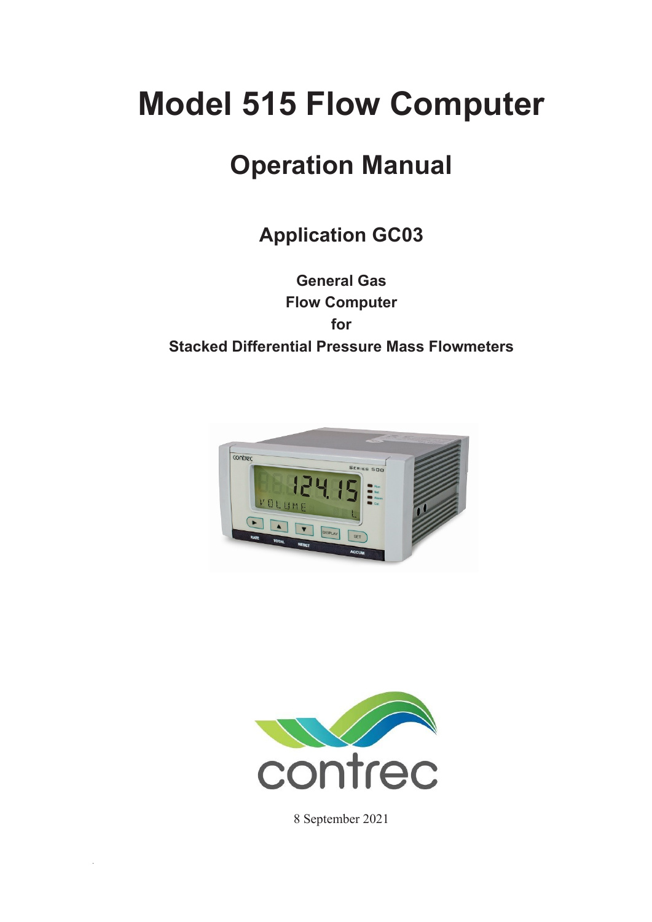# Model 515 Flow Computer

## Operation Manual

### Application GC03

**General Gas**
**Flow Computer**
**for**
**Stacked Differential Pressure Mass Flowmeters**

8 September 2021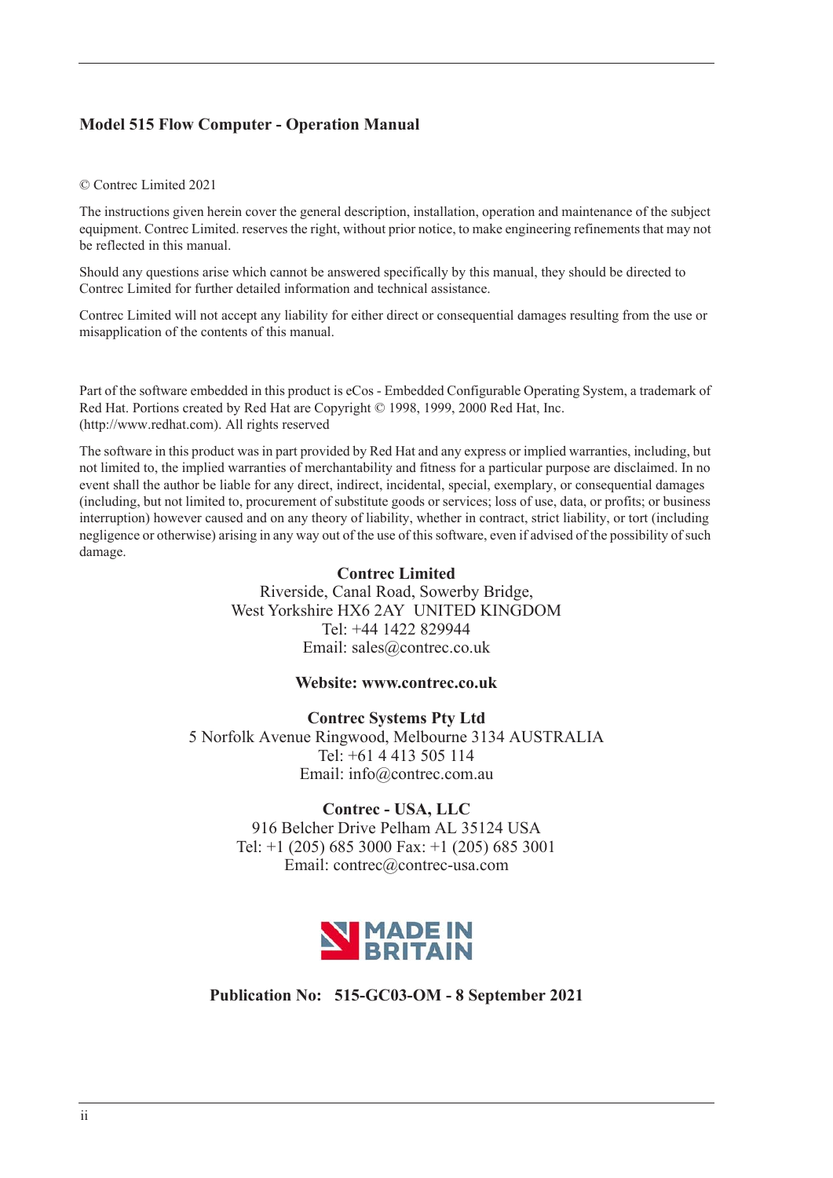**Model 515 Flow Computer - Operation Manual**

© Contrec Limited 2021

The instructions given herein cover the general description, installation, operation and maintenance of the subject equipment. Contrec Limited. reserves the right, without prior notice, to make engineering refinements that may not be reflected in this manual.

Should any questions arise which cannot be answered specifically by this manual, they should be directed to Contrec Limited for further detailed information and technical assistance.

Contrec Limited will not accept any liability for either direct or consequential damages resulting from the use or misapplication of the contents of this manual.

Part of the software embedded in this product is eCos - Embedded Configurable Operating System, a trademark of Red Hat. Portions created by Red Hat are Copyright © 1998, 1999, 2000 Red Hat, Inc. (http://www.redhat.com). All rights reserved

The software in this product was in part provided by Red Hat and any express or implied warranties, including, but not limited to, the implied warranties of merchantability and fitness for a particular purpose are disclaimed. In no event shall the author be liable for any direct, indirect, incidental, special, exemplary, or consequential damages (including, but not limited to, procurement of substitute goods or services; loss of use, data, or profits; or business interruption) however caused and on any theory of liability, whether in contract, strict liability, or tort (including negligence or otherwise) arising in any way out of the use of this software, even if advised of the possibility of such damage.

**Contrec Limited**
Riverside, Canal Road, Sowerby Bridge,
West Yorkshire HX6 2AY UNITED KINGDOM
Tel: +44 1422 829944
Email: sales@contrec.co.uk

**Website: www.contrec.co.uk**

**Contrec Systems Pty Ltd**
5 Norfolk Avenue Ringwood, Melbourne 3134 AUSTRALIA
Tel: +61 4 413 505 114
Email: info@contrec.com.au

**Contrec - USA, LLC**
916 Belcher Drive Pelham AL 35124 USA
Tel: +1 (205) 685 3000 Fax: +1 (205) 685 3001
Email: contrec@contrec-usa.com

MADE IN BRITAIN

**Publication No: 515-GC03-OM - 8 September 2021**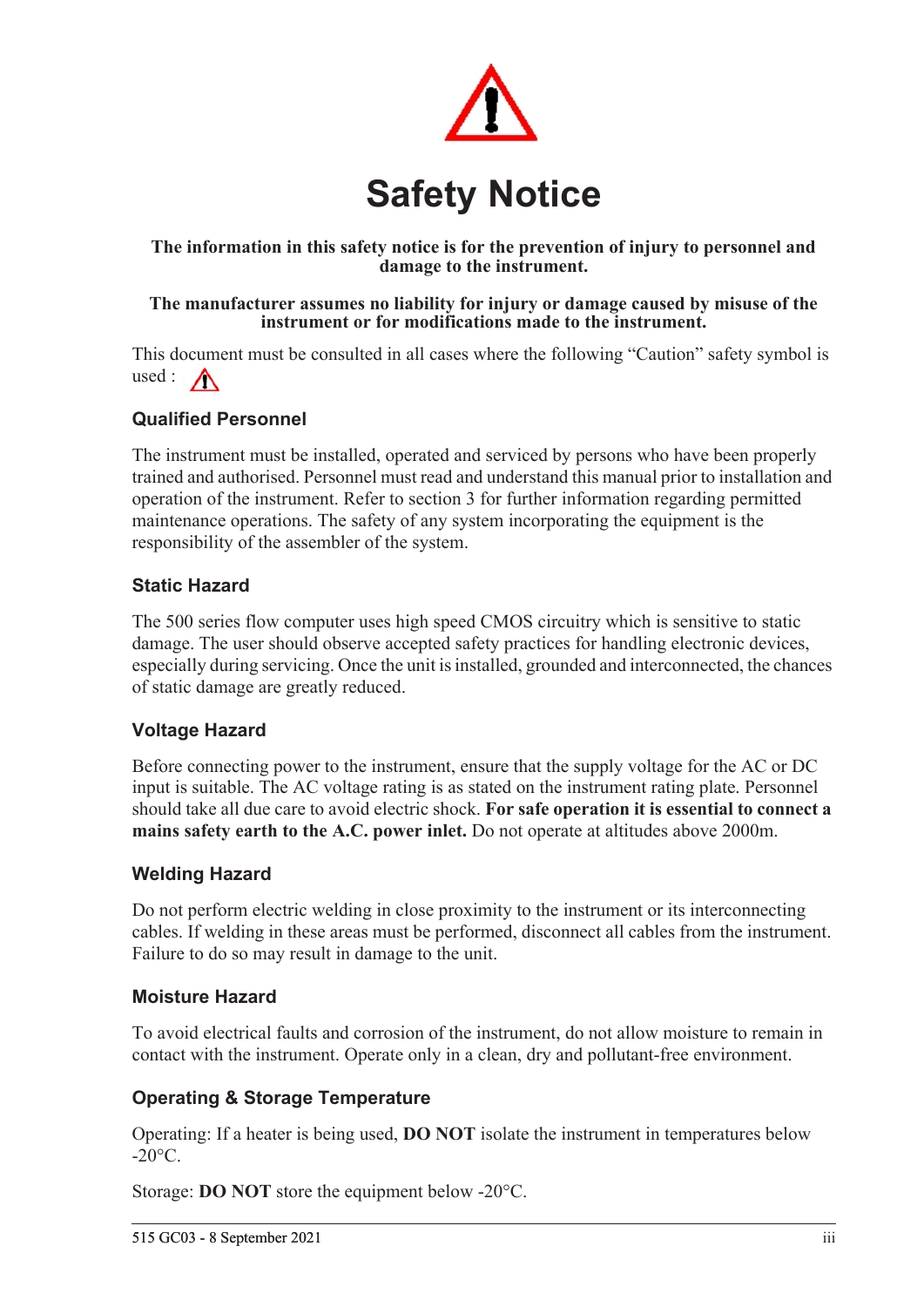# Safety Notice

**The information in this safety notice is for the prevention of injury to personnel and damage to the instrument.**

**The manufacturer assumes no liability for injury or damage caused by misuse of the instrument or for modifications made to the instrument.**

This document must be consulted in all cases where the following “Caution” safety symbol is used :

### Qualified Personnel

The instrument must be installed, operated and serviced by persons who have been properly trained and authorised. Personnel must read and understand this manual prior to installation and operation of the instrument. Refer to section 3 for further information regarding permitted maintenance operations. The safety of any system incorporating the equipment is the responsibility of the assembler of the system.

### Static Hazard

The 500 series flow computer uses high speed CMOS circuitry which is sensitive to static damage. The user should observe accepted safety practices for handling electronic devices, especially during servicing. Once the unit is installed, grounded and interconnected, the chances of static damage are greatly reduced.

### Voltage Hazard

Before connecting power to the instrument, ensure that the supply voltage for the AC or DC input is suitable. The AC voltage rating is as stated on the instrument rating plate. Personnel should take all due care to avoid electric shock. **For safe operation it is essential to connect a mains safety earth to the A.C. power inlet.** Do not operate at altitudes above 2000m.

### Welding Hazard

Do not perform electric welding in close proximity to the instrument or its interconnecting cables. If welding in these areas must be performed, disconnect all cables from the instrument. Failure to do so may result in damage to the unit.

### Moisture Hazard

To avoid electrical faults and corrosion of the instrument, do not allow moisture to remain in contact with the instrument. Operate only in a clean, dry and pollutant-free environment.

### Operating & Storage Temperature

Operating: If a heater is being used, **DO NOT** isolate the instrument in temperatures below -20°C.

Storage: **DO NOT** store the equipment below -20°C.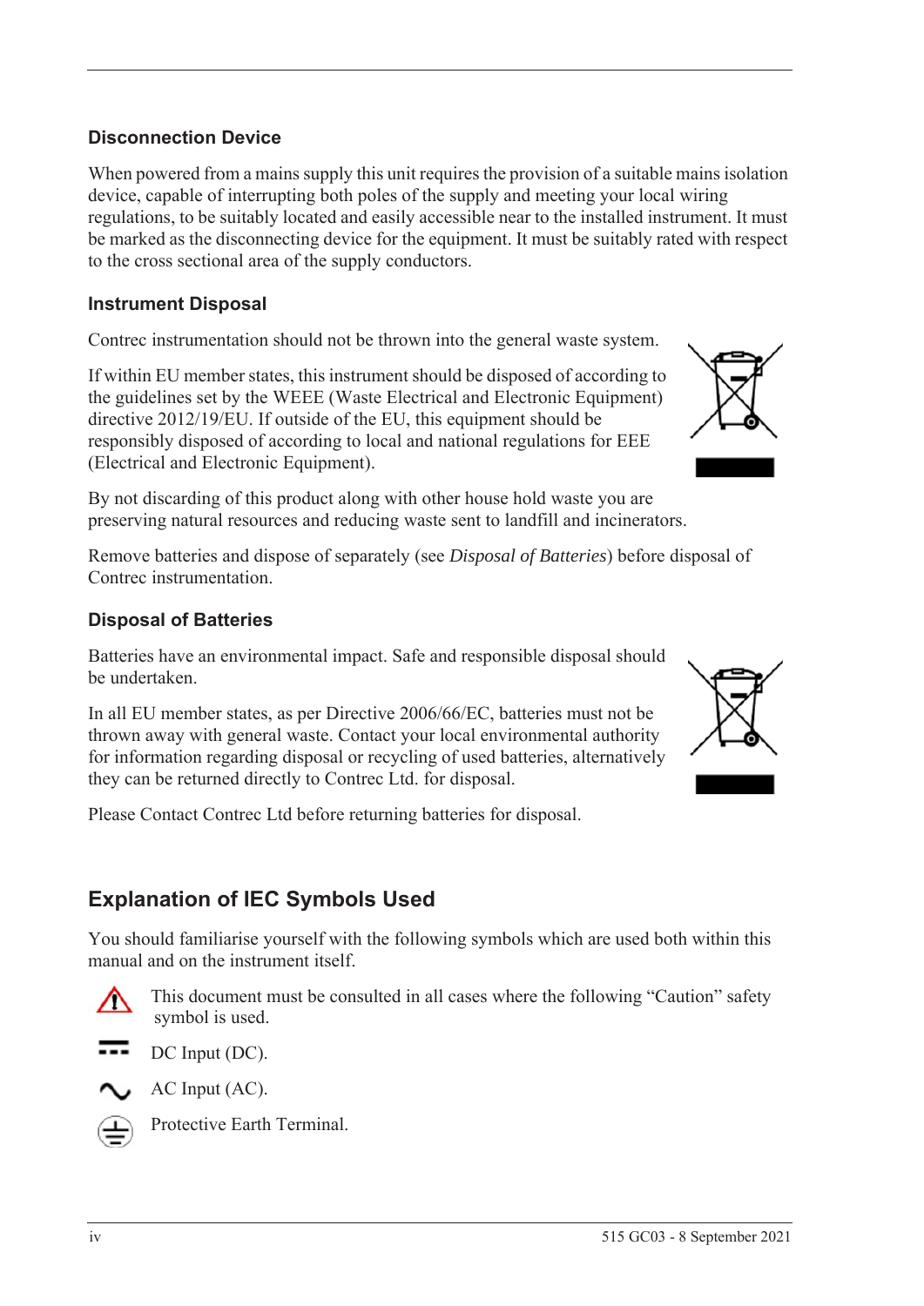### Disconnection Device

When powered from a mains supply this unit requires the provision of a suitable mains isolation device, capable of interrupting both poles of the supply and meeting your local wiring regulations, to be suitably located and easily accessible near to the installed instrument. It must be marked as the disconnecting device for the equipment. It must be suitably rated with respect to the cross sectional area of the supply conductors.

### Instrument Disposal

Contrec instrumentation should not be thrown into the general waste system.

If within EU member states, this instrument should be disposed of according to the guidelines set by the WEEE (Waste Electrical and Electronic Equipment) directive 2012/19/EU. If outside of the EU, this equipment should be responsibly disposed of according to local and national regulations for EEE (Electrical and Electronic Equipment).

By not discarding of this product along with other house hold waste you are preserving natural resources and reducing waste sent to landfill and incinerators.

Remove batteries and dispose of separately (see *Disposal of Batteries*) before disposal of Contrec instrumentation.

### Disposal of Batteries

Batteries have an environmental impact. Safe and responsible disposal should be undertaken.

In all EU member states, as per Directive 2006/66/EC, batteries must not be thrown away with general waste. Contact your local environmental authority for information regarding disposal or recycling of used batteries, alternatively they can be returned directly to Contrec Ltd. for disposal.

Please Contact Contrec Ltd before returning batteries for disposal.

## Explanation of IEC Symbols Used

You should familiarise yourself with the following symbols which are used both within this manual and on the instrument itself.

This document must be consulted in all cases where the following “Caution” safety symbol is used.

DC Input (DC).

AC Input (AC).

Protective Earth Terminal.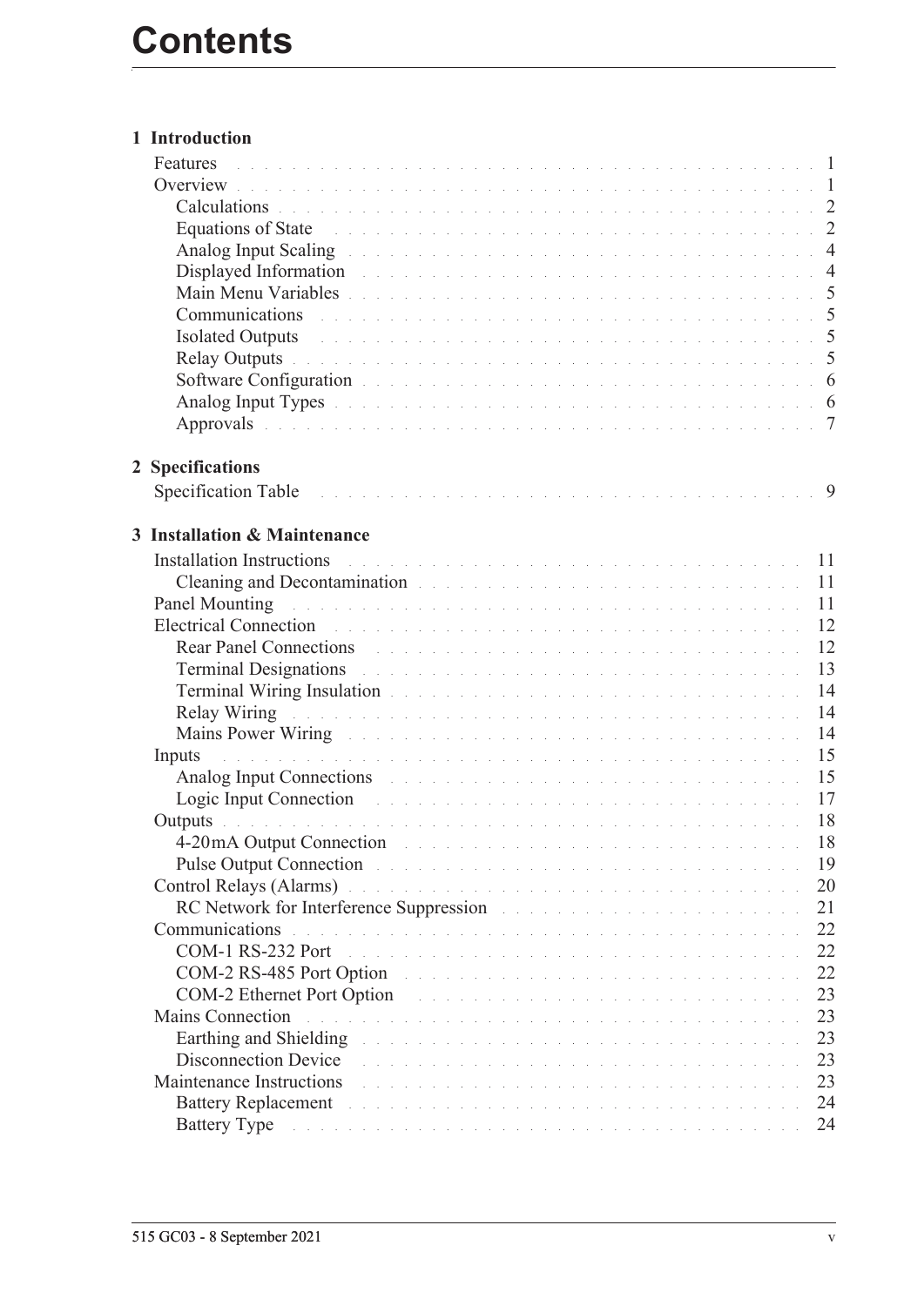# Contents

**1 Introduction**

- Features . . . 1
- Overview . . . 1
  - Calculations . . . 2
  - Equations of State . . . 2
  - Analog Input Scaling . . . 4
  - Displayed Information . . . 4
  - Main Menu Variables . . . 5
  - Communications . . . 5
  - Isolated Outputs . . . 5
  - Relay Outputs . . . 5
  - Software Configuration . . . 6
  - Analog Input Types . . . 6
  - Approvals . . . 7

**2 Specifications**

- Specification Table . . . 9

**3 Installation & Maintenance**

- Installation Instructions . . . 11
  - Cleaning and Decontamination . . . 11
- Panel Mounting . . . 11
- Electrical Connection . . . 12
  - Rear Panel Connections . . . 12
  - Terminal Designations . . . 13
  - Terminal Wiring Insulation . . . 14
  - Relay Wiring . . . 14
  - Mains Power Wiring . . . 14
- Inputs . . . 15
  - Analog Input Connections . . . 15
  - Logic Input Connection . . . 17
- Outputs . . . 18
  - 4-20mA Output Connection . . . 18
  - Pulse Output Connection . . . 19
- Control Relays (Alarms) . . . 20
  - RC Network for Interference Suppression . . . 21
- Communications . . . 22
  - COM-1 RS-232 Port . . . 22
  - COM-2 RS-485 Port Option . . . 22
  - COM-2 Ethernet Port Option . . . 23
- Mains Connection . . . 23
  - Earthing and Shielding . . . 23
  - Disconnection Device . . . 23
- Maintenance Instructions . . . 23
  - Battery Replacement . . . 24
  - Battery Type . . . 24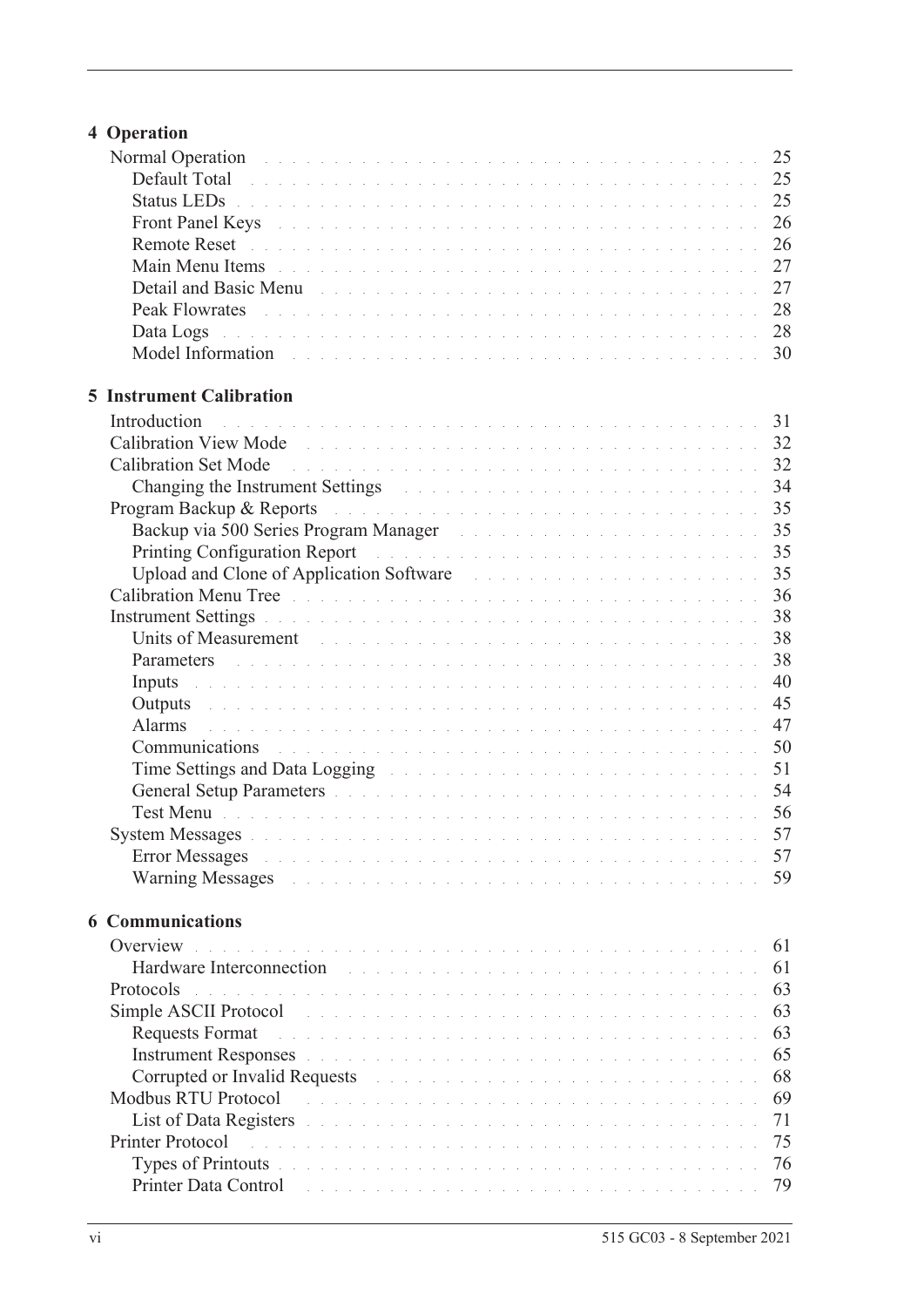**4 Operation**

Normal Operation . . . . . . . . . . 25
- Default Total . . . . . . . . . . 25
- Status LEDs . . . . . . . . . . 25
- Front Panel Keys . . . . . . . . . . 26
- Remote Reset . . . . . . . . . . 26
- Main Menu Items . . . . . . . . . . 27
- Detail and Basic Menu . . . . . . . . . . 27
- Peak Flowrates . . . . . . . . . . 28
- Data Logs . . . . . . . . . . 28
- Model Information . . . . . . . . . . 30

**5 Instrument Calibration**

Introduction . . . . . . . . . . 31

Calibration View Mode . . . . . . . . . . 32

Calibration Set Mode . . . . . . . . . . 32
- Changing the Instrument Settings . . . . . . . . . . 34

Program Backup & Reports . . . . . . . . . . 35
- Backup via 500 Series Program Manager . . . . . . . . . . 35
- Printing Configuration Report . . . . . . . . . . 35
- Upload and Clone of Application Software . . . . . . . . . . 35

Calibration Menu Tree . . . . . . . . . . 36

Instrument Settings . . . . . . . . . . 38
- Units of Measurement . . . . . . . . . . 38
- Parameters . . . . . . . . . . 38
- Inputs . . . . . . . . . . 40
- Outputs . . . . . . . . . . 45
- Alarms . . . . . . . . . . 47
- Communications . . . . . . . . . . 50
- Time Settings and Data Logging . . . . . . . . . . 51
- General Setup Parameters . . . . . . . . . . 54
- Test Menu . . . . . . . . . . 56

System Messages . . . . . . . . . . 57
- Error Messages . . . . . . . . . . 57
- Warning Messages . . . . . . . . . . 59

**6 Communications**

Overview . . . . . . . . . . 61
- Hardware Interconnection . . . . . . . . . . 61

Protocols . . . . . . . . . . 63

Simple ASCII Protocol . . . . . . . . . . 63
- Requests Format . . . . . . . . . . 63
- Instrument Responses . . . . . . . . . . 65
- Corrupted or Invalid Requests . . . . . . . . . . 68

Modbus RTU Protocol . . . . . . . . . . 69
- List of Data Registers . . . . . . . . . . 71

Printer Protocol . . . . . . . . . . 75
- Types of Printouts . . . . . . . . . . 76
- Printer Data Control . . . . . . . . . . 79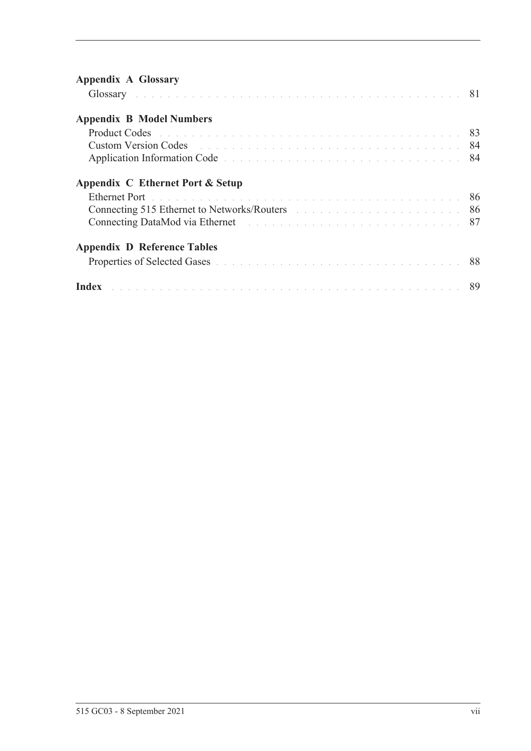**Appendix A Glossary**

Glossary . . . . . . . . . . . . . . . . . . . . . . . . . . . . . . . . . . . . . . 81

**Appendix B Model Numbers**

Product Codes . . . . . . . . . . . . . . . . . . . . . . . . . . . . . . . . . . . 83
Custom Version Codes . . . . . . . . . . . . . . . . . . . . . . . . . . . . . 84
Application Information Code . . . . . . . . . . . . . . . . . . . . . . . . 84

**Appendix C Ethernet Port & Setup**

Ethernet Port . . . . . . . . . . . . . . . . . . . . . . . . . . . . . . . . . . . . 86
Connecting 515 Ethernet to Networks/Routers . . . . . . . . . . . . . 86
Connecting DataMod via Ethernet . . . . . . . . . . . . . . . . . . . . . 87

**Appendix D Reference Tables**

Properties of Selected Gases . . . . . . . . . . . . . . . . . . . . . . . . . 88

**Index** . . . . . . . . . . . . . . . . . . . . . . . . . . . . . . . . . . . . . . . . 89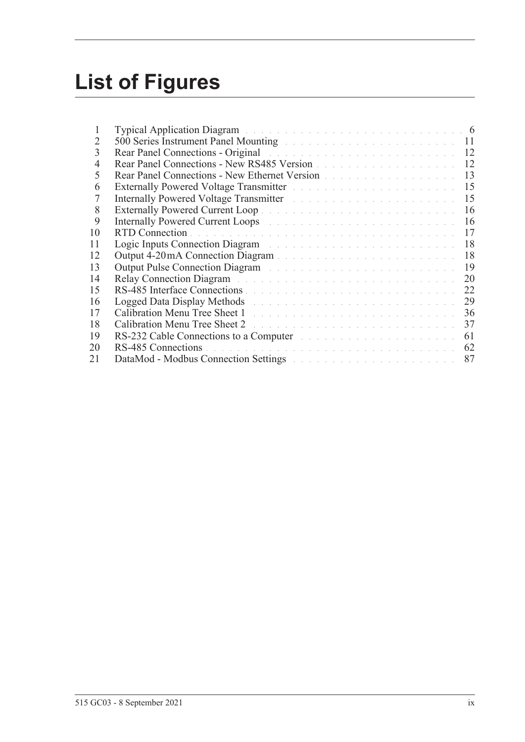# List of Figures

| | | |
|---|---|---|
| 1 | Typical Application Diagram | 6 |
| 2 | 500 Series Instrument Panel Mounting | 11 |
| 3 | Rear Panel Connections - Original | 12 |
| 4 | Rear Panel Connections - New RS485 Version | 12 |
| 5 | Rear Panel Connections - New Ethernet Version | 13 |
| 6 | Externally Powered Voltage Transmitter | 15 |
| 7 | Internally Powered Voltage Transmitter | 15 |
| 8 | Externally Powered Current Loop | 16 |
| 9 | Internally Powered Current Loops | 16 |
| 10 | RTD Connection | 17 |
| 11 | Logic Inputs Connection Diagram | 18 |
| 12 | Output 4-20 mA Connection Diagram | 18 |
| 13 | Output Pulse Connection Diagram | 19 |
| 14 | Relay Connection Diagram | 20 |
| 15 | RS-485 Interface Connections | 22 |
| 16 | Logged Data Display Methods | 29 |
| 17 | Calibration Menu Tree Sheet 1 | 36 |
| 18 | Calibration Menu Tree Sheet 2 | 37 |
| 19 | RS-232 Cable Connections to a Computer | 61 |
| 20 | RS-485 Connections | 62 |
| 21 | DataMod - Modbus Connection Settings | 87 |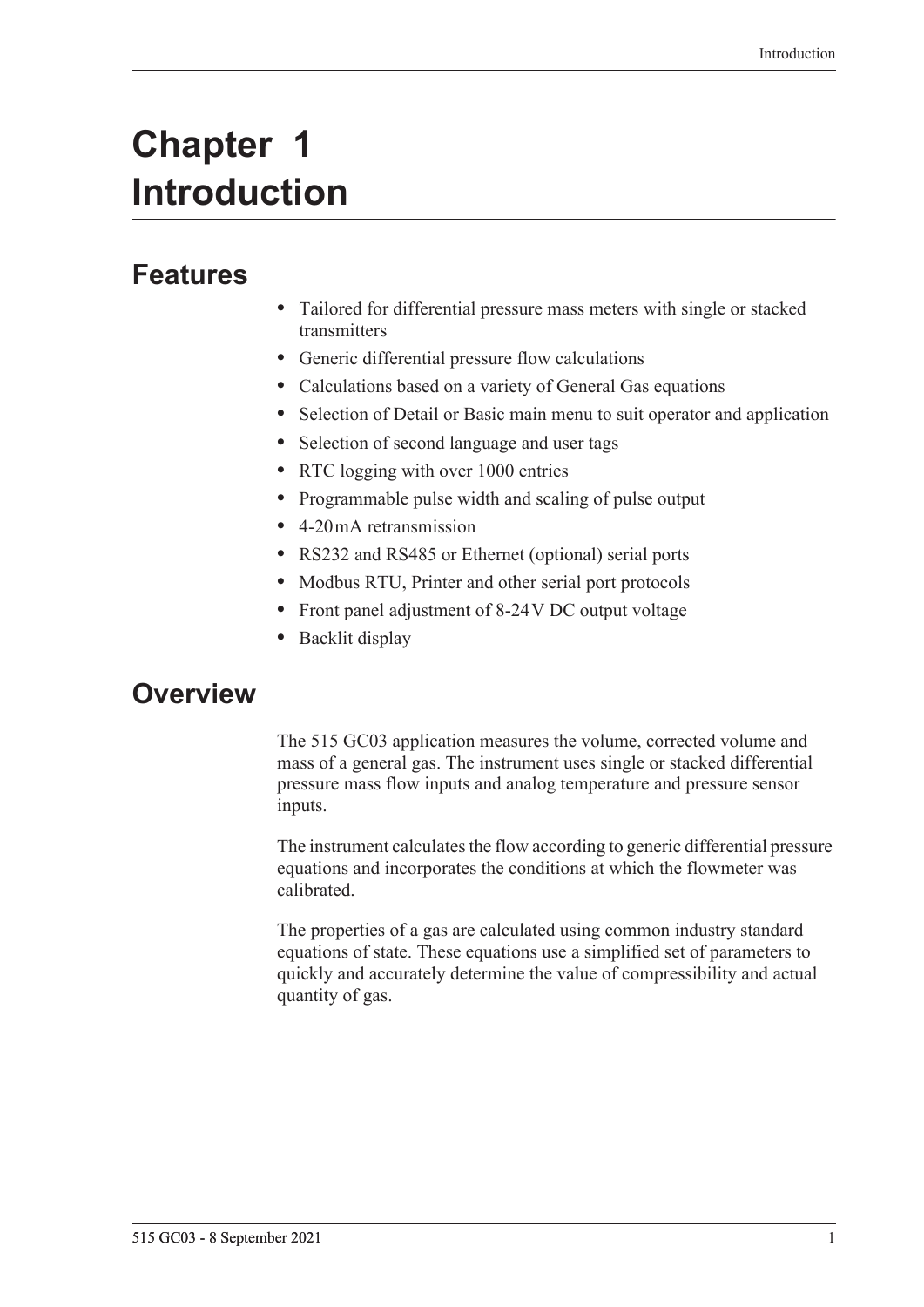# Chapter 1 Introduction

## Features

- Tailored for differential pressure mass meters with single or stacked transmitters
- Generic differential pressure flow calculations
- Calculations based on a variety of General Gas equations
- Selection of Detail or Basic main menu to suit operator and application
- Selection of second language and user tags
- RTC logging with over 1000 entries
- Programmable pulse width and scaling of pulse output
- 4-20 mA retransmission
- RS232 and RS485 or Ethernet (optional) serial ports
- Modbus RTU, Printer and other serial port protocols
- Front panel adjustment of 8-24 V DC output voltage
- Backlit display

## Overview

The 515 GC03 application measures the volume, corrected volume and mass of a general gas. The instrument uses single or stacked differential pressure mass flow inputs and analog temperature and pressure sensor inputs.

The instrument calculates the flow according to generic differential pressure equations and incorporates the conditions at which the flowmeter was calibrated.

The properties of a gas are calculated using common industry standard equations of state. These equations use a simplified set of parameters to quickly and accurately determine the value of compressibility and actual quantity of gas.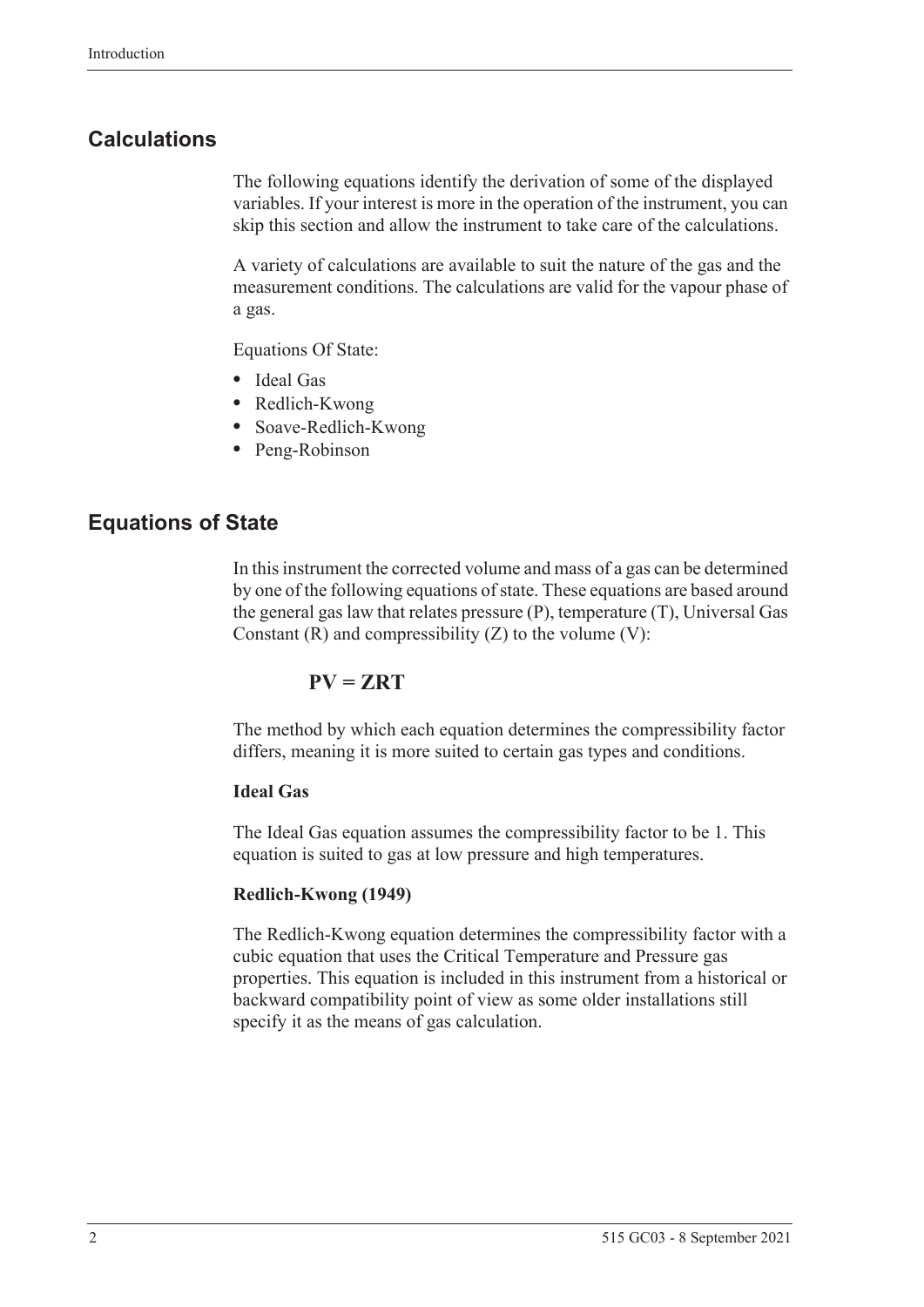## Calculations

The following equations identify the derivation of some of the displayed variables. If your interest is more in the operation of the instrument, you can skip this section and allow the instrument to take care of the calculations.

A variety of calculations are available to suit the nature of the gas and the measurement conditions. The calculations are valid for the vapour phase of a gas.

Equations Of State:

- Ideal Gas
- Redlich-Kwong
- Soave-Redlich-Kwong
- Peng-Robinson

## Equations of State

In this instrument the corrected volume and mass of a gas can be determined by one of the following equations of state. These equations are based around the general gas law that relates pressure (P), temperature (T), Universal Gas Constant (R) and compressibility (Z) to the volume (V):

$$PV = ZRT$$

The method by which each equation determines the compressibility factor differs, meaning it is more suited to certain gas types and conditions.

**Ideal Gas**

The Ideal Gas equation assumes the compressibility factor to be 1. This equation is suited to gas at low pressure and high temperatures.

**Redlich-Kwong (1949)**

The Redlich-Kwong equation determines the compressibility factor with a cubic equation that uses the Critical Temperature and Pressure gas properties. This equation is included in this instrument from a historical or backward compatibility point of view as some older installations still specify it as the means of gas calculation.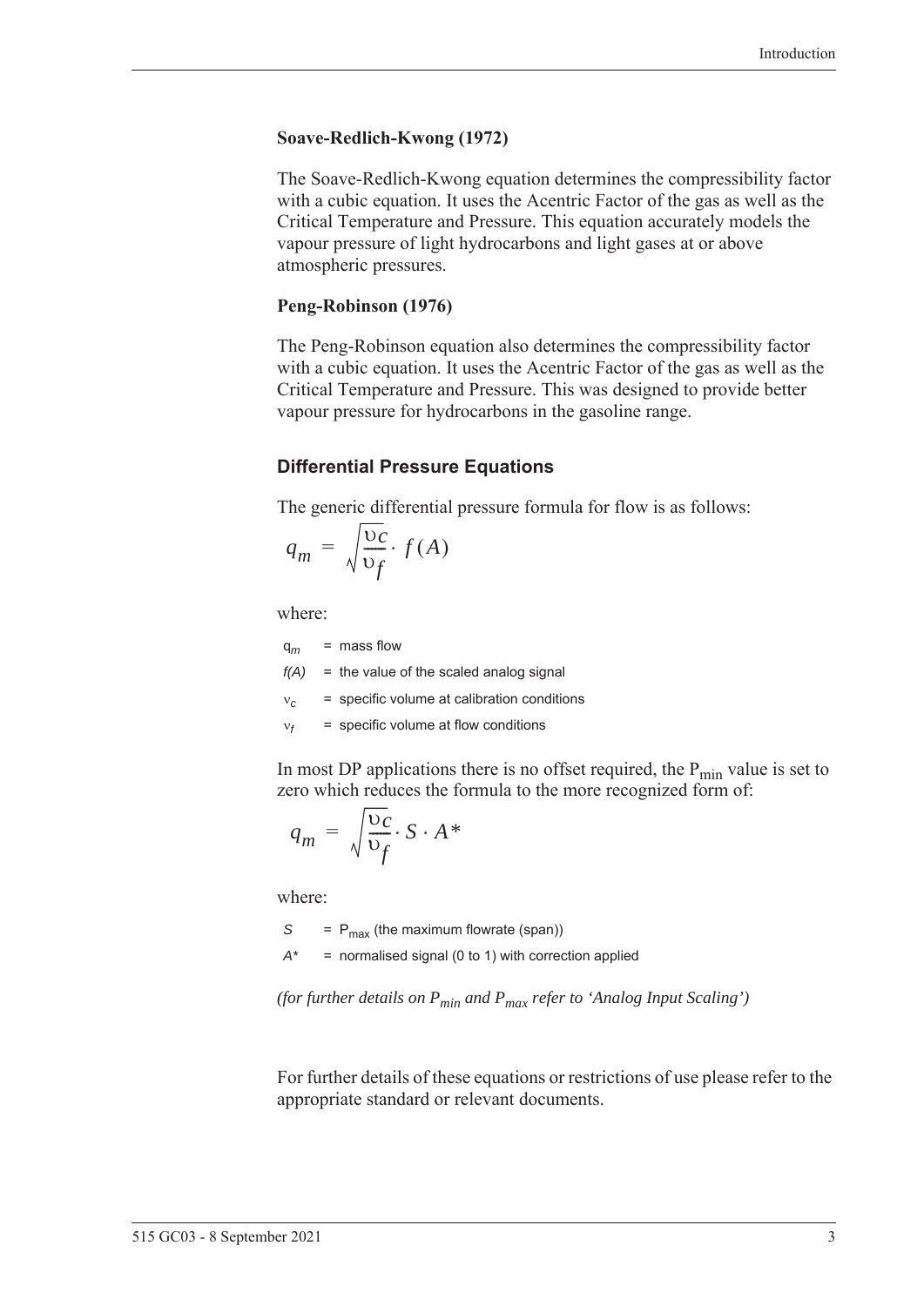### Soave-Redlich-Kwong (1972)

The Soave-Redlich-Kwong equation determines the compressibility factor with a cubic equation. It uses the Acentric Factor of the gas as well as the Critical Temperature and Pressure. This equation accurately models the vapour pressure of light hydrocarbons and light gases at or above atmospheric pressures.

### Peng-Robinson (1976)

The Peng-Robinson equation also determines the compressibility factor with a cubic equation. It uses the Acentric Factor of the gas as well as the Critical Temperature and Pressure. This was designed to provide better vapour pressure for hydrocarbons in the gasoline range.

## Differential Pressure Equations

The generic differential pressure formula for flow is as follows:

$$q_m = \sqrt{\frac{\upsilon_c}{\upsilon_f}} \cdot f(A)$$

where:

- $q_m$ = mass flow
- $f(A)$ = the value of the scaled analog signal
- $\nu_c$ = specific volume at calibration conditions
- $\nu_f$ = specific volume at flow conditions

In most DP applications there is no offset required, the $P_{min}$ value is set to zero which reduces the formula to the more recognized form of:

$$q_m = \sqrt{\frac{\upsilon_c}{\upsilon_f}} \cdot S \cdot A^*$$

where:

- $S$ = $P_{max}$ (the maximum flowrate (span))
- $A^*$ = normalised signal (0 to 1) with correction applied

*(for further details on $P_{min}$ and $P_{max}$ refer to 'Analog Input Scaling')*

For further details of these equations or restrictions of use please refer to the appropriate standard or relevant documents.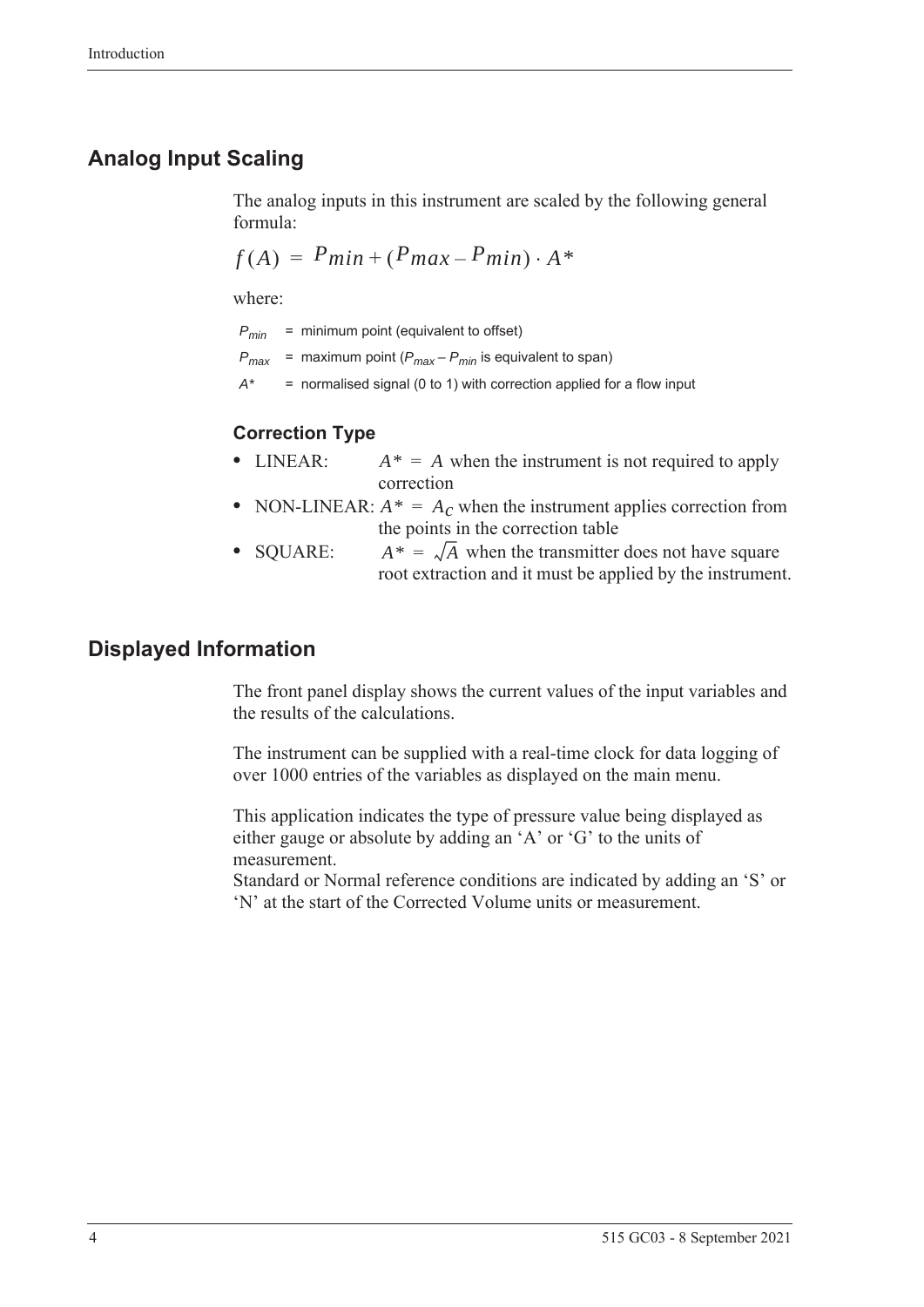## Analog Input Scaling

The analog inputs in this instrument are scaled by the following general formula:

$$f(A) = P_{min} + (P_{max} - P_{min}) \cdot A*$$

where:

$P_{min}$ = minimum point (equivalent to offset)

$P_{max}$ = maximum point ($P_{max} - P_{min}$ is equivalent to span)

$A*$ = normalised signal (0 to 1) with correction applied for a flow input

### Correction Type

- LINEAR: $A* = A$ when the instrument is not required to apply correction
- NON-LINEAR: $A* = A_C$ when the instrument applies correction from the points in the correction table
- SQUARE: $A* = \sqrt{A}$ when the transmitter does not have square root extraction and it must be applied by the instrument.

## Displayed Information

The front panel display shows the current values of the input variables and the results of the calculations.

The instrument can be supplied with a real-time clock for data logging of over 1000 entries of the variables as displayed on the main menu.

This application indicates the type of pressure value being displayed as either gauge or absolute by adding an 'A' or 'G' to the units of measurement.
Standard or Normal reference conditions are indicated by adding an 'S' or 'N' at the start of the Corrected Volume units or measurement.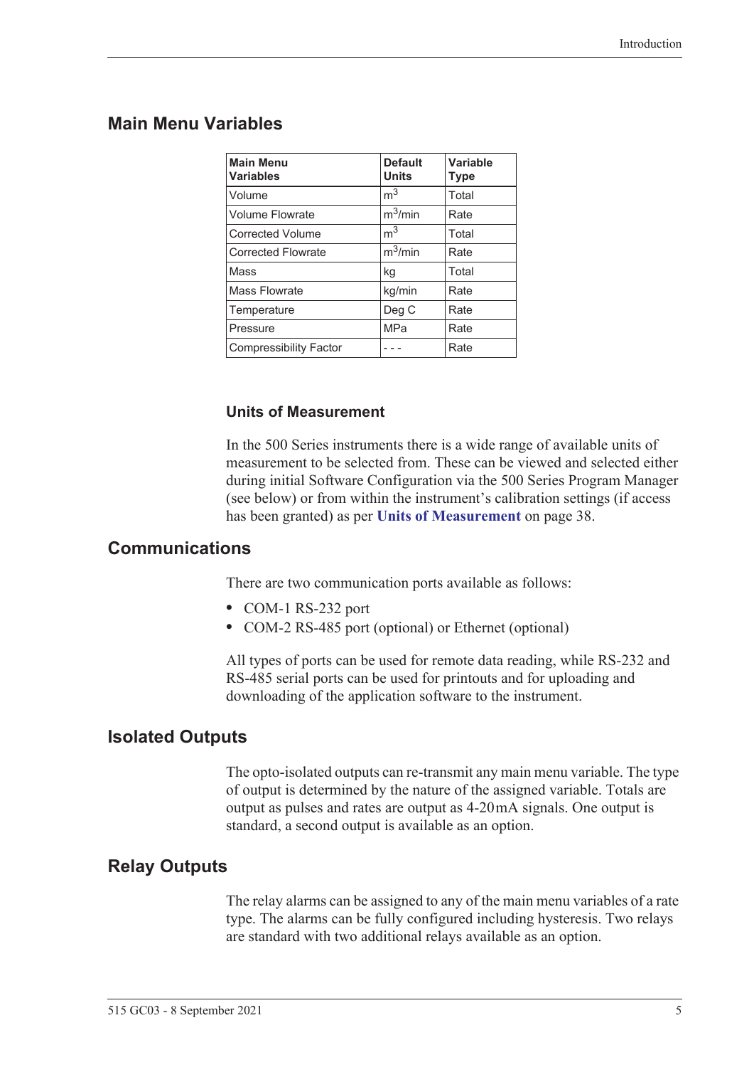## Main Menu Variables

| Main Menu Variables | Default Units | Variable Type |
|---|---|---|
| Volume | $m^3$ | Total |
| Volume Flowrate | $m^3$/min | Rate |
| Corrected Volume | $m^3$ | Total |
| Corrected Flowrate | $m^3$/min | Rate |
| Mass | kg | Total |
| Mass Flowrate | kg/min | Rate |
| Temperature | Deg C | Rate |
| Pressure | MPa | Rate |
| Compressibility Factor | - - - | Rate |

### Units of Measurement

In the 500 Series instruments there is a wide range of available units of measurement to be selected from. These can be viewed and selected either during initial Software Configuration via the 500 Series Program Manager (see below) or from within the instrument's calibration settings (if access has been granted) as per **Units of Measurement** on page 38.

## Communications

There are two communication ports available as follows:

- COM-1 RS-232 port
- COM-2 RS-485 port (optional) or Ethernet (optional)

All types of ports can be used for remote data reading, while RS-232 and RS-485 serial ports can be used for printouts and for uploading and downloading of the application software to the instrument.

## Isolated Outputs

The opto-isolated outputs can re-transmit any main menu variable. The type of output is determined by the nature of the assigned variable. Totals are output as pulses and rates are output as 4-20mA signals. One output is standard, a second output is available as an option.

## Relay Outputs

The relay alarms can be assigned to any of the main menu variables of a rate type. The alarms can be fully configured including hysteresis. Two relays are standard with two additional relays available as an option.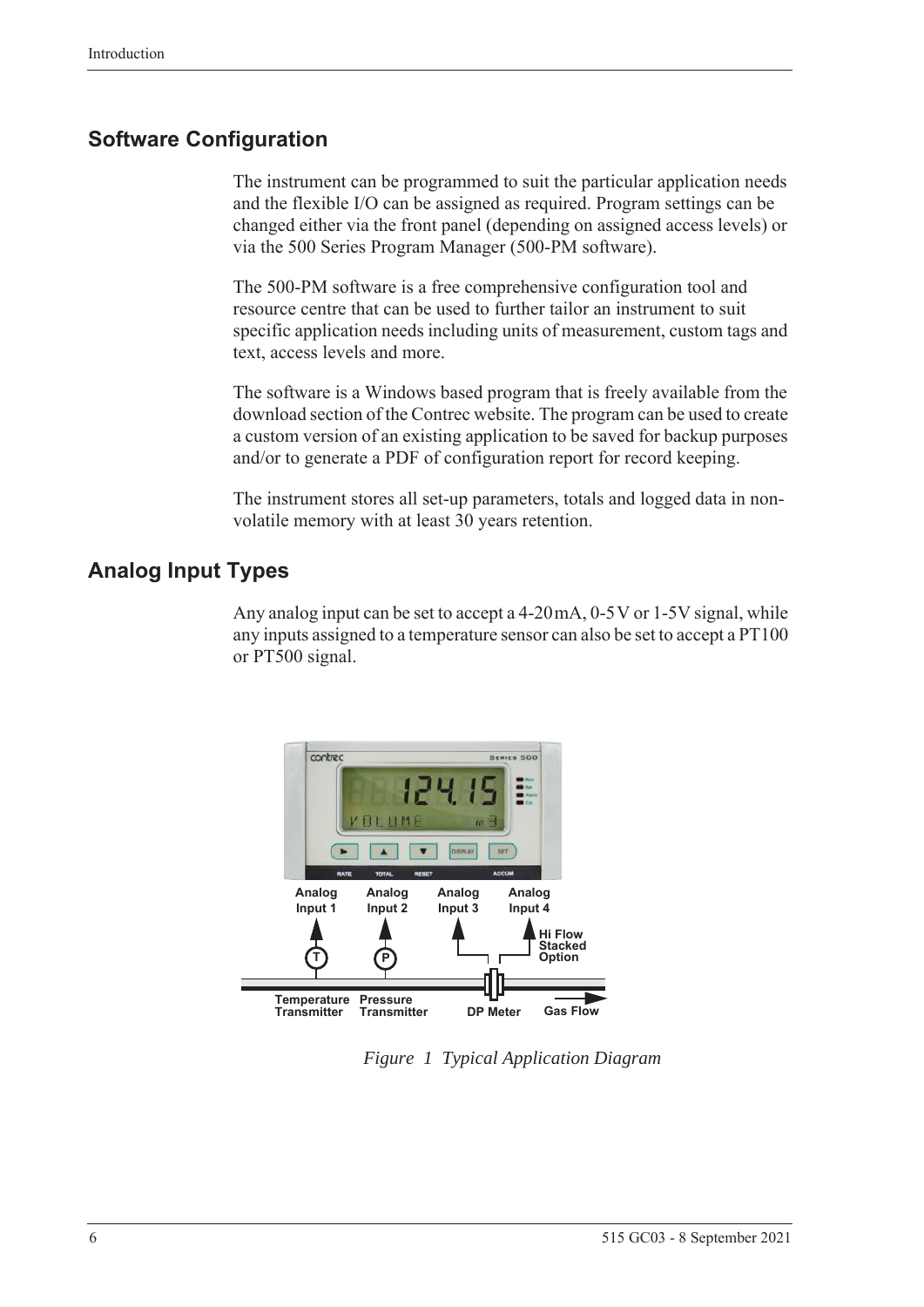## Software Configuration

The instrument can be programmed to suit the particular application needs and the flexible I/O can be assigned as required. Program settings can be changed either via the front panel (depending on assigned access levels) or via the 500 Series Program Manager (500-PM software).

The 500-PM software is a free comprehensive configuration tool and resource centre that can be used to further tailor an instrument to suit specific application needs including units of measurement, custom tags and text, access levels and more.

The software is a Windows based program that is freely available from the download section of the Contrec website. The program can be used to create a custom version of an existing application to be saved for backup purposes and/or to generate a PDF of configuration report for record keeping.

The instrument stores all set-up parameters, totals and logged data in non-volatile memory with at least 30 years retention.

## Analog Input Types

Any analog input can be set to accept a 4-20 mA, 0-5 V or 1-5 V signal, while any inputs assigned to a temperature sensor can also be set to accept a PT100 or PT500 signal.

*Figure 1 Typical Application Diagram*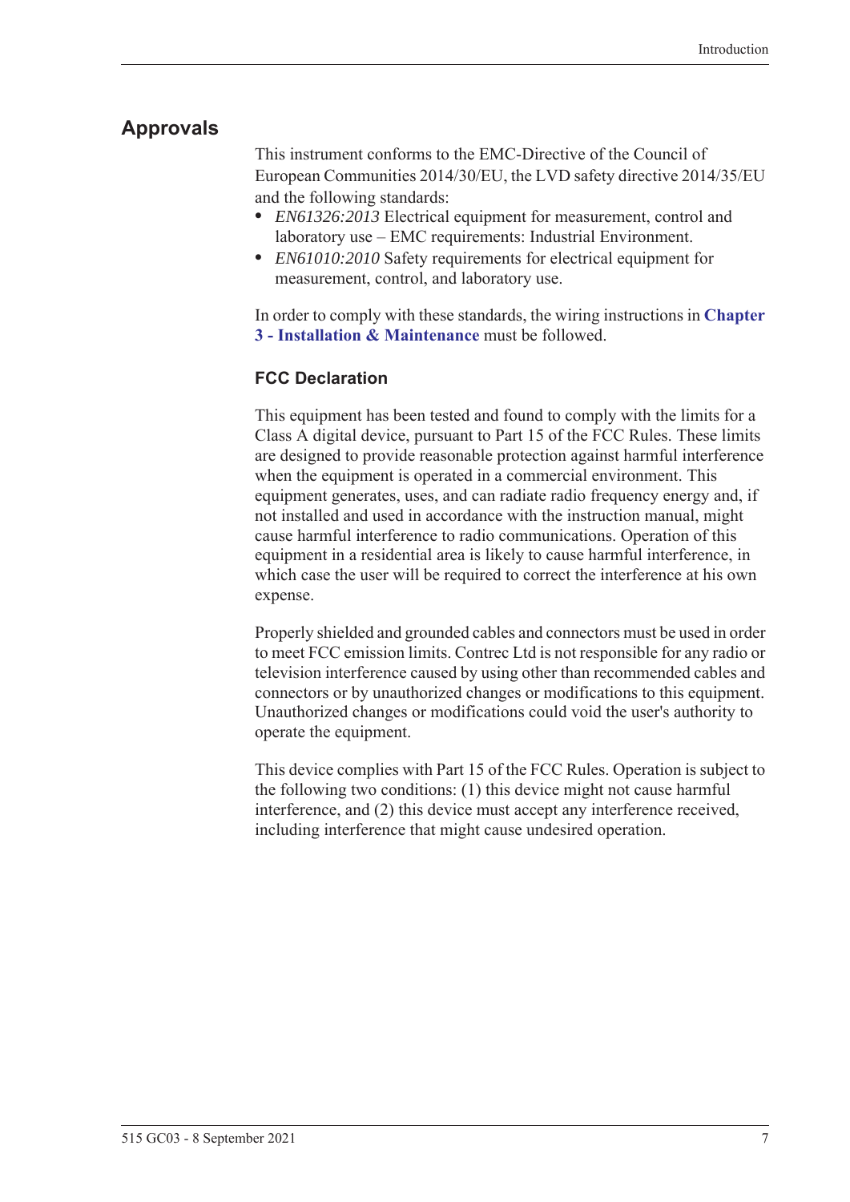## Approvals

This instrument conforms to the EMC-Directive of the Council of European Communities 2014/30/EU, the LVD safety directive 2014/35/EU and the following standards:

- *EN61326:2013* Electrical equipment for measurement, control and laboratory use – EMC requirements: Industrial Environment.
- *EN61010:2010* Safety requirements for electrical equipment for measurement, control, and laboratory use.

In order to comply with these standards, the wiring instructions in **Chapter 3 - Installation & Maintenance** must be followed.

### FCC Declaration

This equipment has been tested and found to comply with the limits for a Class A digital device, pursuant to Part 15 of the FCC Rules. These limits are designed to provide reasonable protection against harmful interference when the equipment is operated in a commercial environment. This equipment generates, uses, and can radiate radio frequency energy and, if not installed and used in accordance with the instruction manual, might cause harmful interference to radio communications. Operation of this equipment in a residential area is likely to cause harmful interference, in which case the user will be required to correct the interference at his own expense.

Properly shielded and grounded cables and connectors must be used in order to meet FCC emission limits. Contrec Ltd is not responsible for any radio or television interference caused by using other than recommended cables and connectors or by unauthorized changes or modifications to this equipment. Unauthorized changes or modifications could void the user's authority to operate the equipment.

This device complies with Part 15 of the FCC Rules. Operation is subject to the following two conditions: (1) this device might not cause harmful interference, and (2) this device must accept any interference received, including interference that might cause undesired operation.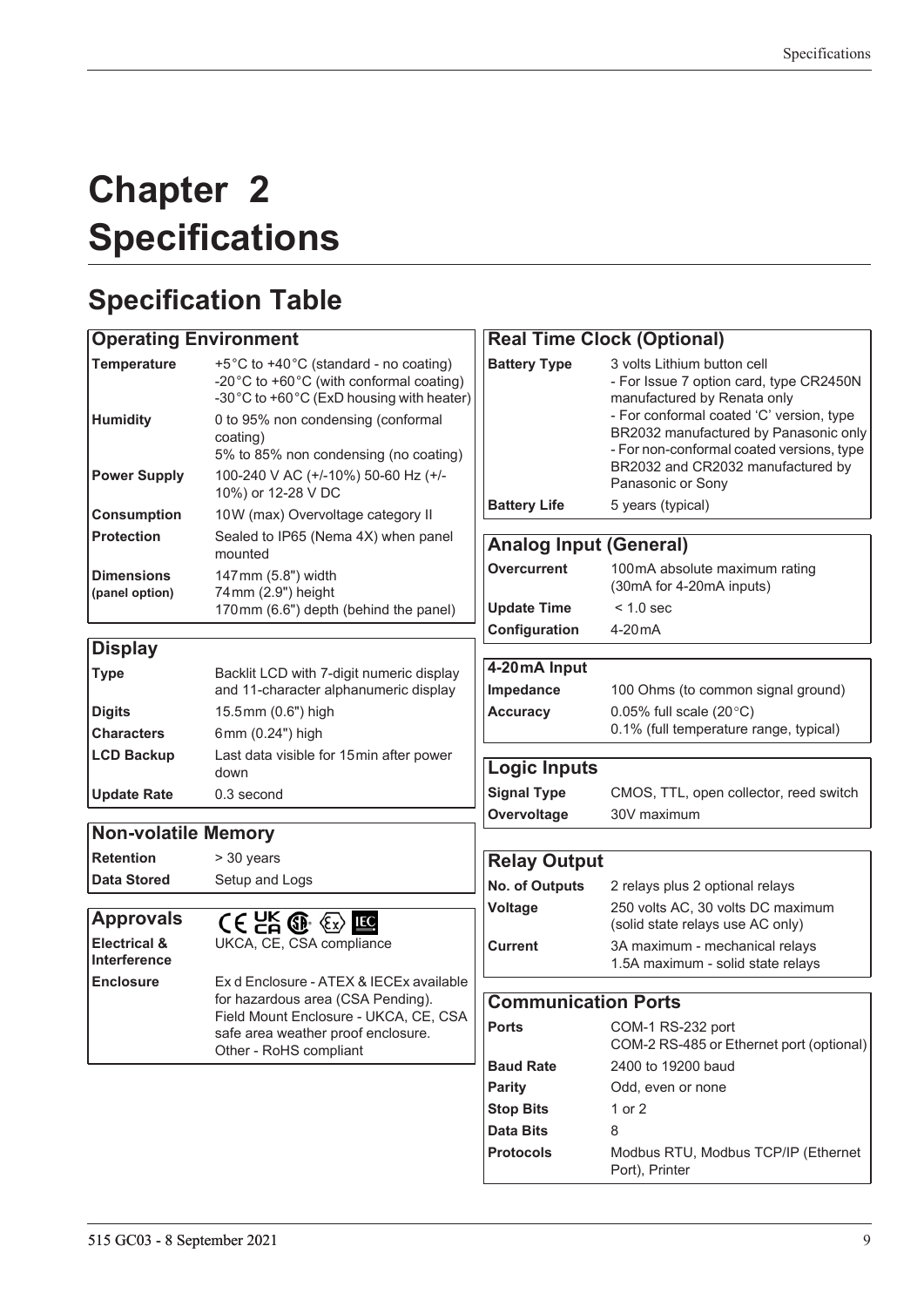# Chapter 2 Specifications

## Specification Table

| Operating Environment | |
|---|---|
| **Temperature** | +5°C to +40°C (standard - no coating)<br>-20°C to +60°C (with conformal coating)<br>-30°C to +60°C (ExD housing with heater) |
| **Humidity** | 0 to 95% non condensing (conformal coating)<br>5% to 85% non condensing (no coating) |
| **Power Supply** | 100-240 V AC (+/-10%) 50-60 Hz (+/-10%) or 12-28 V DC |
| **Consumption** | 10W (max) Overvoltage category II |
| **Protection** | Sealed to IP65 (Nema 4X) when panel mounted |
| **Dimensions (panel option)** | 147mm (5.8") width<br>74mm (2.9") height<br>170mm (6.6") depth (behind the panel) |

| Display | |
|---|---|
| **Type** | Backlit LCD with 7-digit numeric display and 11-character alphanumeric display |
| **Digits** | 15.5mm (0.6") high |
| **Characters** | 6mm (0.24") high |
| **LCD Backup** | Last data visible for 15min after power down |
| **Update Rate** | 0.3 second |

| Non-volatile Memory | |
|---|---|
| **Retention** | > 30 years |
| **Data Stored** | Setup and Logs |

| Approvals | |
|---|---|
| **Electrical & Interference** | UKCA, CE, CSA compliance |
| **Enclosure** | Ex d Enclosure - ATEX & IECEx available for hazardous area (CSA Pending).<br>Field Mount Enclosure - UKCA, CE, CSA safe area weather proof enclosure.<br>Other - RoHS compliant |

| Real Time Clock (Optional) | |
|---|---|
| **Battery Type** | 3 volts Lithium button cell<br>- For Issue 7 option card, type CR2450N manufactured by Renata only<br>- For conformal coated 'C' version, type BR2032 manufactured by Panasonic only<br>- For non-conformal coated versions, type BR2032 and CR2032 manufactured by Panasonic or Sony |
| **Battery Life** | 5 years (typical) |

| Analog Input (General) | |
|---|---|
| **Overcurrent** | 100mA absolute maximum rating (30mA for 4-20mA inputs) |
| **Update Time** | < 1.0 sec |
| **Configuration** | 4-20mA |

| 4-20mA Input | |
|---|---|
| **Impedance** | 100 Ohms (to common signal ground) |
| **Accuracy** | 0.05% full scale (20°C)<br>0.1% (full temperature range, typical) |

| Logic Inputs | |
|---|---|
| **Signal Type** | CMOS, TTL, open collector, reed switch |
| **Overvoltage** | 30V maximum |

| Relay Output | |
|---|---|
| **No. of Outputs** | 2 relays plus 2 optional relays |
| **Voltage** | 250 volts AC, 30 volts DC maximum (solid state relays use AC only) |
| **Current** | 3A maximum - mechanical relays<br>1.5A maximum - solid state relays |

| Communication Ports | |
|---|---|
| **Ports** | COM-1 RS-232 port<br>COM-2 RS-485 or Ethernet port (optional) |
| **Baud Rate** | 2400 to 19200 baud |
| **Parity** | Odd, even or none |
| **Stop Bits** | 1 or 2 |
| **Data Bits** | 8 |
| **Protocols** | Modbus RTU, Modbus TCP/IP (Ethernet Port), Printer |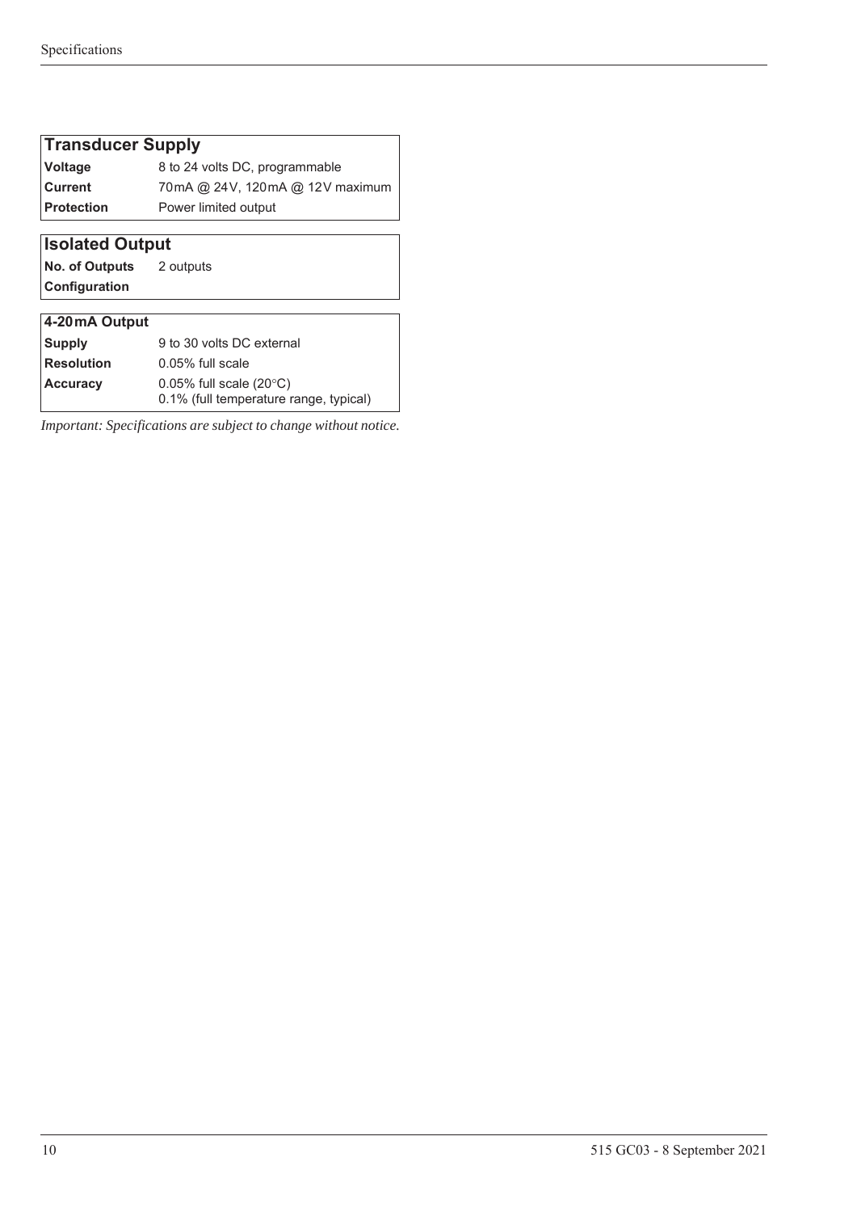| Transducer Supply | |
|---|---|
| **Voltage** | 8 to 24 volts DC, programmable |
| **Current** | 70 mA @ 24 V, 120 mA @ 12 V maximum |
| **Protection** | Power limited output |

| Isolated Output | |
|---|---|
| **No. of Outputs** | 2 outputs |
| **Configuration** | |

| 4-20 mA Output | |
|---|---|
| **Supply** | 9 to 30 volts DC external |
| **Resolution** | 0.05% full scale |
| **Accuracy** | 0.05% full scale (20°C)<br>0.1% (full temperature range, typical) |

*Important: Specifications are subject to change without notice.*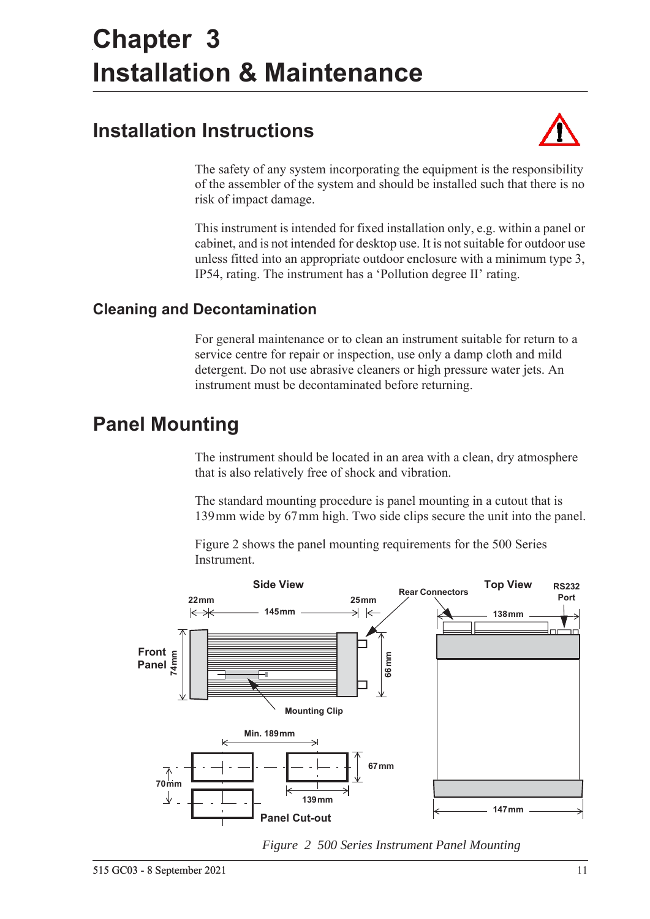# Chapter 3
# Installation & Maintenance

## Installation Instructions

The safety of any system incorporating the equipment is the responsibility of the assembler of the system and should be installed such that there is no risk of impact damage.

This instrument is intended for fixed installation only, e.g. within a panel or cabinet, and is not intended for desktop use. It is not suitable for outdoor use unless fitted into an appropriate outdoor enclosure with a minimum type 3, IP54, rating. The instrument has a 'Pollution degree II' rating.

### Cleaning and Decontamination

For general maintenance or to clean an instrument suitable for return to a service centre for repair or inspection, use only a damp cloth and mild detergent. Do not use abrasive cleaners or high pressure water jets. An instrument must be decontaminated before returning.

## Panel Mounting

The instrument should be located in an area with a clean, dry atmosphere that is also relatively free of shock and vibration.

The standard mounting procedure is panel mounting in a cutout that is 139 mm wide by 67 mm high. Two side clips secure the unit into the panel.

Figure 2 shows the panel mounting requirements for the 500 Series Instrument.

*Figure 2 500 Series Instrument Panel Mounting*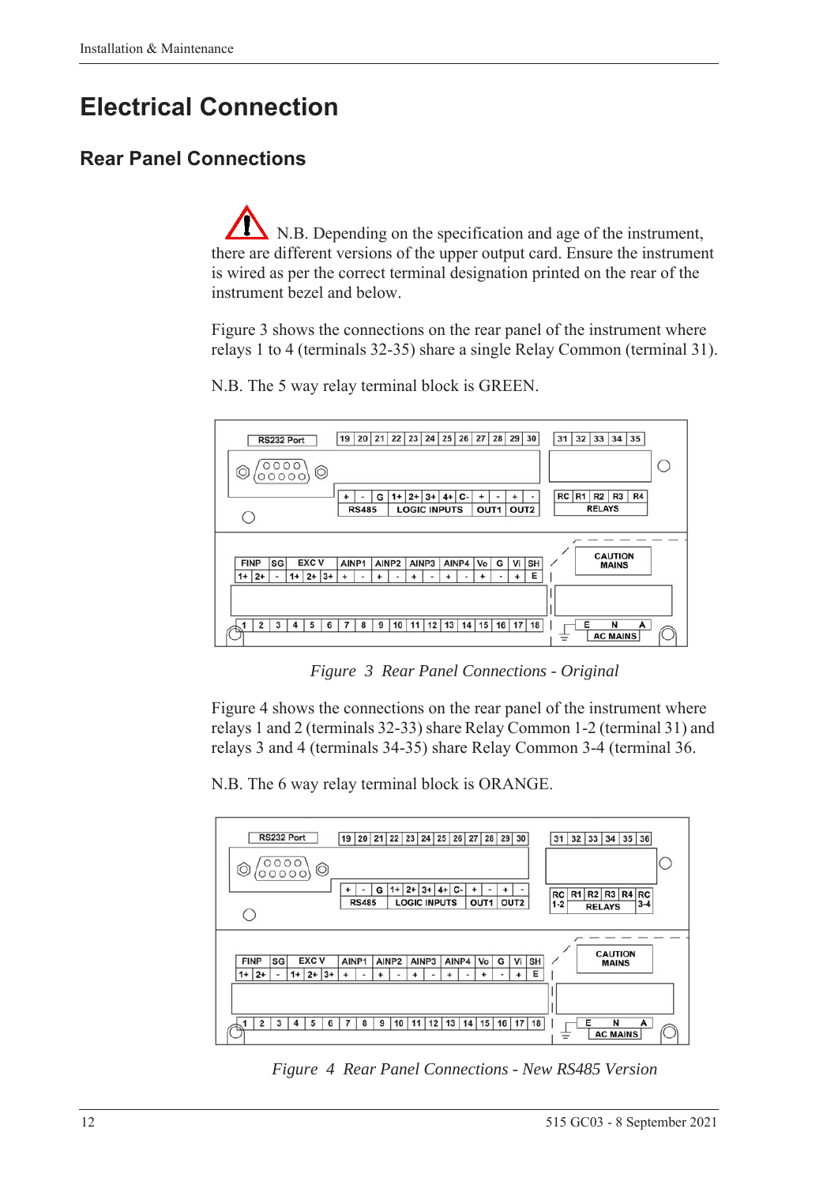# Electrical Connection

## Rear Panel Connections

N.B. Depending on the specification and age of the instrument, there are different versions of the upper output card. Ensure the instrument is wired as per the correct terminal designation printed on the rear of the instrument bezel and below.

Figure 3 shows the connections on the rear panel of the instrument where relays 1 to 4 (terminals 32-35) share a single Relay Common (terminal 31).

N.B. The 5 way relay terminal block is GREEN.

*Figure 3 Rear Panel Connections - Original*

Figure 4 shows the connections on the rear panel of the instrument where relays 1 and 2 (terminals 32-33) share Relay Common 1-2 (terminal 31) and relays 3 and 4 (terminals 34-35) share Relay Common 3-4 (terminal 36.

N.B. The 6 way relay terminal block is ORANGE.

*Figure 4 Rear Panel Connections - New RS485 Version*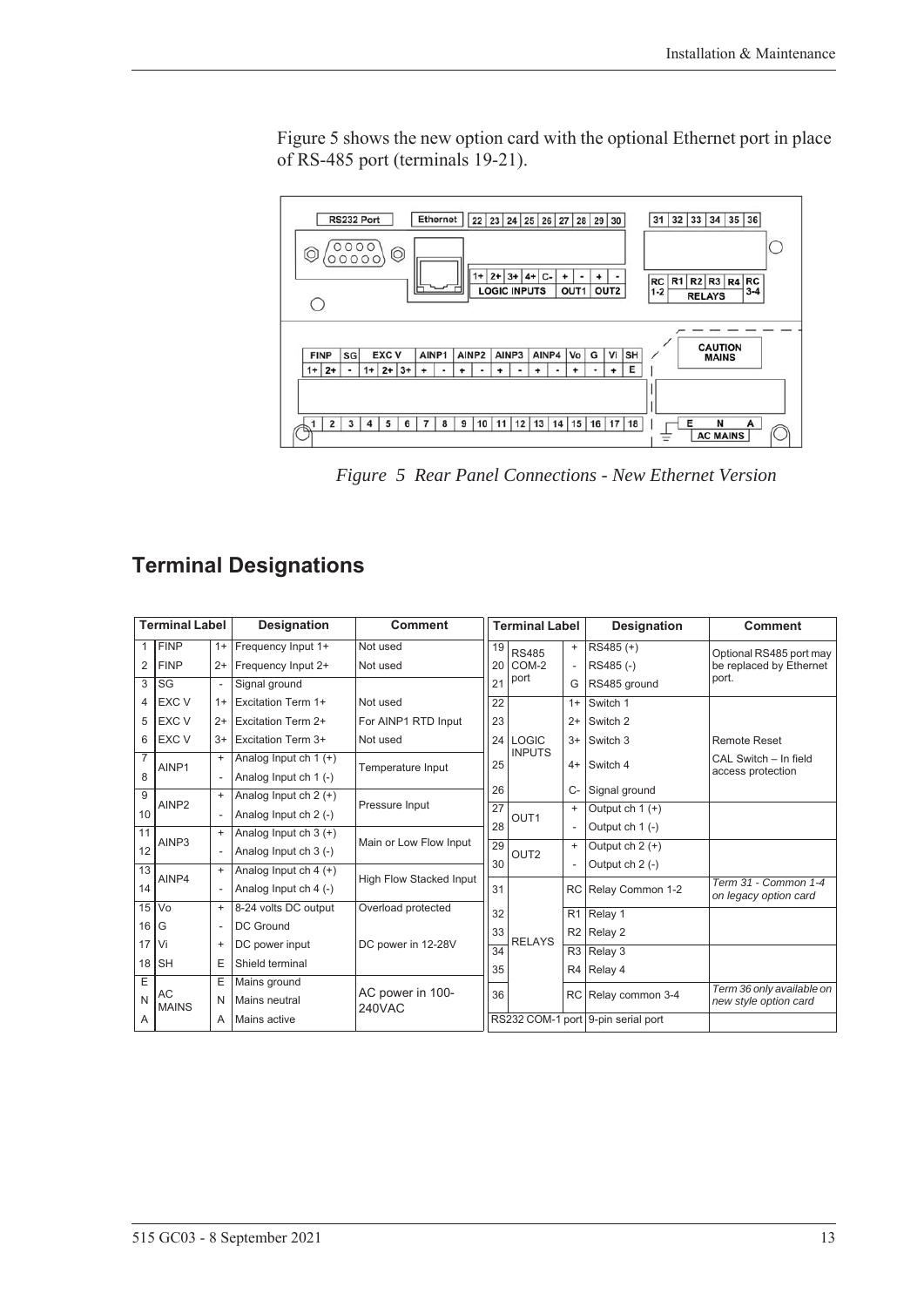Figure 5 shows the new option card with the optional Ethernet port in place of RS-485 port (terminals 19-21).

*Figure 5 Rear Panel Connections - New Ethernet Version*

## Terminal Designations

| Terminal Label | | | Designation | Comment |
|---|---|---|---|---|
| 1 | FINP | 1+ | Frequency Input 1+ | Not used |
| 2 | FINP | 2+ | Frequency Input 2+ | Not used |
| 3 | SG | - | Signal ground | |
| 4 | EXC V | 1+ | Excitation Term 1+ | Not used |
| 5 | EXC V | 2+ | Excitation Term 2+ | For AINP1 RTD Input |
| 6 | EXC V | 3+ | Excitation Term 3+ | Not used |
| 7 | AINP1 | + | Analog Input ch 1 (+) | Temperature Input |
| 8 | | - | Analog Input ch 1 (-) | |
| 9 | AINP2 | + | Analog Input ch 2 (+) | Pressure Input |
| 10 | | - | Analog Input ch 2 (-) | |
| 11 | AINP3 | + | Analog Input ch 3 (+) | Main or Low Flow Input |
| 12 | | - | Analog Input ch 3 (-) | |
| 13 | AINP4 | + | Analog Input ch 4 (+) | High Flow Stacked Input |
| 14 | | - | Analog Input ch 4 (-) | |
| 15 | Vo | + | 8-24 volts DC output | Overload protected |
| 16 | G | - | DC Ground | |
| 17 | Vi | + | DC power input | DC power in 12-28V |
| 18 | SH | E | Shield terminal | |
| E | AC MAINS | E | Mains ground | AC power in 100-240VAC |
| N | | N | Mains neutral | |
| A | | A | Mains active | |

| Terminal Label | | | Designation | Comment |
|---|---|---|---|---|
| 19 | RS485 COM-2 port | + | RS485 (+) | Optional RS485 port may be replaced by Ethernet port. |
| 20 | | - | RS485 (-) | |
| 21 | | G | RS485 ground | |
| 22 | LOGIC INPUTS | 1+ | Switch 1 | |
| 23 | | 2+ | Switch 2 | |
| 24 | | 3+ | Switch 3 | Remote Reset |
| 25 | | 4+ | Switch 4 | CAL Switch – In field access protection |
| 26 | | C- | Signal ground | |
| 27 | OUT1 | + | Output ch 1 (+) | |
| 28 | | - | Output ch 1 (-) | |
| 29 | OUT2 | + | Output ch 2 (+) | |
| 30 | | - | Output ch 2 (-) | |
| 31 | RELAYS | RC | Relay Common 1-2 | *Term 31 - Common 1-4 on legacy option card* |
| 32 | | R1 | Relay 1 | |
| 33 | | R2 | Relay 2 | |
| 34 | | R3 | Relay 3 | |
| 35 | | R4 | Relay 4 | |
| 36 | | RC | Relay common 3-4 | *Term 36 only available on new style option card* |
| RS232 COM-1 port | | | 9-pin serial port | |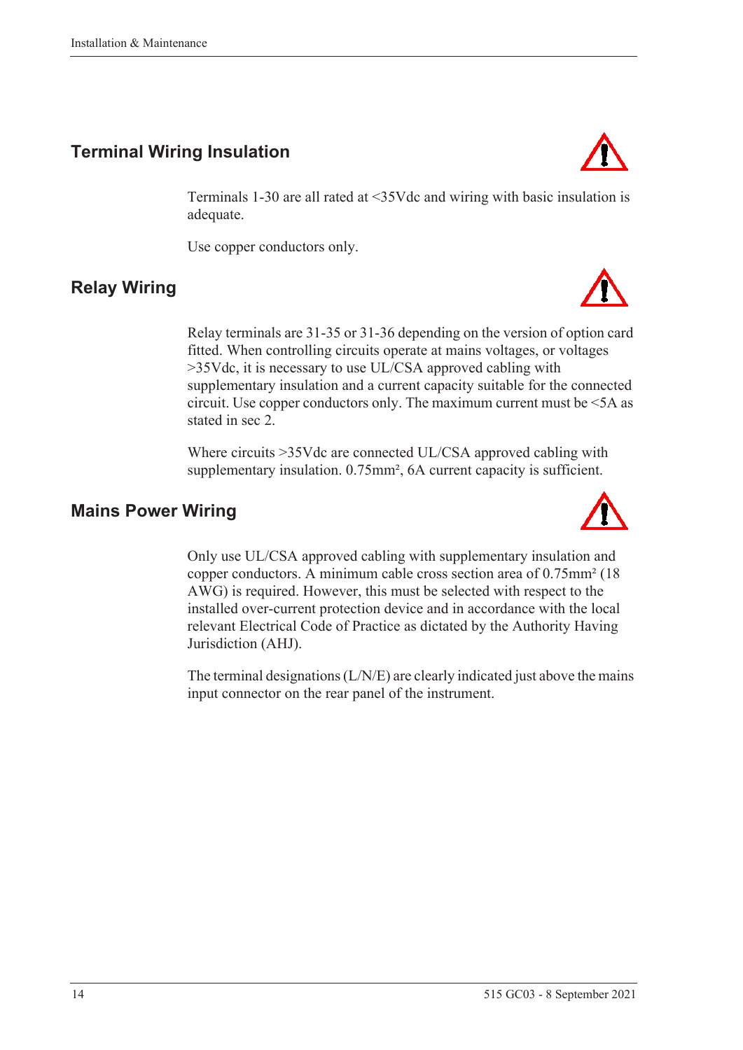## Terminal Wiring Insulation

Terminals 1-30 are all rated at <35Vdc and wiring with basic insulation is adequate.

Use copper conductors only.

## Relay Wiring

Relay terminals are 31-35 or 31-36 depending on the version of option card fitted. When controlling circuits operate at mains voltages, or voltages >35Vdc, it is necessary to use UL/CSA approved cabling with supplementary insulation and a current capacity suitable for the connected circuit. Use copper conductors only. The maximum current must be <5A as stated in sec 2.

Where circuits >35Vdc are connected UL/CSA approved cabling with supplementary insulation. 0.75mm², 6A current capacity is sufficient.

## Mains Power Wiring

Only use UL/CSA approved cabling with supplementary insulation and copper conductors. A minimum cable cross section area of 0.75mm² (18 AWG) is required. However, this must be selected with respect to the installed over-current protection device and in accordance with the local relevant Electrical Code of Practice as dictated by the Authority Having Jurisdiction (AHJ).

The terminal designations (L/N/E) are clearly indicated just above the mains input connector on the rear panel of the instrument.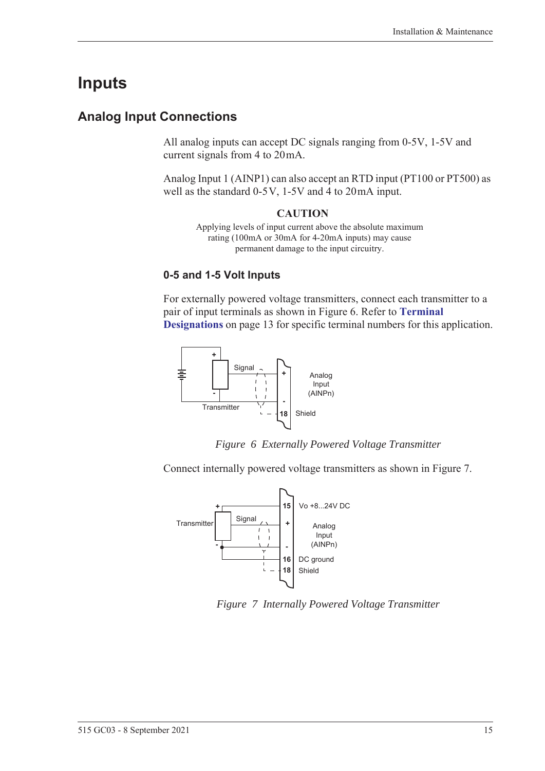# Inputs

## Analog Input Connections

All analog inputs can accept DC signals ranging from 0-5V, 1-5V and current signals from 4 to 20 mA.

Analog Input 1 (AINP1) can also accept an RTD input (PT100 or PT500) as well as the standard 0-5 V, 1-5V and 4 to 20 mA input.

**CAUTION**

Applying levels of input current above the absolute maximum rating (100mA or 30mA for 4-20mA inputs) may cause permanent damage to the input circuitry.

### 0-5 and 1-5 Volt Inputs

For externally powered voltage transmitters, connect each transmitter to a pair of input terminals as shown in Figure 6. Refer to **Terminal Designations** on page 13 for specific terminal numbers for this application.

*Figure 6 Externally Powered Voltage Transmitter*

Connect internally powered voltage transmitters as shown in Figure 7.

*Figure 7 Internally Powered Voltage Transmitter*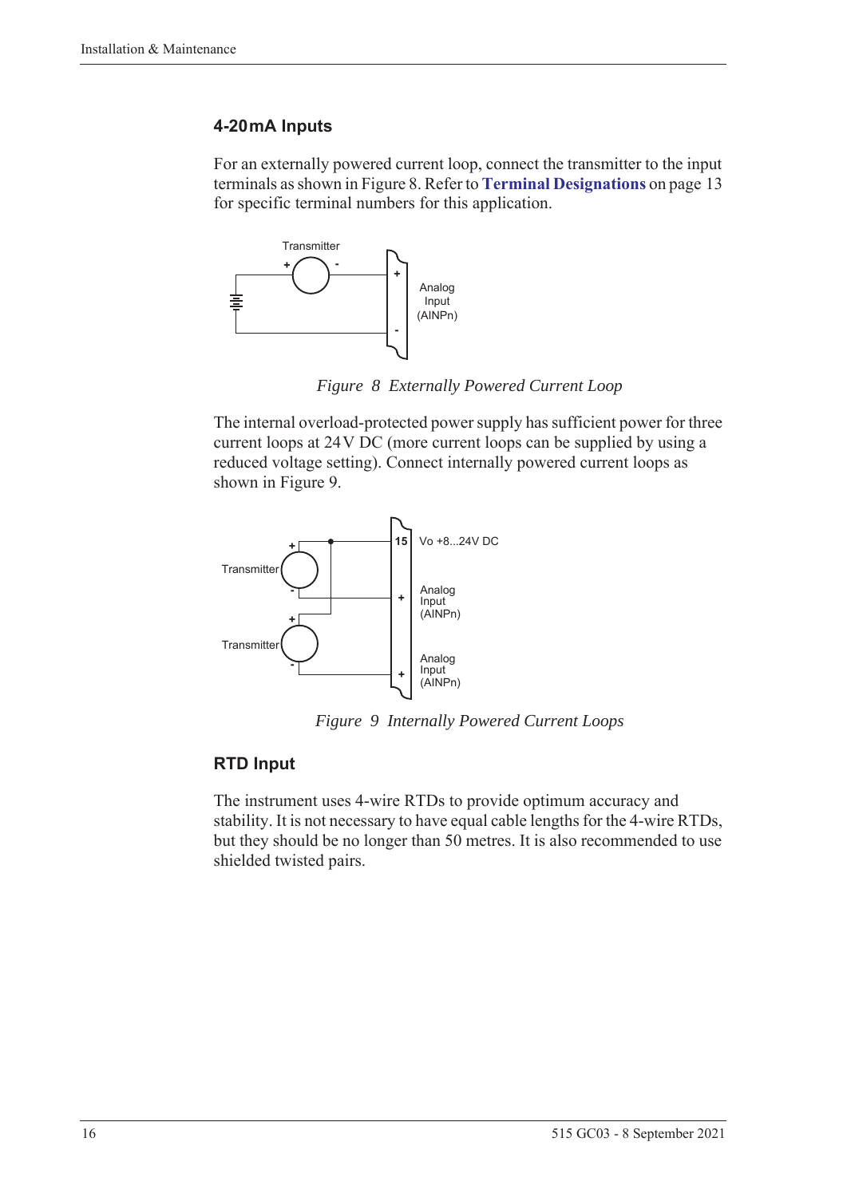### 4-20 mA Inputs

For an externally powered current loop, connect the transmitter to the input terminals as shown in Figure 8. Refer to **Terminal Designations** on page 13 for specific terminal numbers for this application.

*Figure 8 Externally Powered Current Loop*

The internal overload-protected power supply has sufficient power for three current loops at 24 V DC (more current loops can be supplied by using a reduced voltage setting). Connect internally powered current loops as shown in Figure 9.

*Figure 9 Internally Powered Current Loops*

### RTD Input

The instrument uses 4-wire RTDs to provide optimum accuracy and stability. It is not necessary to have equal cable lengths for the 4-wire RTDs, but they should be no longer than 50 metres. It is also recommended to use shielded twisted pairs.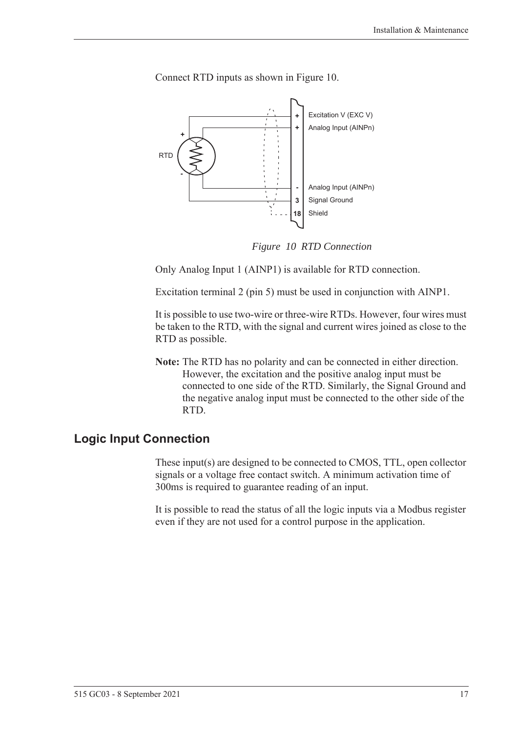Connect RTD inputs as shown in Figure 10.

*Figure 10 RTD Connection*

Only Analog Input 1 (AINP1) is available for RTD connection.

Excitation terminal 2 (pin 5) must be used in conjunction with AINP1.

It is possible to use two-wire or three-wire RTDs. However, four wires must be taken to the RTD, with the signal and current wires joined as close to the RTD as possible.

**Note:** The RTD has no polarity and can be connected in either direction. However, the excitation and the positive analog input must be connected to one side of the RTD. Similarly, the Signal Ground and the negative analog input must be connected to the other side of the RTD.

## Logic Input Connection

These input(s) are designed to be connected to CMOS, TTL, open collector signals or a voltage free contact switch. A minimum activation time of 300ms is required to guarantee reading of an input.

It is possible to read the status of all the logic inputs via a Modbus register even if they are not used for a control purpose in the application.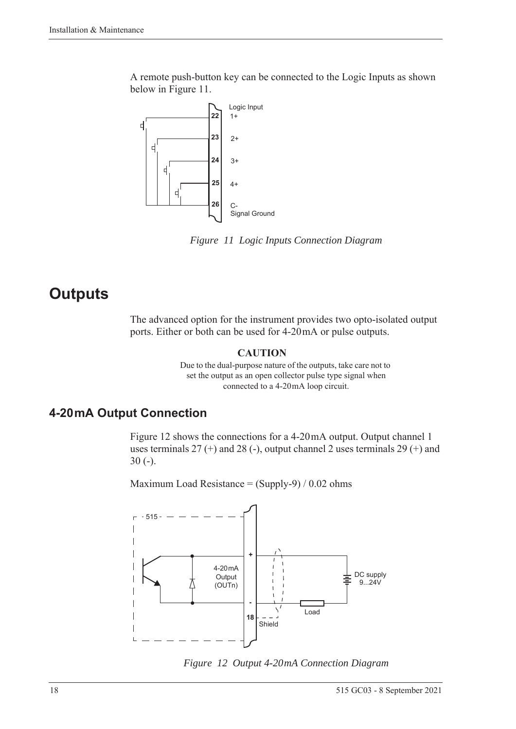A remote push-button key can be connected to the Logic Inputs as shown below in Figure 11.

*Figure 11 Logic Inputs Connection Diagram*

# Outputs

The advanced option for the instrument provides two opto-isolated output ports. Either or both can be used for 4-20 mA or pulse outputs.

**CAUTION**

Due to the dual-purpose nature of the outputs, take care not to set the output as an open collector pulse type signal when connected to a 4-20 mA loop circuit.

## 4-20 mA Output Connection

Figure 12 shows the connections for a 4-20 mA output. Output channel 1 uses terminals 27 (+) and 28 (-), output channel 2 uses terminals 29 (+) and 30 (-).

Maximum Load Resistance = (Supply-9) / 0.02 ohms

*Figure 12 Output 4-20 mA Connection Diagram*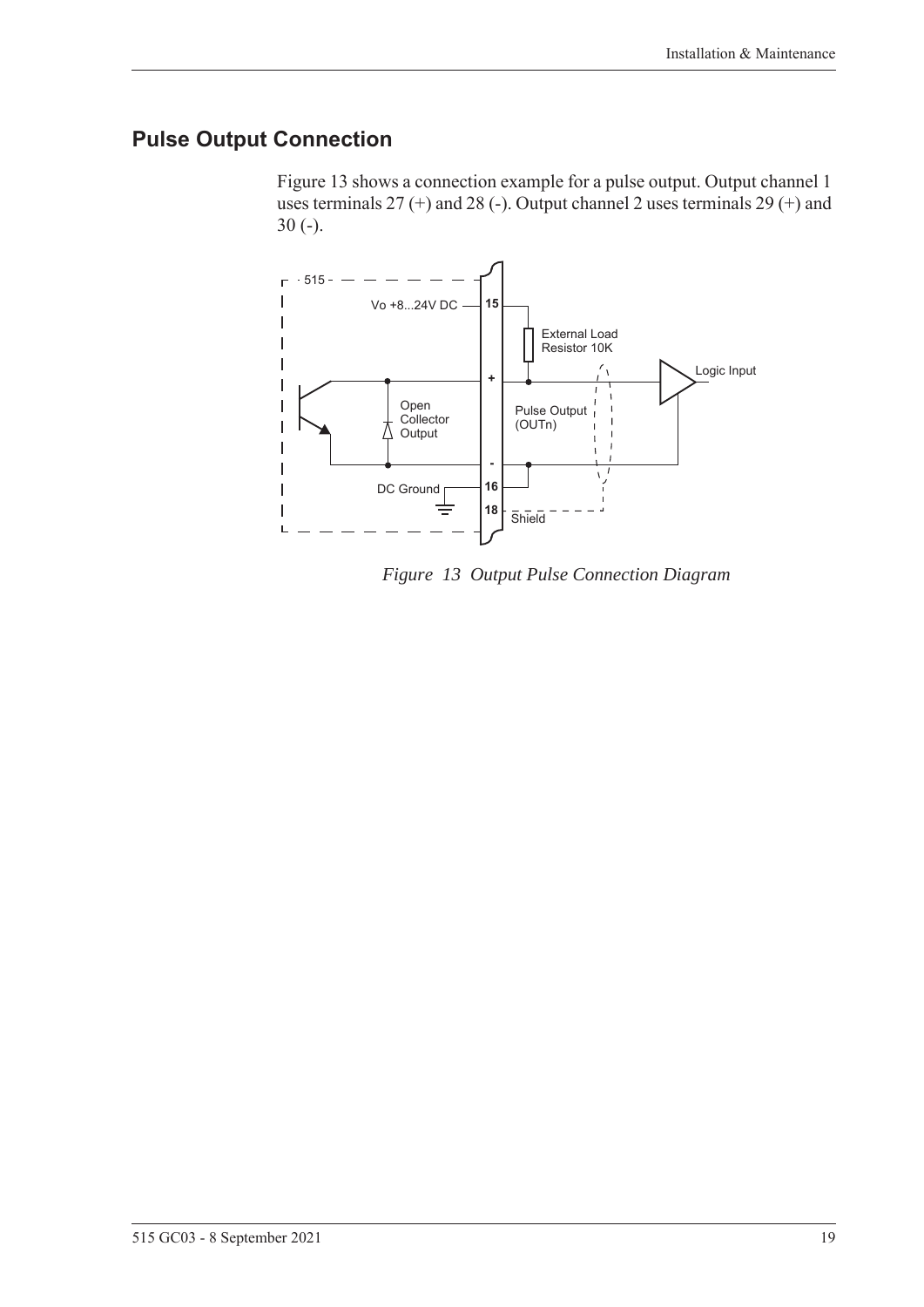## Pulse Output Connection

Figure 13 shows a connection example for a pulse output. Output channel 1 uses terminals 27 (+) and 28 (-). Output channel 2 uses terminals 29 (+) and 30 (-).

*Figure 13 Output Pulse Connection Diagram*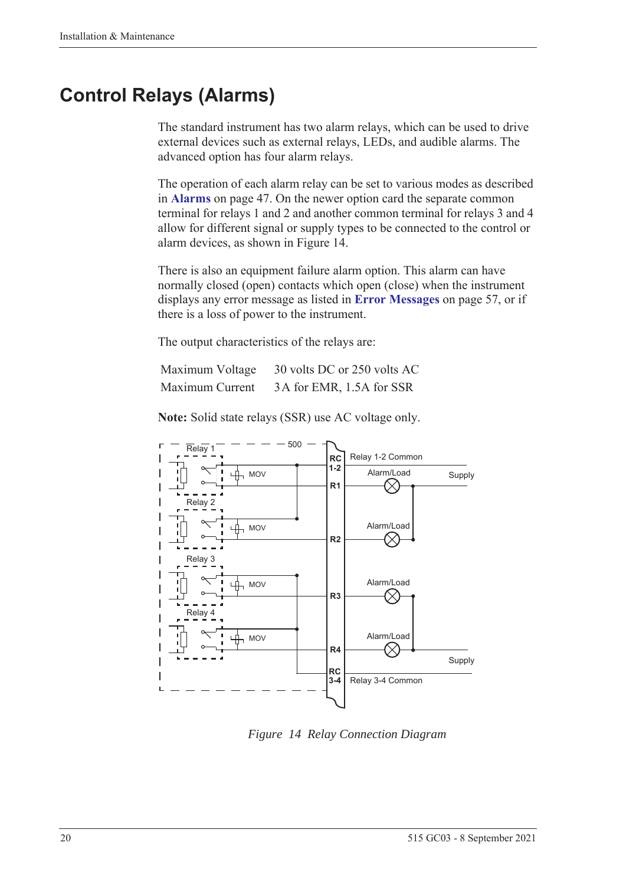# Control Relays (Alarms)

The standard instrument has two alarm relays, which can be used to drive external devices such as external relays, LEDs, and audible alarms. The advanced option has four alarm relays.

The operation of each alarm relay can be set to various modes as described in **Alarms** on page 47. On the newer option card the separate common terminal for relays 1 and 2 and another common terminal for relays 3 and 4 allow for different signal or supply types to be connected to the control or alarm devices, as shown in Figure 14.

There is also an equipment failure alarm option. This alarm can have normally closed (open) contacts which open (close) when the instrument displays any error message as listed in **Error Messages** on page 57, or if there is a loss of power to the instrument.

The output characteristics of the relays are:

| | |
|---|---|
| Maximum Voltage | 30 volts DC or 250 volts AC |
| Maximum Current | 3 A for EMR, 1.5A for SSR |

**Note:** Solid state relays (SSR) use AC voltage only.

*Figure 14 Relay Connection Diagram*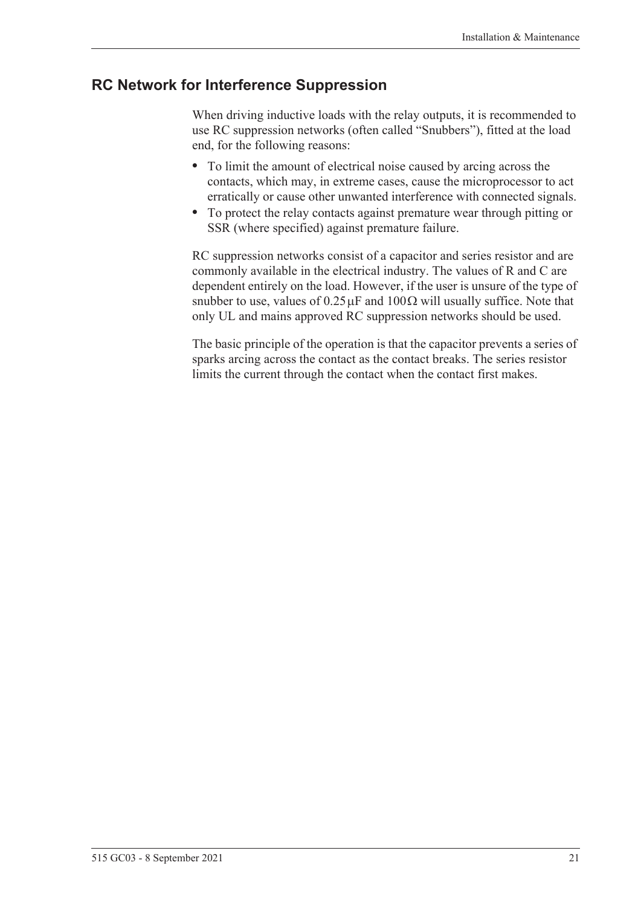## RC Network for Interference Suppression

When driving inductive loads with the relay outputs, it is recommended to use RC suppression networks (often called "Snubbers"), fitted at the load end, for the following reasons:

- To limit the amount of electrical noise caused by arcing across the contacts, which may, in extreme cases, cause the microprocessor to act erratically or cause other unwanted interference with connected signals.
- To protect the relay contacts against premature wear through pitting or SSR (where specified) against premature failure.

RC suppression networks consist of a capacitor and series resistor and are commonly available in the electrical industry. The values of R and C are dependent entirely on the load. However, if the user is unsure of the type of snubber to use, values of $0.25\,\mu F$ and $100\,\Omega$ will usually suffice. Note that only UL and mains approved RC suppression networks should be used.

The basic principle of the operation is that the capacitor prevents a series of sparks arcing across the contact as the contact breaks. The series resistor limits the current through the contact when the contact first makes.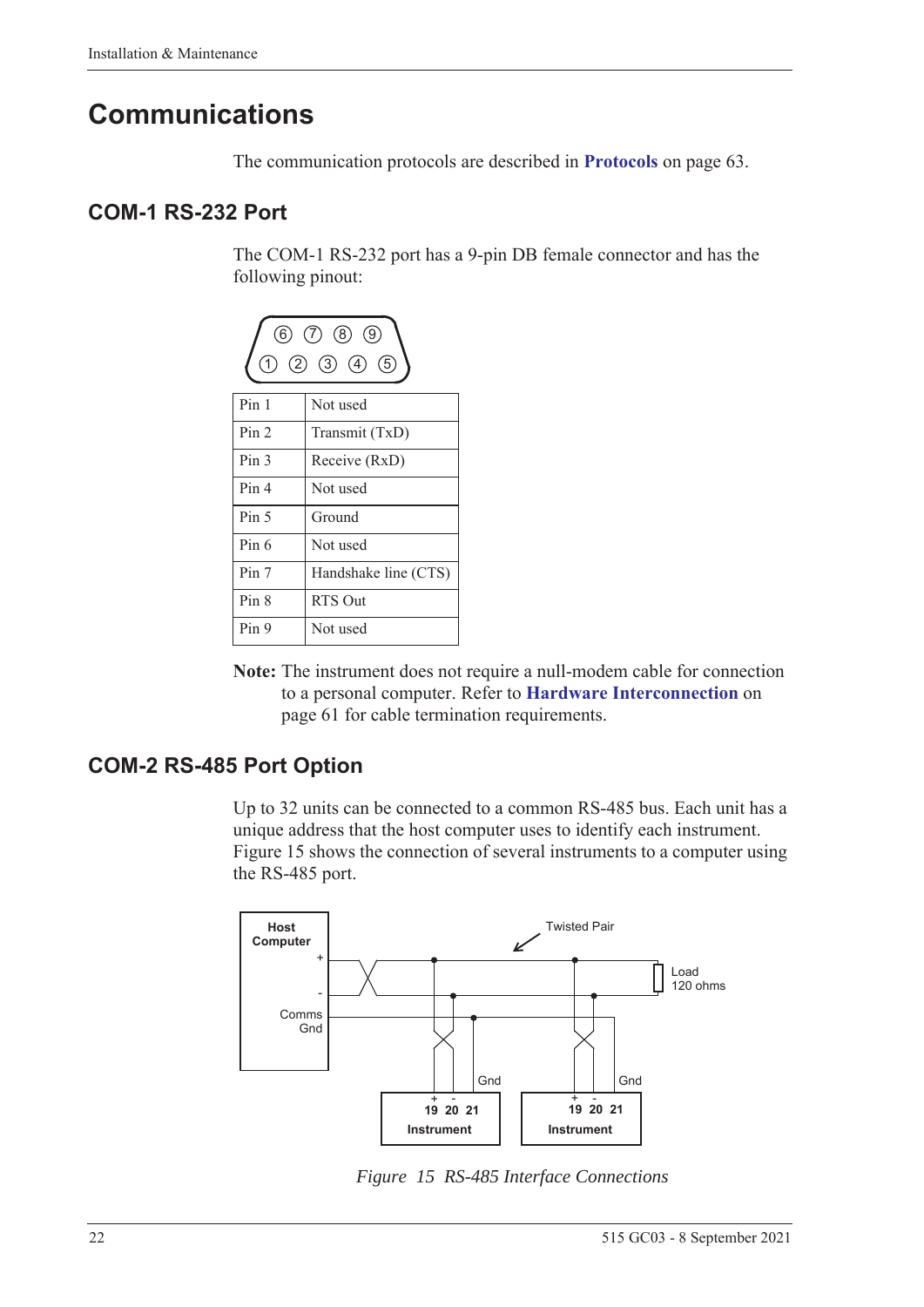# Communications

The communication protocols are described in **Protocols** on page 63.

## COM-1 RS-232 Port

The COM-1 RS-232 port has a 9-pin DB female connector and has the following pinout:

| Pin | Function |
|---|---|
| Pin 1 | Not used |
| Pin 2 | Transmit (TxD) |
| Pin 3 | Receive (RxD) |
| Pin 4 | Not used |
| Pin 5 | Ground |
| Pin 6 | Not used |
| Pin 7 | Handshake line (CTS) |
| Pin 8 | RTS Out |
| Pin 9 | Not used |

**Note:** The instrument does not require a null-modem cable for connection to a personal computer. Refer to **Hardware Interconnection** on page 61 for cable termination requirements.

## COM-2 RS-485 Port Option

Up to 32 units can be connected to a common RS-485 bus. Each unit has a unique address that the host computer uses to identify each instrument. Figure 15 shows the connection of several instruments to a computer using the RS-485 port.

*Figure 15 RS-485 Interface Connections*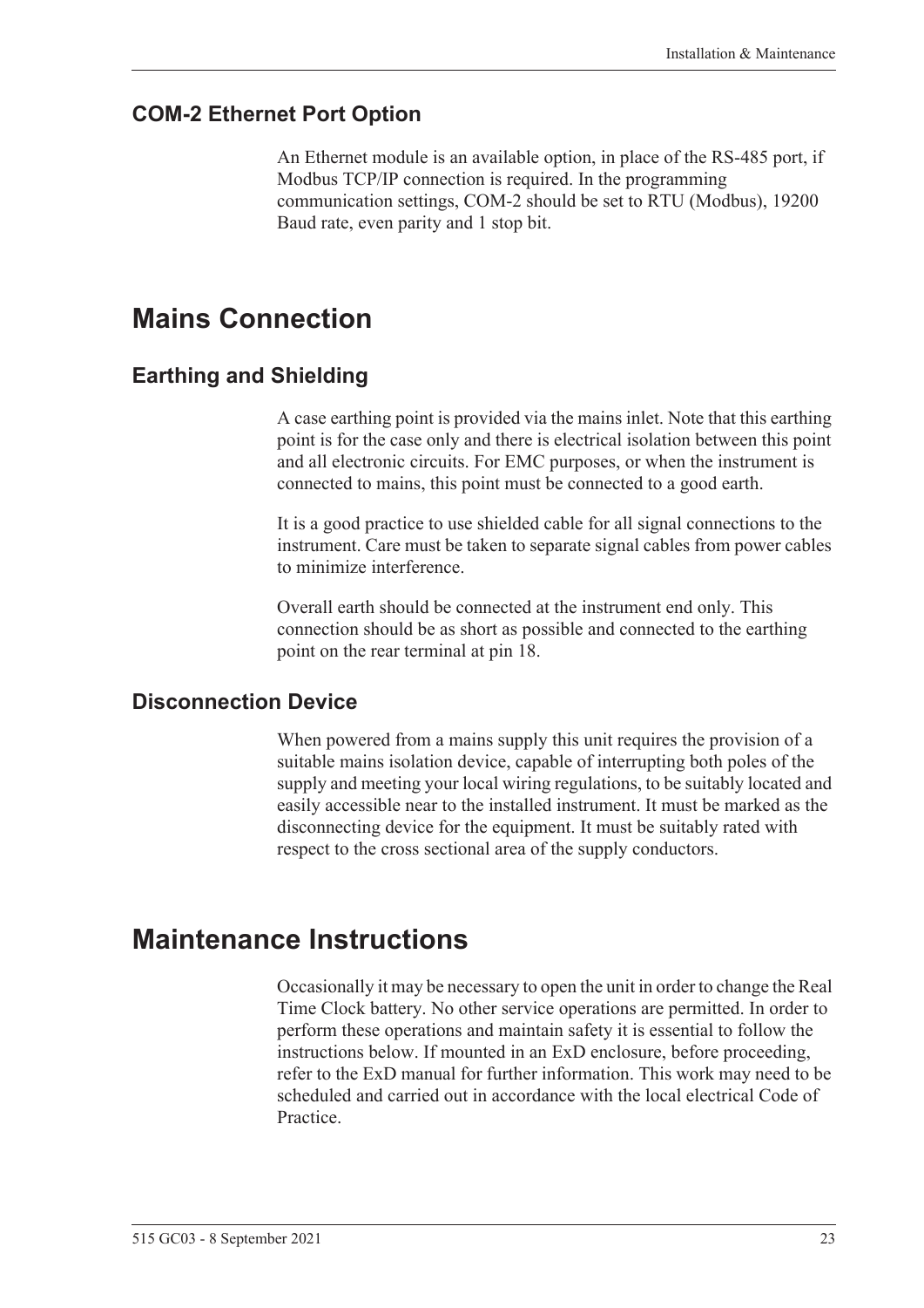### COM-2 Ethernet Port Option

An Ethernet module is an available option, in place of the RS-485 port, if Modbus TCP/IP connection is required. In the programming communication settings, COM-2 should be set to RTU (Modbus), 19200 Baud rate, even parity and 1 stop bit.

## Mains Connection

### Earthing and Shielding

A case earthing point is provided via the mains inlet. Note that this earthing point is for the case only and there is electrical isolation between this point and all electronic circuits. For EMC purposes, or when the instrument is connected to mains, this point must be connected to a good earth.

It is a good practice to use shielded cable for all signal connections to the instrument. Care must be taken to separate signal cables from power cables to minimize interference.

Overall earth should be connected at the instrument end only. This connection should be as short as possible and connected to the earthing point on the rear terminal at pin 18.

### Disconnection Device

When powered from a mains supply this unit requires the provision of a suitable mains isolation device, capable of interrupting both poles of the supply and meeting your local wiring regulations, to be suitably located and easily accessible near to the installed instrument. It must be marked as the disconnecting device for the equipment. It must be suitably rated with respect to the cross sectional area of the supply conductors.

## Maintenance Instructions

Occasionally it may be necessary to open the unit in order to change the Real Time Clock battery. No other service operations are permitted. In order to perform these operations and maintain safety it is essential to follow the instructions below. If mounted in an ExD enclosure, before proceeding, refer to the ExD manual for further information. This work may need to be scheduled and carried out in accordance with the local electrical Code of Practice.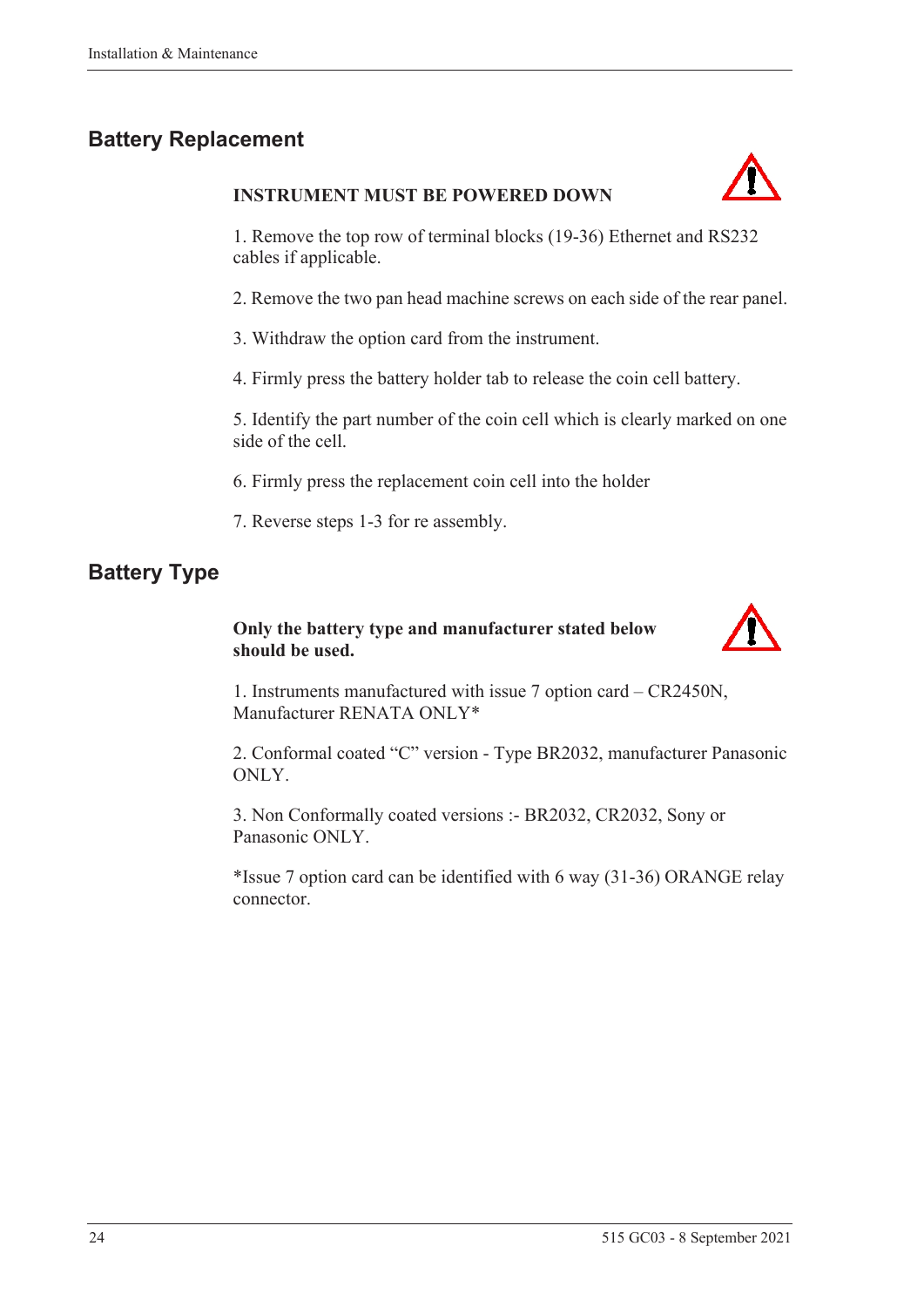## Battery Replacement

**INSTRUMENT MUST BE POWERED DOWN**

1. Remove the top row of terminal blocks (19-36) Ethernet and RS232 cables if applicable.

2. Remove the two pan head machine screws on each side of the rear panel.

3. Withdraw the option card from the instrument.

4. Firmly press the battery holder tab to release the coin cell battery.

5. Identify the part number of the coin cell which is clearly marked on one side of the cell.

6. Firmly press the replacement coin cell into the holder

7. Reverse steps 1-3 for re assembly.

## Battery Type

**Only the battery type and manufacturer stated below should be used.**

1. Instruments manufactured with issue 7 option card – CR2450N, Manufacturer RENATA ONLY*

2. Conformal coated “C” version - Type BR2032, manufacturer Panasonic ONLY.

3. Non Conformally coated versions :- BR2032, CR2032, Sony or Panasonic ONLY.

*Issue 7 option card can be identified with 6 way (31-36) ORANGE relay connector.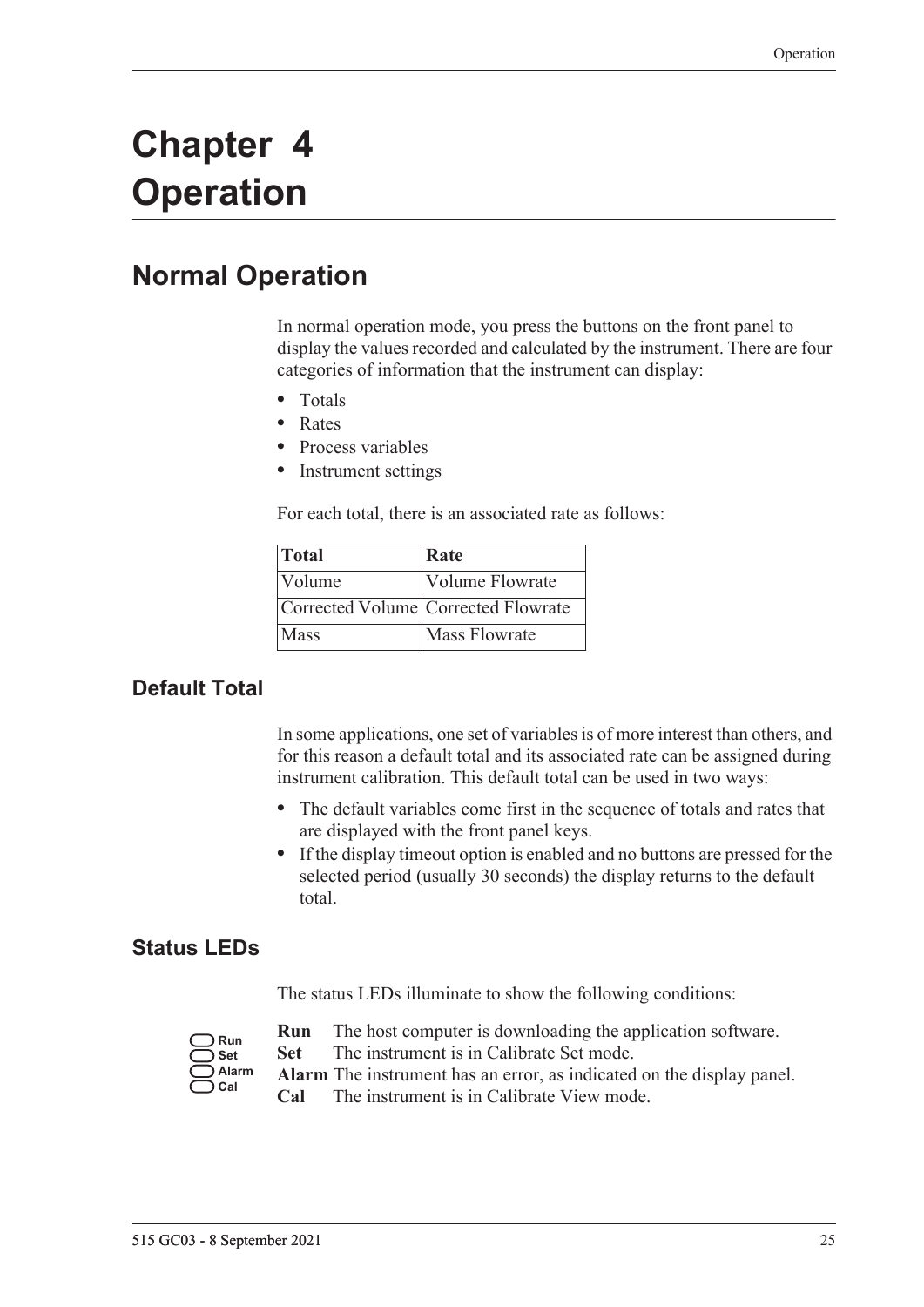# Chapter 4 Operation

## Normal Operation

In normal operation mode, you press the buttons on the front panel to display the values recorded and calculated by the instrument. There are four categories of information that the instrument can display:

- Totals
- Rates
- Process variables
- Instrument settings

For each total, there is an associated rate as follows:

| Total | Rate |
|---|---|
| Volume | Volume Flowrate |
| Corrected Volume | Corrected Flowrate |
| Mass | Mass Flowrate |

### Default Total

In some applications, one set of variables is of more interest than others, and for this reason a default total and its associated rate can be assigned during instrument calibration. This default total can be used in two ways:

- The default variables come first in the sequence of totals and rates that are displayed with the front panel keys.
- If the display timeout option is enabled and no buttons are pressed for the selected period (usually 30 seconds) the display returns to the default total.

### Status LEDs

The status LEDs illuminate to show the following conditions:

**Run** The host computer is downloading the application software.
**Set** The instrument is in Calibrate Set mode.
**Alarm** The instrument has an error, as indicated on the display panel.
**Cal** The instrument is in Calibrate View mode.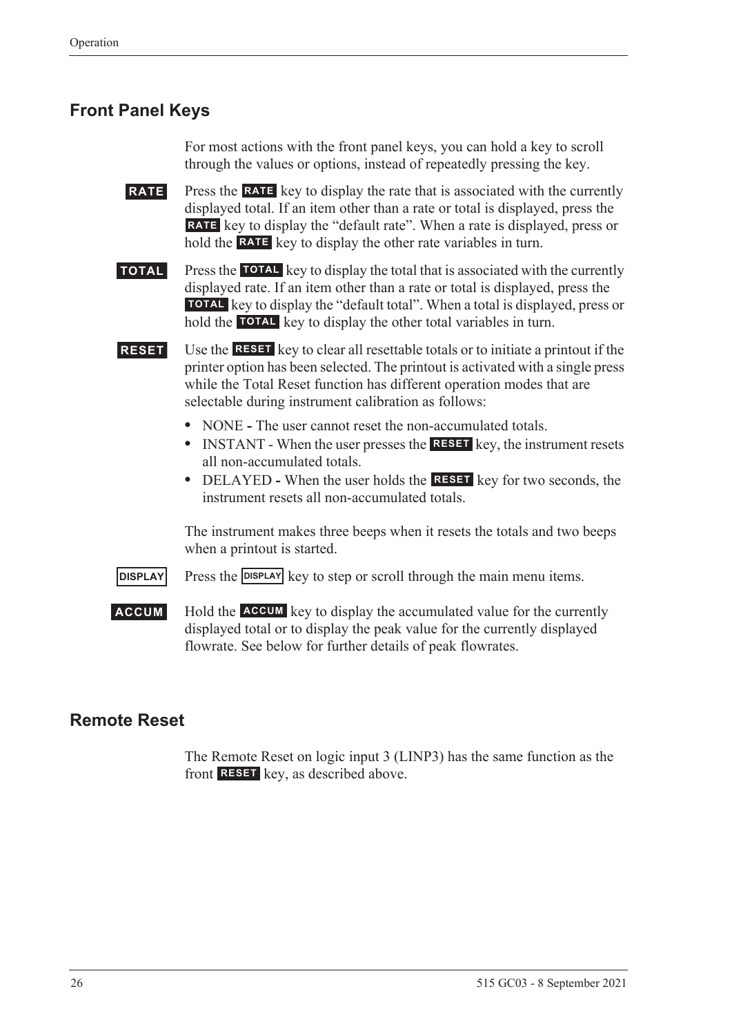## Front Panel Keys

For most actions with the front panel keys, you can hold a key to scroll through the values or options, instead of repeatedly pressing the key.

**RATE** Press the **RATE** key to display the rate that is associated with the currently displayed total. If an item other than a rate or total is displayed, press the **RATE** key to display the "default rate". When a rate is displayed, press or hold the **RATE** key to display the other rate variables in turn.

**TOTAL** Press the **TOTAL** key to display the total that is associated with the currently displayed rate. If an item other than a rate or total is displayed, press the **TOTAL** key to display the "default total". When a total is displayed, press or hold the **TOTAL** key to display the other total variables in turn.

**RESET** Use the **RESET** key to clear all resettable totals or to initiate a printout if the printer option has been selected. The printout is activated with a single press while the Total Reset function has different operation modes that are selectable during instrument calibration as follows:

- NONE - The user cannot reset the non-accumulated totals.
- INSTANT - When the user presses the **RESET** key, the instrument resets all non-accumulated totals.
- DELAYED - When the user holds the **RESET** key for two seconds, the instrument resets all non-accumulated totals.

The instrument makes three beeps when it resets the totals and two beeps when a printout is started.

**DISPLAY** Press the **DISPLAY** key to step or scroll through the main menu items.

**ACCUM** Hold the **ACCUM** key to display the accumulated value for the currently displayed total or to display the peak value for the currently displayed flowrate. See below for further details of peak flowrates.

## Remote Reset

The Remote Reset on logic input 3 (LINP3) has the same function as the front **RESET** key, as described above.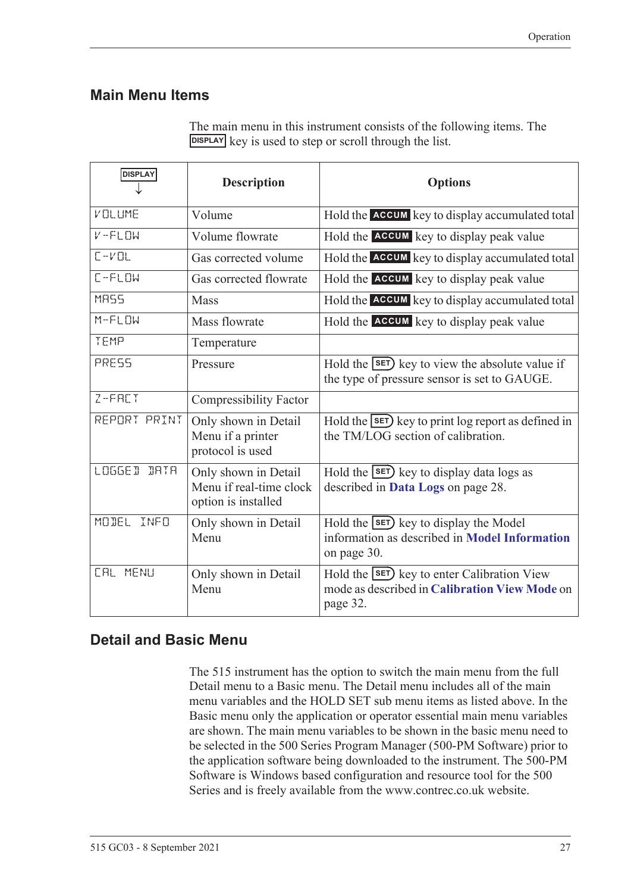## Main Menu Items

The main menu in this instrument consists of the following items. The DISPLAY key is used to step or scroll through the list.

| DISPLAY ↓ | Description | Options |
|---|---|---|
| VOLUME | Volume | Hold the ACCUM key to display accumulated total |
| V-FLOW | Volume flowrate | Hold the ACCUM key to display peak value |
| C-VOL | Gas corrected volume | Hold the ACCUM key to display accumulated total |
| C-FLOW | Gas corrected flowrate | Hold the ACCUM key to display peak value |
| MASS | Mass | Hold the ACCUM key to display accumulated total |
| M-FLOW | Mass flowrate | Hold the ACCUM key to display peak value |
| TEMP | Temperature | |
| PRESS | Pressure | Hold the SET key to view the absolute value if the type of pressure sensor is set to GAUGE. |
| Z-FACT | Compressibility Factor | |
| REPORT PRINT | Only shown in Detail Menu if a printer protocol is used | Hold the SET key to print log report as defined in the TM/LOG section of calibration. |
| LOGGED DATA | Only shown in Detail Menu if real-time clock option is installed | Hold the SET key to display data logs as described in **Data Logs** on page 28. |
| MODEL INFO | Only shown in Detail Menu | Hold the SET key to display the Model information as described in **Model Information** on page 30. |
| CAL MENU | Only shown in Detail Menu | Hold the SET key to enter Calibration View mode as described in **Calibration View Mode** on page 32. |

## Detail and Basic Menu

The 515 instrument has the option to switch the main menu from the full Detail menu to a Basic menu. The Detail menu includes all of the main menu variables and the HOLD SET sub menu items as listed above. In the Basic menu only the application or operator essential main menu variables are shown. The main menu variables to be shown in the basic menu need to be selected in the 500 Series Program Manager (500-PM Software) prior to the application software being downloaded to the instrument. The 500-PM Software is Windows based configuration and resource tool for the 500 Series and is freely available from the www.contrec.co.uk website.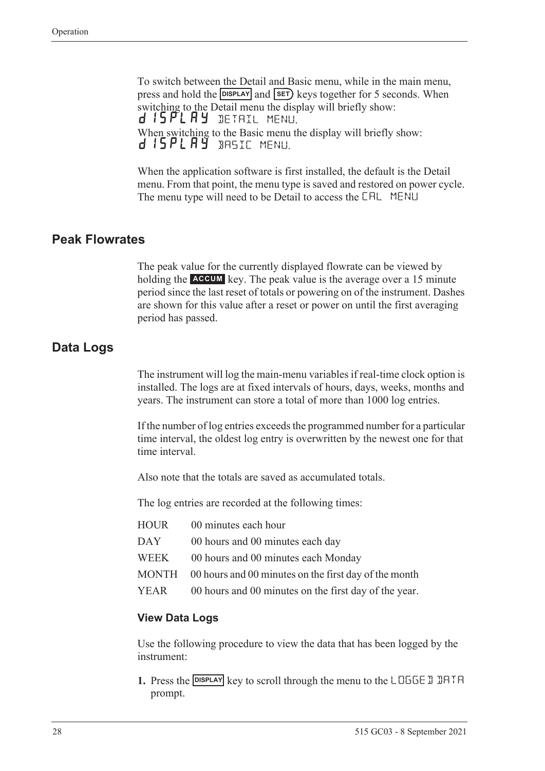To switch between the Detail and Basic menu, while in the main menu, press and hold the **DISPLAY** and **SET** keys together for 5 seconds. When switching to the Detail menu the display will briefly show:
dISPLAY DETAIL MENU.
When switching to the Basic menu the display will briefly show:
dISPLAY BASIC MENU.

When the application software is first installed, the default is the Detail menu. From that point, the menu type is saved and restored on power cycle. The menu type will need to be Detail to access the CAL MENU

## Peak Flowrates

The peak value for the currently displayed flowrate can be viewed by holding the **ACCUM** key. The peak value is the average over a 15 minute period since the last reset of totals or powering on of the instrument. Dashes are shown for this value after a reset or power on until the first averaging period has passed.

## Data Logs

The instrument will log the main-menu variables if real-time clock option is installed. The logs are at fixed intervals of hours, days, weeks, months and years. The instrument can store a total of more than 1000 log entries.

If the number of log entries exceeds the programmed number for a particular time interval, the oldest log entry is overwritten by the newest one for that time interval.

Also note that the totals are saved as accumulated totals.

The log entries are recorded at the following times:

| | |
|---|---|
| HOUR | 00 minutes each hour |
| DAY | 00 hours and 00 minutes each day |
| WEEK | 00 hours and 00 minutes each Monday |
| MONTH | 00 hours and 00 minutes on the first day of the month |
| YEAR | 00 hours and 00 minutes on the first day of the year. |

### View Data Logs

Use the following procedure to view the data that has been logged by the instrument:

1. Press the **DISPLAY** key to scroll through the menu to the LOGGED DATA prompt.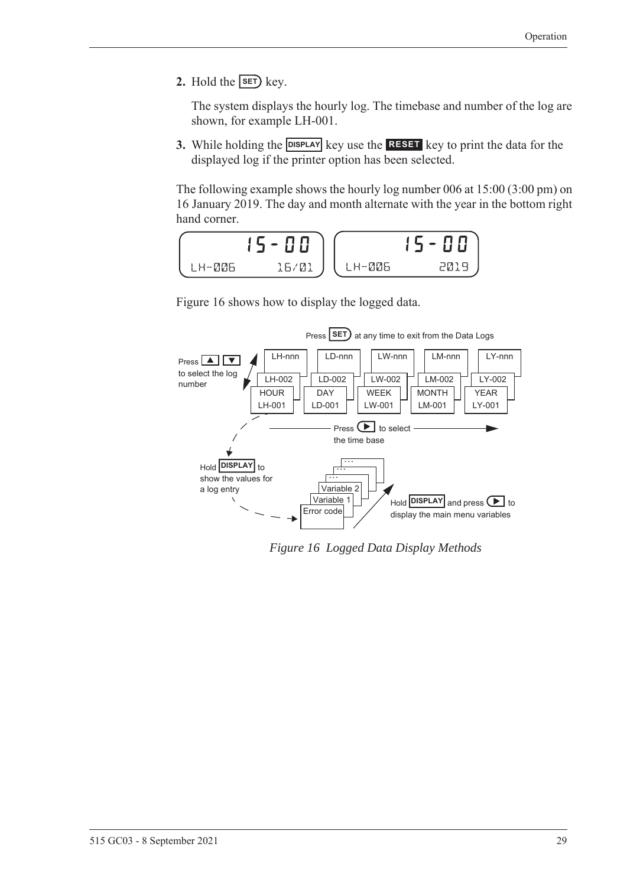2. Hold the SET key.

   The system displays the hourly log. The timebase and number of the log are shown, for example LH-001.

3. While holding the DISPLAY key use the RESET key to print the data for the displayed log if the printer option has been selected.

The following example shows the hourly log number 006 at 15:00 (3:00 pm) on 16 January 2019. The day and month alternate with the year in the bottom right hand corner.

```
        15-00            15-00
LH-006       16/01   LH-006       2019
```

Figure 16 shows how to display the logged data.

Press SET at any time to exit from the Data Logs

Press ▲ ▼ to select the log number

| HOUR | DAY | WEEK | MONTH | YEAR |
|---|---|---|---|---|
| LH-001 | LD-001 | LW-001 | LM-001 | LY-001 |
| LH-002 | LD-002 | LW-002 | LM-002 | LY-002 |
| LH-nnn | LD-nnn | LW-nnn | LM-nnn | LY-nnn |

Press ► to select the time base

Hold DISPLAY to show the values for a log entry

Error code, Variable 1, Variable 2, ...

Hold DISPLAY and press ► to display the main menu variables

*Figure 16 Logged Data Display Methods*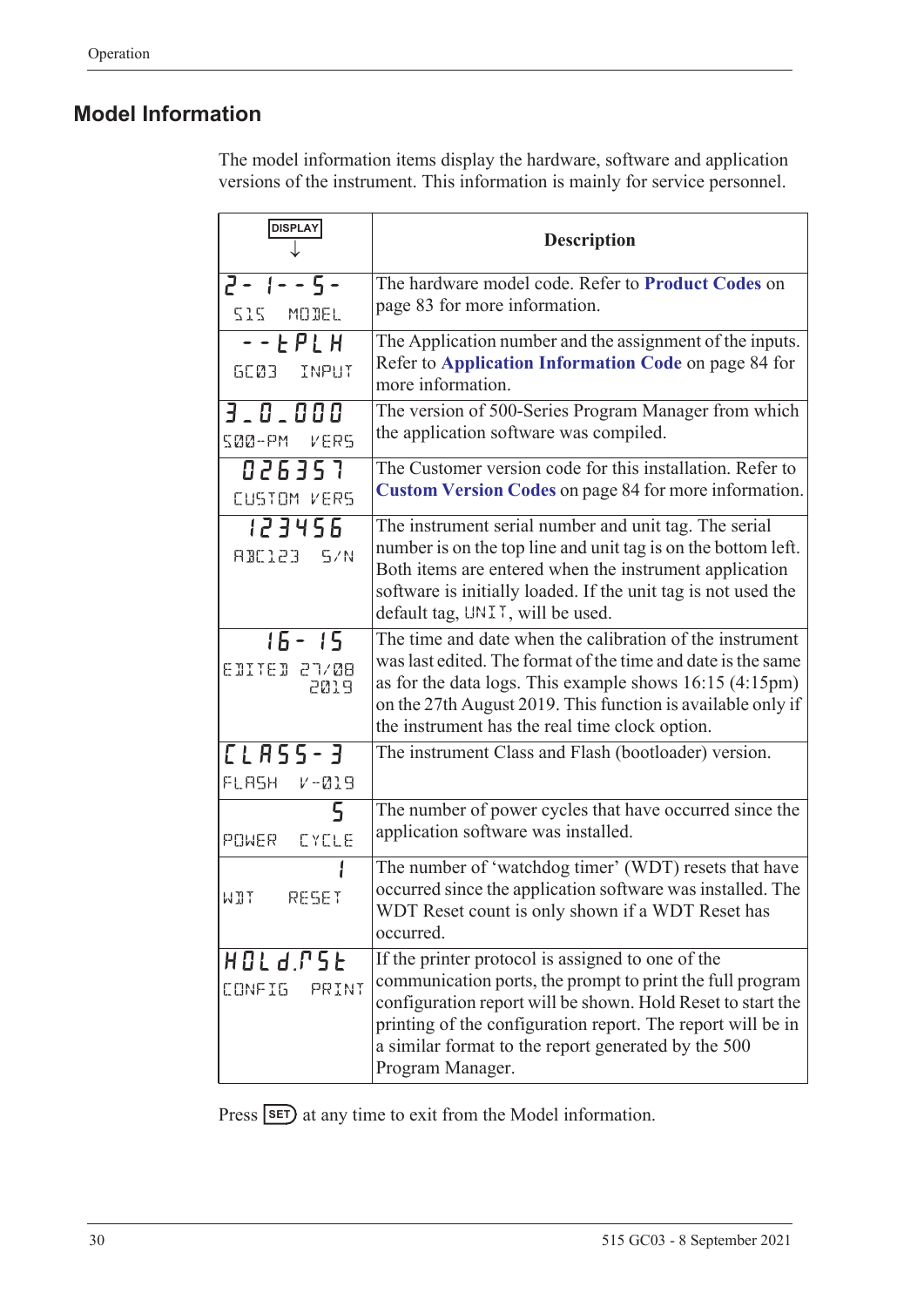## Model Information

The model information items display the hardware, software and application versions of the instrument. This information is mainly for service personnel.

| DISPLAY ↓ | Description |
|---|---|
| 2- 1- - 5-<br>515 MODEL | The hardware model code. Refer to **Product Codes** on page 83 for more information. |
| - - EPLH<br>GC03 INPUT | The Application number and the assignment of the inputs. Refer to **Application Information Code** on page 84 for more information. |
| 3_0_000<br>500-PM VERS | The version of 500-Series Program Manager from which the application software was compiled. |
| 026357<br>CUSTOM VERS | The Customer version code for this installation. Refer to **Custom Version Codes** on page 84 for more information. |
| 123456<br>ABC123 S/N | The instrument serial number and unit tag. The serial number is on the top line and unit tag is on the bottom left. Both items are entered when the instrument application software is initially loaded. If the unit tag is not used the default tag, UNIT, will be used. |
| 16- 15<br>EDITED 27/08 2019 | The time and date when the calibration of the instrument was last edited. The format of the time and date is the same as for the data logs. This example shows 16:15 (4:15pm) on the 27th August 2019. This function is available only if the instrument has the real time clock option. |
| CLASS-3<br>FLASH V-019 | The instrument Class and Flash (bootloader) version. |
| 5<br>POWER CYCLE | The number of power cycles that have occurred since the application software was installed. |
| 1<br>WDT RESET | The number of 'watchdog timer' (WDT) resets that have occurred since the application software was installed. The WDT Reset count is only shown if a WDT Reset has occurred. |
| HOLd.RSt<br>CONFIG PRINT | If the printer protocol is assigned to one of the communication ports, the prompt to print the full program configuration report will be shown. Hold Reset to start the printing of the configuration report. The report will be in a similar format to the report generated by the 500 Program Manager. |

Press SET at any time to exit from the Model information.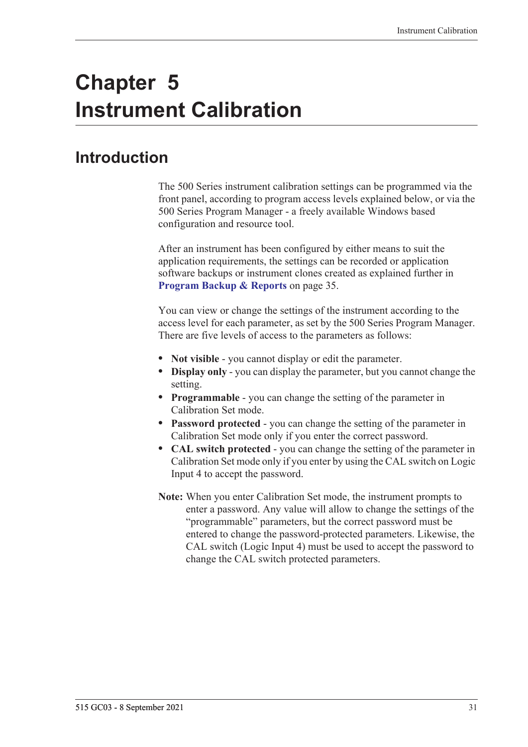# Chapter 5 Instrument Calibration

## Introduction

The 500 Series instrument calibration settings can be programmed via the front panel, according to program access levels explained below, or via the 500 Series Program Manager - a freely available Windows based configuration and resource tool.

After an instrument has been configured by either means to suit the application requirements, the settings can be recorded or application software backups or instrument clones created as explained further in **Program Backup & Reports** on page 35.

You can view or change the settings of the instrument according to the access level for each parameter, as set by the 500 Series Program Manager. There are five levels of access to the parameters as follows:

- **Not visible** - you cannot display or edit the parameter.
- **Display only** - you can display the parameter, but you cannot change the setting.
- **Programmable** - you can change the setting of the parameter in Calibration Set mode.
- **Password protected** - you can change the setting of the parameter in Calibration Set mode only if you enter the correct password.
- **CAL switch protected** - you can change the setting of the parameter in Calibration Set mode only if you enter by using the CAL switch on Logic Input 4 to accept the password.

**Note:** When you enter Calibration Set mode, the instrument prompts to enter a password. Any value will allow to change the settings of the "programmable" parameters, but the correct password must be entered to change the password-protected parameters. Likewise, the CAL switch (Logic Input 4) must be used to accept the password to change the CAL switch protected parameters.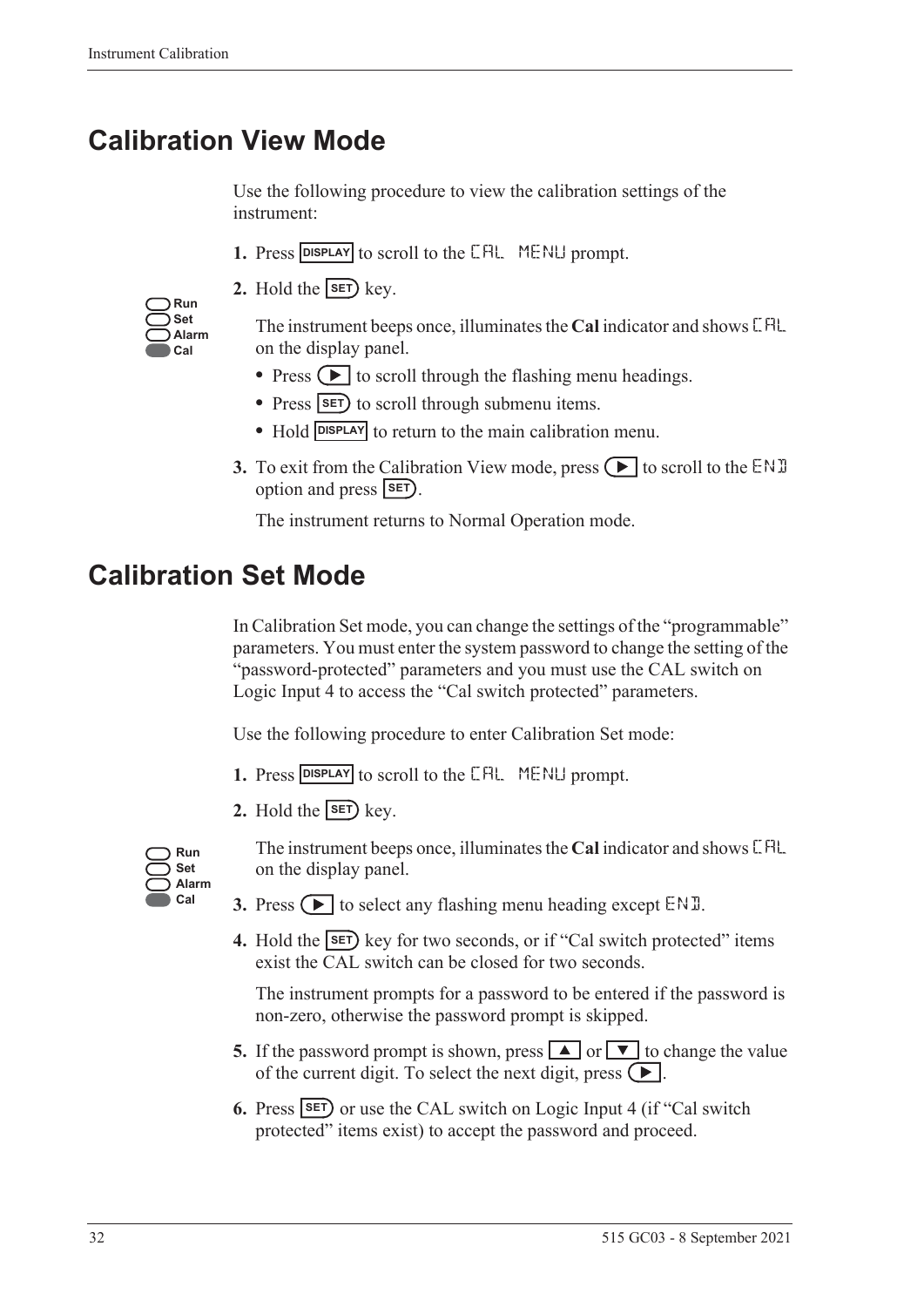## Calibration View Mode

Use the following procedure to view the calibration settings of the instrument:

1. Press DISPLAY to scroll to the CAL MENU prompt.
2. Hold the SET key.

   Run
   Set
   Alarm
   Cal

   The instrument beeps once, illuminates the **Cal** indicator and shows CAL on the display panel.

   - Press ▶ to scroll through the flashing menu headings.
   - Press SET to scroll through submenu items.
   - Hold DISPLAY to return to the main calibration menu.
3. To exit from the Calibration View mode, press ▶ to scroll to the END option and press SET.

   The instrument returns to Normal Operation mode.

## Calibration Set Mode

In Calibration Set mode, you can change the settings of the "programmable" parameters. You must enter the system password to change the setting of the "password-protected" parameters and you must use the CAL switch on Logic Input 4 to access the "Cal switch protected" parameters.

Use the following procedure to enter Calibration Set mode:

1. Press DISPLAY to scroll to the CAL MENU prompt.
2. Hold the SET key.

   Run
   Set
   Alarm
   Cal

   The instrument beeps once, illuminates the **Cal** indicator and shows CAL on the display panel.
3. Press ▶ to select any flashing menu heading except END.
4. Hold the SET key for two seconds, or if "Cal switch protected" items exist the CAL switch can be closed for two seconds.

   The instrument prompts for a password to be entered if the password is non-zero, otherwise the password prompt is skipped.
5. If the password prompt is shown, press ▲ or ▼ to change the value of the current digit. To select the next digit, press ▶.
6. Press SET or use the CAL switch on Logic Input 4 (if "Cal switch protected" items exist) to accept the password and proceed.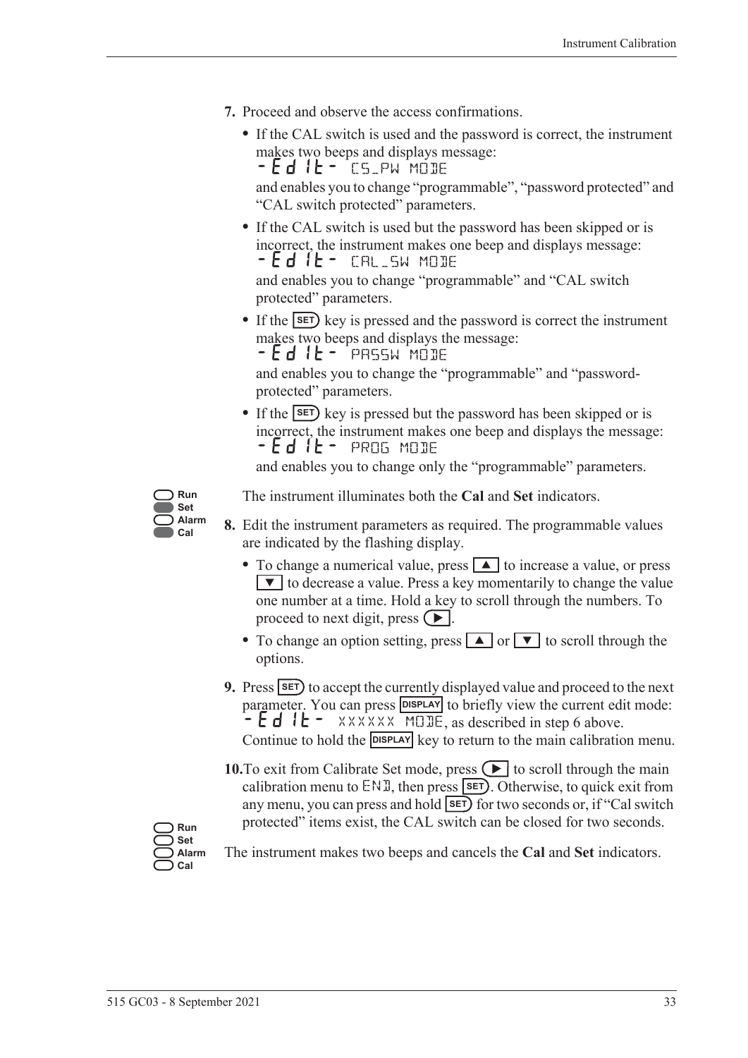7. Proceed and observe the access confirmations.
   - If the CAL switch is used and the password is correct, the instrument makes two beeps and displays message:
     -Edit- CS_PW MODE
     and enables you to change "programmable", "password protected" and "CAL switch protected" parameters.
   - If the CAL switch is used but the password has been skipped or is incorrect, the instrument makes one beep and displays message:
     -Edit- CAL_SW MODE
     and enables you to change "programmable" and "CAL switch protected" parameters.
   - If the SET key is pressed and the password is correct the instrument makes two beeps and displays the message:
     -Edit- PASSW MODE
     and enables you to change the "programmable" and "password-protected" parameters.
   - If the SET key is pressed but the password has been skipped or is incorrect, the instrument makes one beep and displays the message:
     -Edit- PROG MODE
     and enables you to change only the "programmable" parameters.

Run
Set
Alarm
Cal

The instrument illuminates both the **Cal** and **Set** indicators.

8. Edit the instrument parameters as required. The programmable values are indicated by the flashing display.
   - To change a numerical value, press ▲ to increase a value, or press ▼ to decrease a value. Press a key momentarily to change the value one number at a time. Hold a key to scroll through the numbers. To proceed to next digit, press ▶.
   - To change an option setting, press ▲ or ▼ to scroll through the options.
9. Press SET to accept the currently displayed value and proceed to the next parameter. You can press DISPLAY to briefly view the current edit mode: -Edit- XXXXXX MODE, as described in step 6 above. Continue to hold the DISPLAY key to return to the main calibration menu.
10. To exit from Calibrate Set mode, press ▶ to scroll through the main calibration menu to END, then press SET. Otherwise, to quick exit from any menu, you can press and hold SET for two seconds or, if "Cal switch protected" items exist, the CAL switch can be closed for two seconds.

Run
Set
Alarm
Cal

The instrument makes two beeps and cancels the **Cal** and **Set** indicators.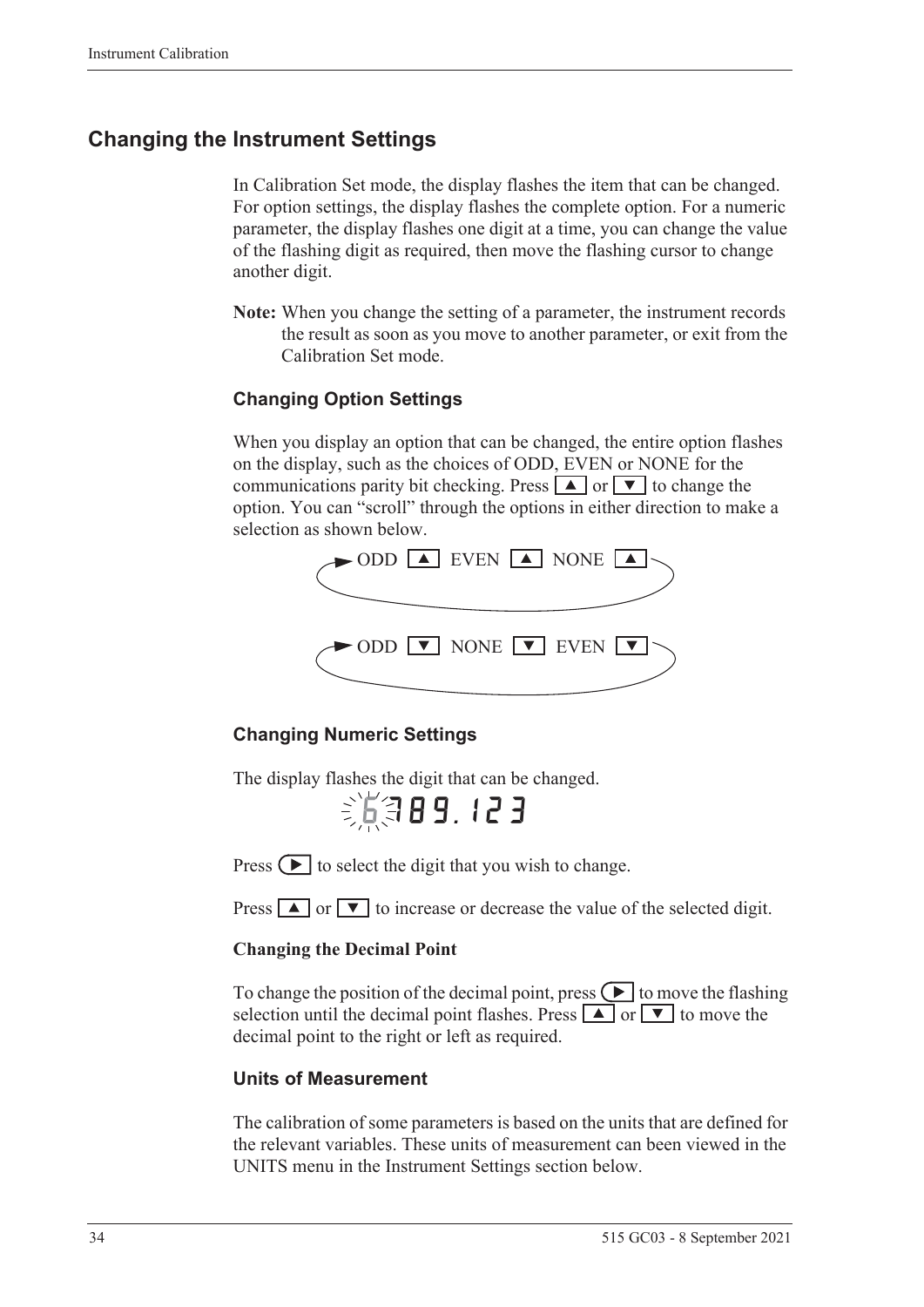## Changing the Instrument Settings

In Calibration Set mode, the display flashes the item that can be changed. For option settings, the display flashes the complete option. For a numeric parameter, the display flashes one digit at a time, you can change the value of the flashing digit as required, then move the flashing cursor to change another digit.

**Note:** When you change the setting of a parameter, the instrument records the result as soon as you move to another parameter, or exit from the Calibration Set mode.

### Changing Option Settings

When you display an option that can be changed, the entire option flashes on the display, such as the choices of ODD, EVEN or NONE for the communications parity bit checking. Press ▲ or ▼ to change the option. You can "scroll" through the options in either direction to make a selection as shown below.

ODD ▲ EVEN ▲ NONE ▲

ODD ▼ NONE ▼ EVEN ▼

### Changing Numeric Settings

The display flashes the digit that can be changed.

6789.123

Press ▶ to select the digit that you wish to change.

Press ▲ or ▼ to increase or decrease the value of the selected digit.

#### Changing the Decimal Point

To change the position of the decimal point, press ▶ to move the flashing selection until the decimal point flashes. Press ▲ or ▼ to move the decimal point to the right or left as required.

### Units of Measurement

The calibration of some parameters is based on the units that are defined for the relevant variables. These units of measurement can been viewed in the UNITS menu in the Instrument Settings section below.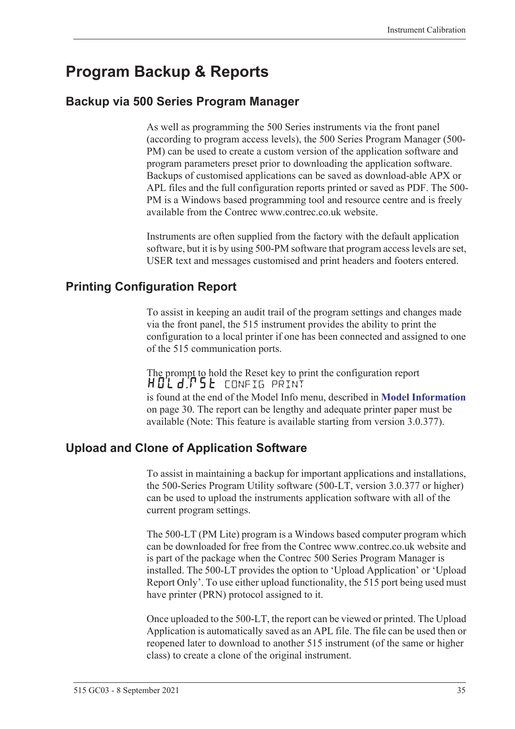# Program Backup & Reports

## Backup via 500 Series Program Manager

As well as programming the 500 Series instruments via the front panel (according to program access levels), the 500 Series Program Manager (500-PM) can be used to create a custom version of the application software and program parameters preset prior to downloading the application software. Backups of customised applications can be saved as download-able APX or APL files and the full configuration reports printed or saved as PDF. The 500-PM is a Windows based programming tool and resource centre and is freely available from the Contrec www.contrec.co.uk website.

Instruments are often supplied from the factory with the default application software, but it is by using 500-PM software that program access levels are set, USER text and messages customised and print headers and footers entered.

## Printing Configuration Report

To assist in keeping an audit trail of the program settings and changes made via the front panel, the 515 instrument provides the ability to print the configuration to a local printer if one has been connected and assigned to one of the 515 communication ports.

The prompt to hold the Reset key to print the configuration report
HOLd.rSt CONFIG PRINT
is found at the end of the Model Info menu, described in **Model Information** on page 30. The report can be lengthy and adequate printer paper must be available (Note: This feature is available starting from version 3.0.377).

## Upload and Clone of Application Software

To assist in maintaining a backup for important applications and installations, the 500-Series Program Utility software (500-LT, version 3.0.377 or higher) can be used to upload the instruments application software with all of the current program settings.

The 500-LT (PM Lite) program is a Windows based computer program which can be downloaded for free from the Contrec www.contrec.co.uk website and is part of the package when the Contrec 500 Series Program Manager is installed. The 500-LT provides the option to 'Upload Application' or 'Upload Report Only'. To use either upload functionality, the 515 port being used must have printer (PRN) protocol assigned to it.

Once uploaded to the 500-LT, the report can be viewed or printed. The Upload Application is automatically saved as an APL file. The file can be used then or reopened later to download to another 515 instrument (of the same or higher class) to create a clone of the original instrument.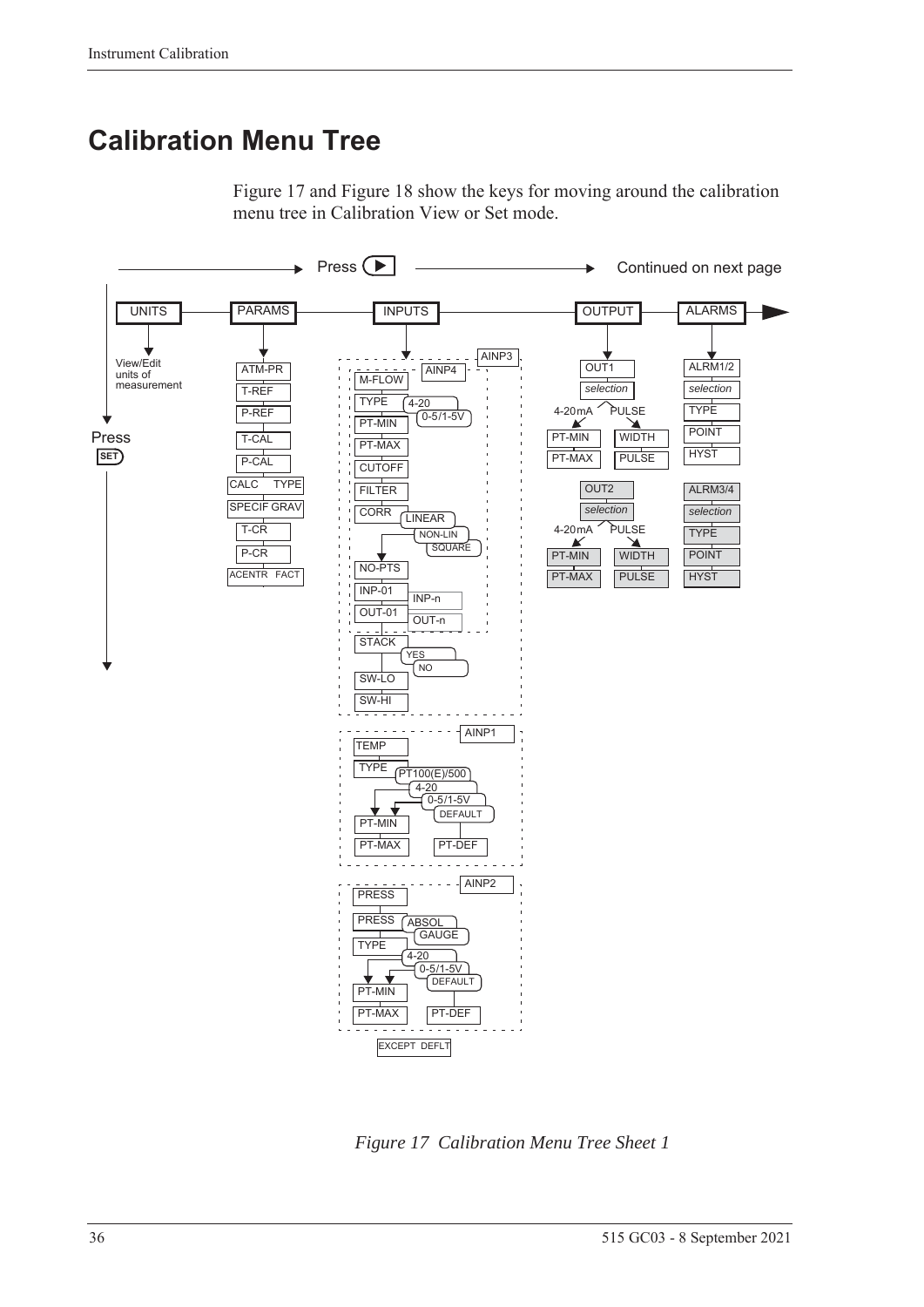# Calibration Menu Tree

Figure 17 and Figure 18 show the keys for moving around the calibration menu tree in Calibration View or Set mode.

Press ▶ → Continued on next page

UNITS — PARAMS — INPUTS — OUTPUT — ALARMS

Press SET

- **UNITS**: View/Edit units of measurement
- **PARAMS**: ATM-PR, T-REF, P-REF, T-CAL, P-CAL, CALC TYPE, SPECIF GRAV, T-CR, P-CR, ACENTR FACT
- **INPUTS**:
  - AINP3 / AINP4: M-FLOW, TYPE (4-20, 0-5/1-5V), PT-MIN, PT-MAX, CUTOFF, FILTER, CORR (LINEAR, NON-LIN, SQUARE), NO-PTS, INP-01 … INP-n, OUT-01 … OUT-n, STACK (YES, NO), SW-LO, SW-HI
  - AINP1: TEMP, TYPE (PT100(E)/500, 4-20, 0-5/1-5V, DEFAULT), PT-MIN, PT-MAX, PT-DEF
  - AINP2: PRESS, PRESS (ABSOL, GAUGE), TYPE (4-20, 0-5/1-5V, DEFAULT), PT-MIN, PT-MAX, PT-DEF
  - EXCEPT DEFLT
- **OUTPUT**:
  - OUT1: *selection* — 4-20mA: PT-MIN, PT-MAX; PULSE: WIDTH, PULSE
  - OUT2: *selection* — 4-20mA: PT-MIN, PT-MAX; PULSE: WIDTH, PULSE
- **ALARMS**:
  - ALRM1/2: *selection*, TYPE, POINT, HYST
  - ALRM3/4: *selection*, TYPE, POINT, HYST

*Figure 17 Calibration Menu Tree Sheet 1*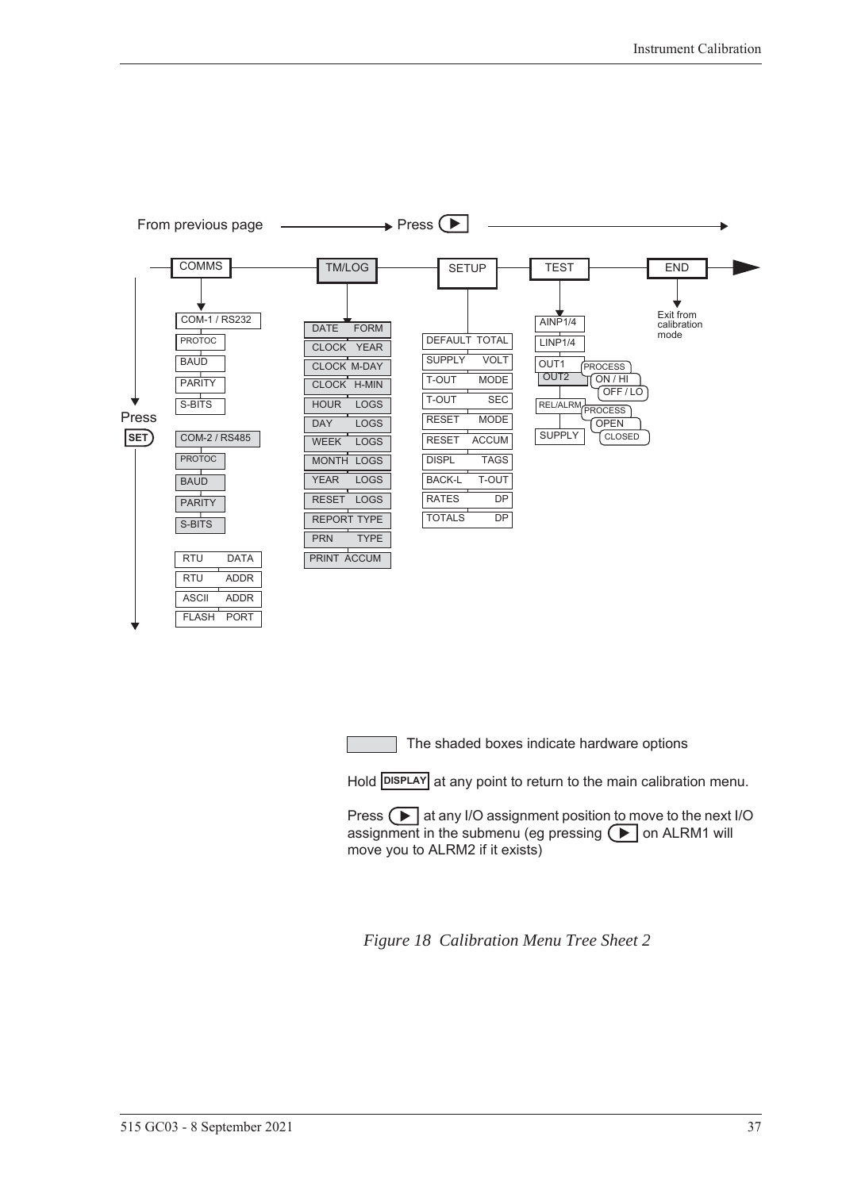From previous page → Press ▶

COMMS — TM/LOG — SETUP — TEST — END

Press SET

**COMMS**
- COM-1 / RS232
- PROTOC
- BAUD
- PARITY
- S-BITS
- COM-2 / RS485
- PROTOC
- BAUD
- PARITY
- S-BITS
- RTU DATA
- RTU ADDR
- ASCII ADDR
- FLASH PORT

**TM/LOG**
- DATE FORM
- CLOCK YEAR
- CLOCK M-DAY
- CLOCK H-MIN
- HOUR LOGS
- DAY LOGS
- WEEK LOGS
- MONTH LOGS
- YEAR LOGS
- RESET LOGS
- REPORT TYPE
- PRN TYPE
- PRINT ACCUM

**SETUP**
- DEFAULT TOTAL
- SUPPLY VOLT
- T-OUT MODE
- T-OUT SEC
- RESET MODE
- RESET ACCUM
- DISPL TAGS
- BACK-L T-OUT
- RATES DP
- TOTALS DP

**TEST**
- AINP1/4
- LINP1/4
- OUT1 / OUT2 — PROCESS, ON / HI, OFF / LO
- REL/ALRM — PROCESS, OPEN, CLOSED
- SUPPLY

**END**
- Exit from calibration mode

The shaded boxes indicate hardware options

Hold DISPLAY at any point to return to the main calibration menu.

Press ▶ at any I/O assignment position to move to the next I/O assignment in the submenu (eg pressing ▶ on ALRM1 will move you to ALRM2 if it exists)

*Figure 18 Calibration Menu Tree Sheet 2*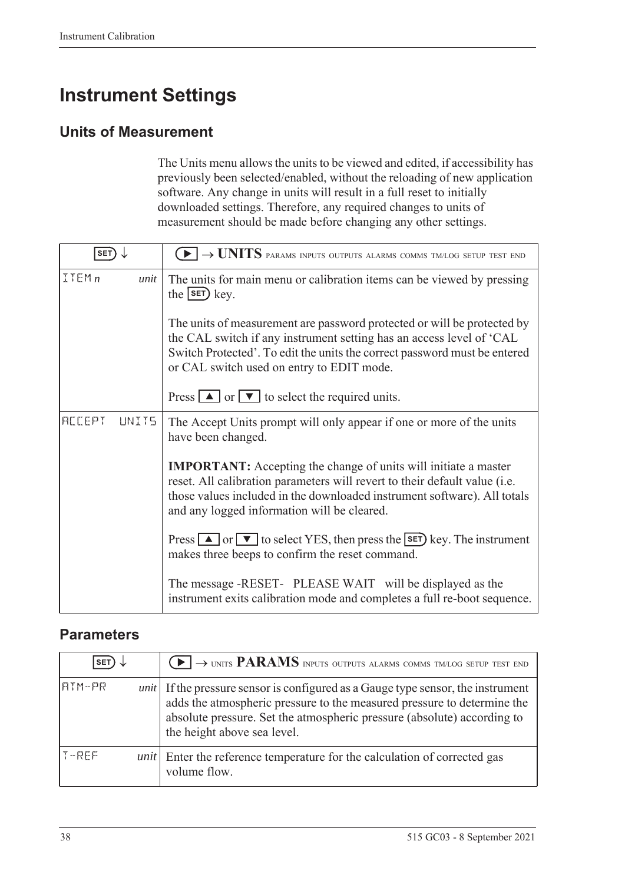# Instrument Settings

## Units of Measurement

The Units menu allows the units to be viewed and edited, if accessibility has previously been selected/enabled, without the reloading of new application software. Any change in units will result in a full reset to initially downloaded settings. Therefore, any required changes to units of measurement should be made before changing any other settings.

| SET ↓ | ▶ → **UNITS** PARAMS INPUTS OUTPUTS ALARMS COMMS TM/LOG SETUP TEST END |
|---|---|
| ITEM *n* *unit* | The units for main menu or calibration items can be viewed by pressing the SET key.<br><br>The units of measurement are password protected or will be protected by the CAL switch if any instrument setting has an access level of 'CAL Switch Protected'. To edit the units the correct password must be entered or CAL switch used on entry to EDIT mode.<br><br>Press ▲ or ▼ to select the required units. |
| ACCEPT UNITS | The Accept Units prompt will only appear if one or more of the units have been changed.<br><br>**IMPORTANT:** Accepting the change of units will initiate a master reset. All calibration parameters will revert to their default value (i.e. those values included in the downloaded instrument software). All totals and any logged information will be cleared.<br><br>Press ▲ or ▼ to select YES, then press the SET key. The instrument makes three beeps to confirm the reset command.<br><br>The message -RESET- PLEASE WAIT will be displayed as the instrument exits calibration mode and completes a full re-boot sequence. |

## Parameters

| SET ↓ | ▶ → UNITS **PARAMS** INPUTS OUTPUTS ALARMS COMMS TM/LOG SETUP TEST END |
|---|---|
| ATM-PR *unit* | If the pressure sensor is configured as a Gauge type sensor, the instrument adds the atmospheric pressure to the measured pressure to determine the absolute pressure. Set the atmospheric pressure (absolute) according to the height above sea level. |
| T-REF *unit* | Enter the reference temperature for the calculation of corrected gas volume flow. |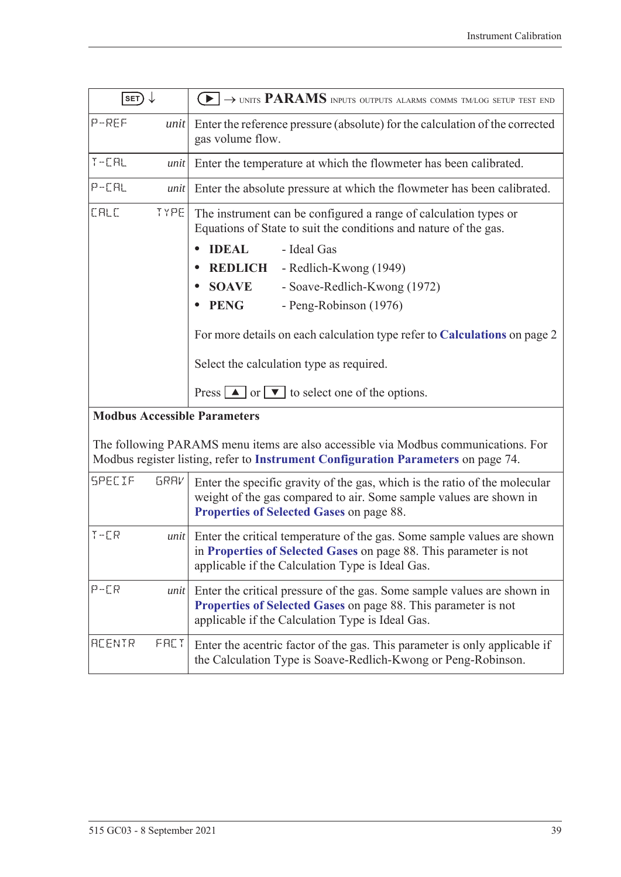| SET ↓ | | ▶ → UNITS **PARAMS** INPUTS OUTPUTS ALARMS COMMS TM/LOG SETUP TEST END |
|---|---|---|
| P-REF | *unit* | Enter the reference pressure (absolute) for the calculation of the corrected gas volume flow. |
| T-CAL | *unit* | Enter the temperature at which the flowmeter has been calibrated. |
| P-CAL | *unit* | Enter the absolute pressure at which the flowmeter has been calibrated. |
| CALC | TYPE | The instrument can be configured a range of calculation types or Equations of State to suit the conditions and nature of the gas.<br>• **IDEAL** - Ideal Gas<br>• **REDLICH** - Redlich-Kwong (1949)<br>• **SOAVE** - Soave-Redlich-Kwong (1972)<br>• **PENG** - Peng-Robinson (1976)<br><br>For more details on each calculation type refer to **Calculations** on page 2<br><br>Select the calculation type as required.<br><br>Press ▲ or ▼ to select one of the options. |
| **Modbus Accessible Parameters**<br><br>The following PARAMS menu items are also accessible via Modbus communications. For Modbus register listing, refer to **Instrument Configuration Parameters** on page 74. | | |
| SPECIF | GRAV | Enter the specific gravity of the gas, which is the ratio of the molecular weight of the gas compared to air. Some sample values are shown in **Properties of Selected Gases** on page 88. |
| T-CR | *unit* | Enter the critical temperature of the gas. Some sample values are shown in **Properties of Selected Gases** on page 88. This parameter is not applicable if the Calculation Type is Ideal Gas. |
| P-CR | *unit* | Enter the critical pressure of the gas. Some sample values are shown in **Properties of Selected Gases** on page 88. This parameter is not applicable if the Calculation Type is Ideal Gas. |
| ACENTR | FACT | Enter the acentric factor of the gas. This parameter is only applicable if the Calculation Type is Soave-Redlich-Kwong or Peng-Robinson. |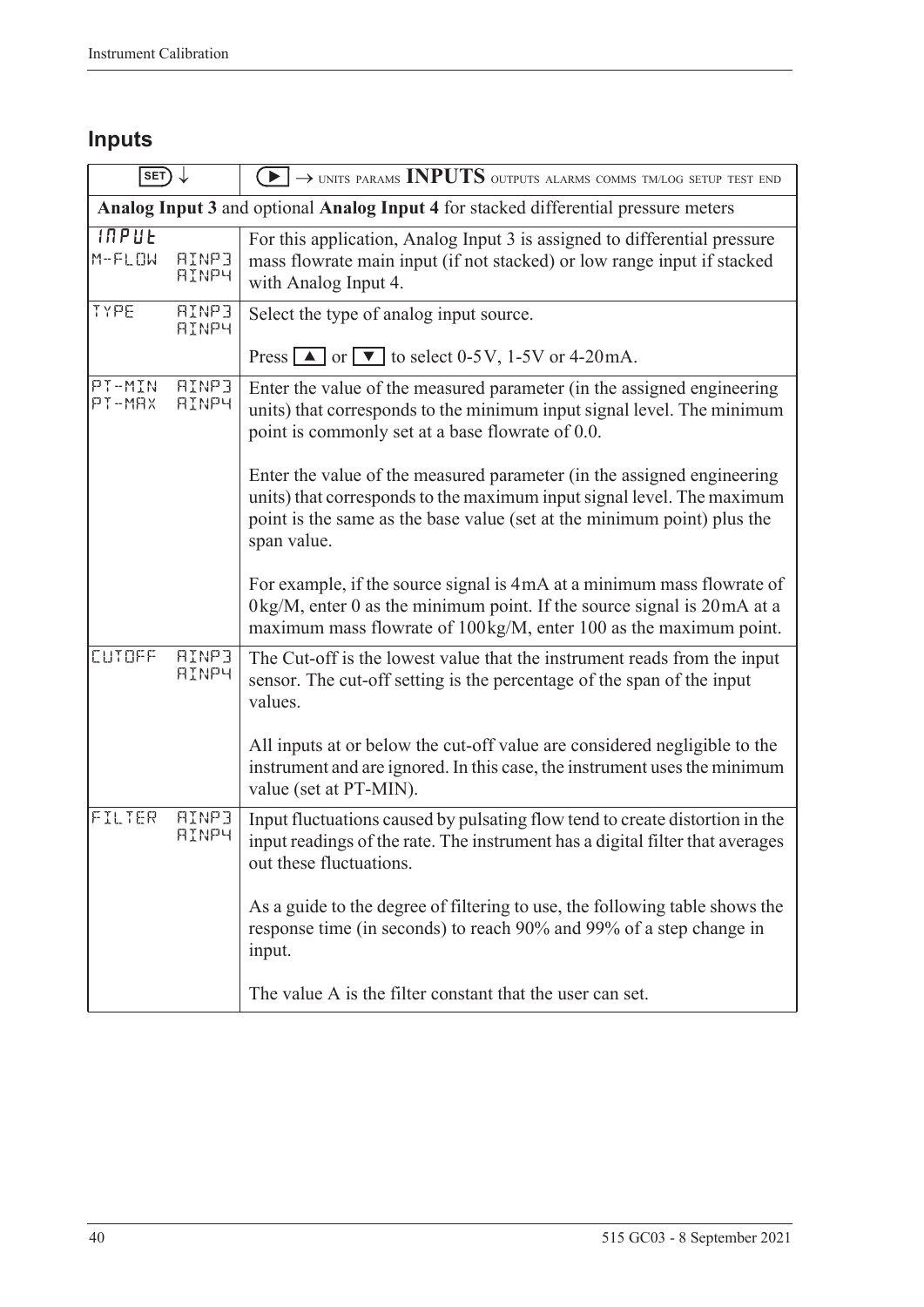## Inputs

| SET ↓ | ▶ → UNITS PARAMS **INPUTS** OUTPUTS ALARMS COMMS TM/LOG SETUP TEST END |
|---|---|
| **Analog Input 3** and optional **Analog Input 4** for stacked differential pressure meters | |
| INPUT<br>M-FLOW AINP3<br>AINP4 | For this application, Analog Input 3 is assigned to differential pressure mass flowrate main input (if not stacked) or low range input if stacked with Analog Input 4. |
| TYPE AINP3<br>AINP4 | Select the type of analog input source.<br><br>Press ▲ or ▼ to select 0-5V, 1-5V or 4-20mA. |
| PT-MIN AINP3<br>PT-MAX AINP4 | Enter the value of the measured parameter (in the assigned engineering units) that corresponds to the minimum input signal level. The minimum point is commonly set at a base flowrate of 0.0.<br><br>Enter the value of the measured parameter (in the assigned engineering units) that corresponds to the maximum input signal level. The maximum point is the same as the base value (set at the minimum point) plus the span value.<br><br>For example, if the source signal is 4mA at a minimum mass flowrate of 0kg/M, enter 0 as the minimum point. If the source signal is 20mA at a maximum mass flowrate of 100kg/M, enter 100 as the maximum point. |
| CUTOFF AINP3<br>AINP4 | The Cut-off is the lowest value that the instrument reads from the input sensor. The cut-off setting is the percentage of the span of the input values.<br><br>All inputs at or below the cut-off value are considered negligible to the instrument and are ignored. In this case, the instrument uses the minimum value (set at PT-MIN). |
| FILTER AINP3<br>AINP4 | Input fluctuations caused by pulsating flow tend to create distortion in the input readings of the rate. The instrument has a digital filter that averages out these fluctuations.<br><br>As a guide to the degree of filtering to use, the following table shows the response time (in seconds) to reach 90% and 99% of a step change in input.<br><br>The value A is the filter constant that the user can set. |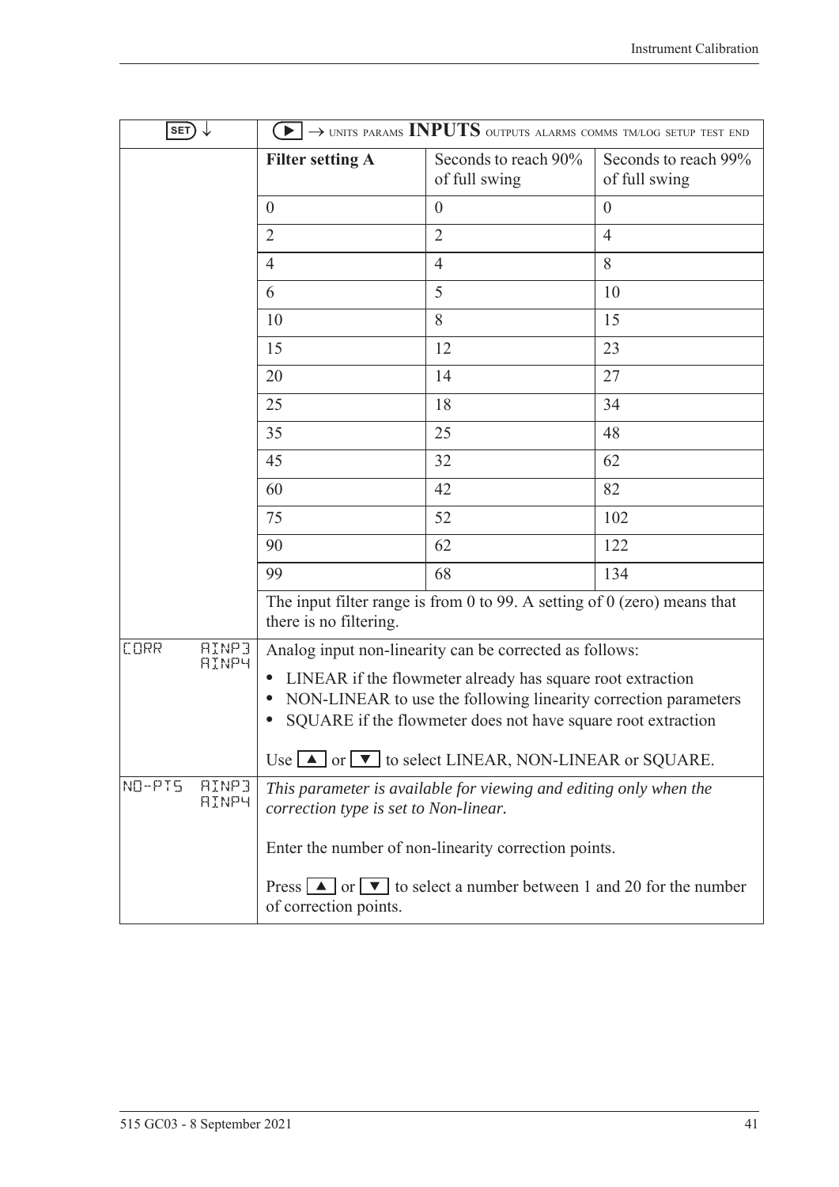| SET ↓ | ▶ → UNITS PARAMS **INPUTS** OUTPUTS ALARMS COMMS TM/LOG SETUP TEST END | | |
|---|---|---|---|
| | **Filter setting A** | Seconds to reach 90% of full swing | Seconds to reach 99% of full swing |
| | 0 | 0 | 0 |
| | 2 | 2 | 4 |
| | 4 | 4 | 8 |
| | 6 | 5 | 10 |
| | 10 | 8 | 15 |
| | 15 | 12 | 23 |
| | 20 | 14 | 27 |
| | 25 | 18 | 34 |
| | 35 | 25 | 48 |
| | 45 | 32 | 62 |
| | 60 | 42 | 82 |
| | 75 | 52 | 102 |
| | 90 | 62 | 122 |
| | 99 | 68 | 134 |
| | The input filter range is from 0 to 99. A setting of 0 (zero) means that there is no filtering. | | |
| CORR AINP3 AINP4 | Analog input non-linearity can be corrected as follows:<br>• LINEAR if the flowmeter already has square root extraction<br>• NON-LINEAR to use the following linearity correction parameters<br>• SQUARE if the flowmeter does not have square root extraction<br><br>Use ▲ or ▼ to select LINEAR, NON-LINEAR or SQUARE. | | |
| NO-PTS AINP3 AINP4 | *This parameter is available for viewing and editing only when the correction type is set to Non-linear.*<br><br>Enter the number of non-linearity correction points.<br><br>Press ▲ or ▼ to select a number between 1 and 20 for the number of correction points. | | |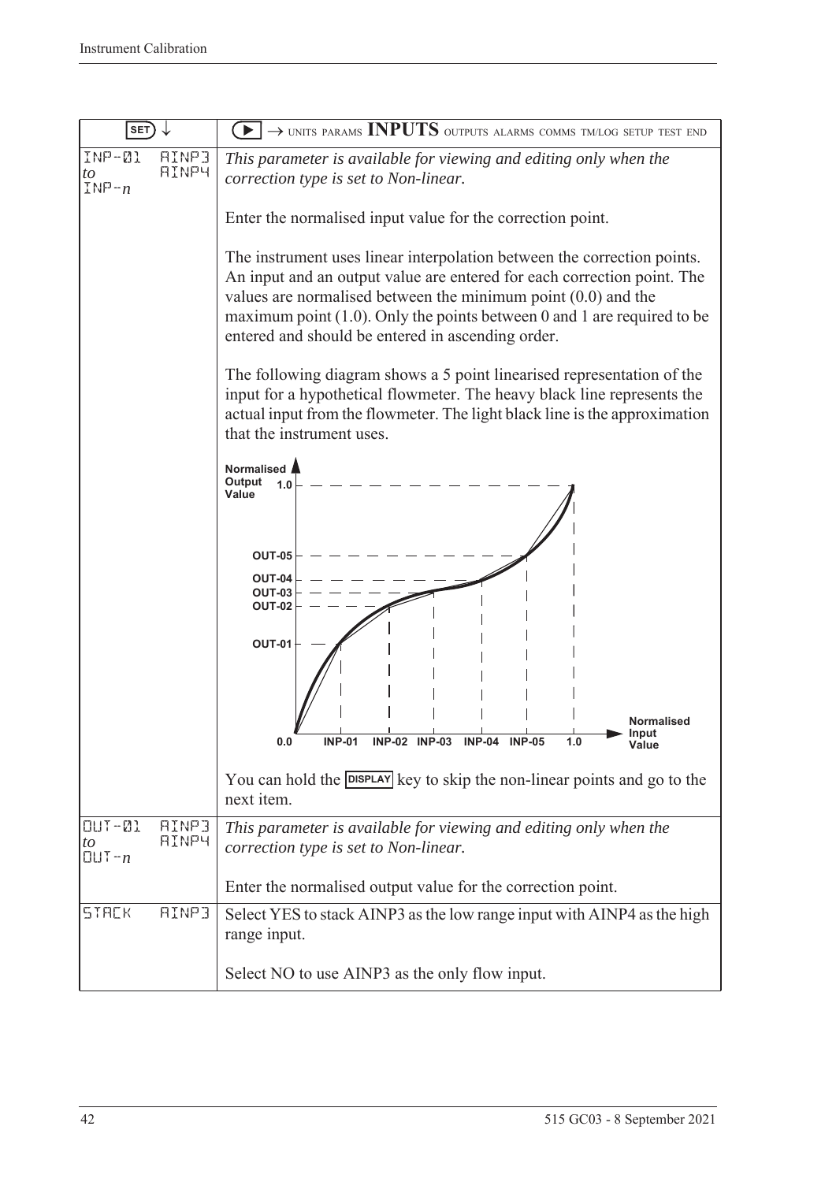| SET ↓ | ▶ → UNITS PARAMS **INPUTS** OUTPUTS ALARMS COMMS TM/LOG SETUP TEST END |
|---|---|
| INP-01 *to* INP-*n* AINP3 AINP4 | *This parameter is available for viewing and editing only when the correction type is set to Non-linear.*<br><br>Enter the normalised input value for the correction point.<br><br>The instrument uses linear interpolation between the correction points. An input and an output value are entered for each correction point. The values are normalised between the minimum point (0.0) and the maximum point (1.0). Only the points between 0 and 1 are required to be entered and should be entered in ascending order.<br><br>The following diagram shows a 5 point linearised representation of the input for a hypothetical flowmeter. The heavy black line represents the actual input from the flowmeter. The light black line is the approximation that the instrument uses.<br><br>You can hold the DISPLAY key to skip the non-linear points and go to the next item. |
| OUT-01 *to* OUT-*n* AINP3 AINP4 | *This parameter is available for viewing and editing only when the correction type is set to Non-linear.*<br><br>Enter the normalised output value for the correction point. |
| STACK AINP3 | Select YES to stack AINP3 as the low range input with AINP4 as the high range input.<br><br>Select NO to use AINP3 as the only flow input. |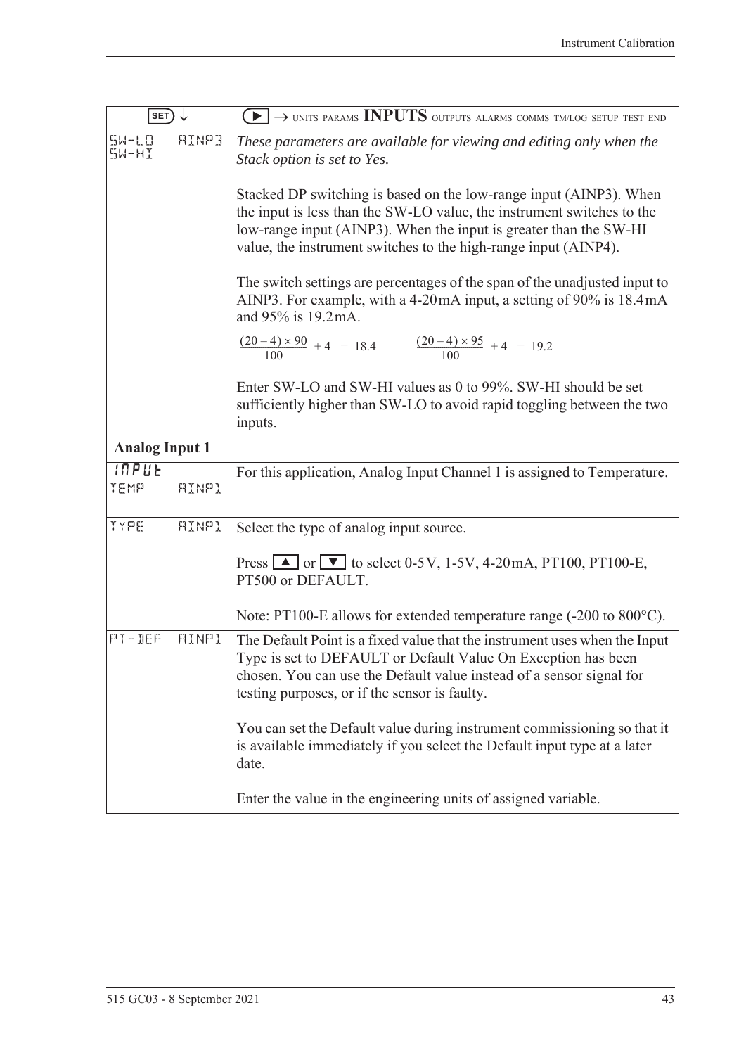| SET ↓ | ▶ → UNITS PARAMS **INPUTS** OUTPUTS ALARMS COMMS TM/LOG SETUP TEST END |
|---|---|
| SW-LO AINP3<br>SW-HI | *These parameters are available for viewing and editing only when the Stack option is set to Yes.*<br><br>Stacked DP switching is based on the low-range input (AINP3). When the input is less than the SW-LO value, the instrument switches to the low-range input (AINP3). When the input is greater than the SW-HI value, the instrument switches to the high-range input (AINP4).<br><br>The switch settings are percentages of the span of the unadjusted input to AINP3. For example, with a 4-20 mA input, a setting of 90% is 18.4 mA and 95% is 19.2 mA.<br><br>$\frac{(20-4)\times 90}{100} + 4 = 18.4$ $\quad \frac{(20-4)\times 95}{100} + 4 = 19.2$<br><br>Enter SW-LO and SW-HI values as 0 to 99%. SW-HI should be set sufficiently higher than SW-LO to avoid rapid toggling between the two inputs. |
| **Analog Input 1** | |
| INPUT<br>TEMP AINP1 | For this application, Analog Input Channel 1 is assigned to Temperature. |
| TYPE AINP1 | Select the type of analog input source.<br><br>Press ▲ or ▼ to select 0-5 V, 1-5 V, 4-20 mA, PT100, PT100-E, PT500 or DEFAULT.<br><br>Note: PT100-E allows for extended temperature range (-200 to 800°C). |
| PT-DEF AINP1 | The Default Point is a fixed value that the instrument uses when the Input Type is set to DEFAULT or Default Value On Exception has been chosen. You can use the Default value instead of a sensor signal for testing purposes, or if the sensor is faulty.<br><br>You can set the Default value during instrument commissioning so that it is available immediately if you select the Default input type at a later date.<br><br>Enter the value in the engineering units of assigned variable. |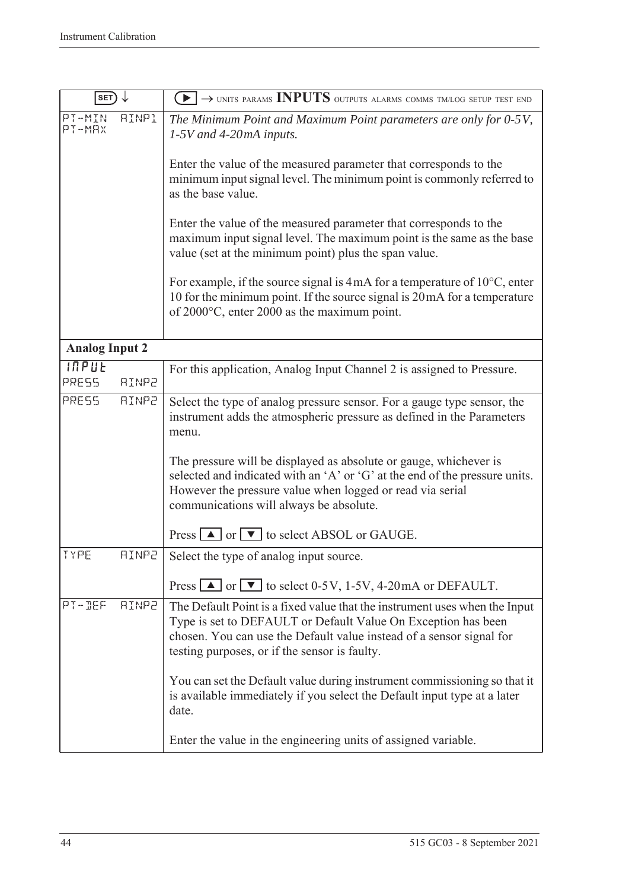| SET ↓ | ▶ → UNITS PARAMS **INPUTS** OUTPUTS ALARMS COMMS TM/LOG SETUP TEST END |
|---|---|
| PT-MIN AINP1<br>PT-MAX | *The Minimum Point and Maximum Point parameters are only for 0-5V, 1-5V and 4-20mA inputs.*<br><br>Enter the value of the measured parameter that corresponds to the minimum input signal level. The minimum point is commonly referred to as the base value.<br><br>Enter the value of the measured parameter that corresponds to the maximum input signal level. The maximum point is the same as the base value (set at the minimum point) plus the span value.<br><br>For example, if the source signal is 4mA for a temperature of 10°C, enter 10 for the minimum point. If the source signal is 20mA for a temperature of 2000°C, enter 2000 as the maximum point. |
| **Analog Input 2** | |
| INPUT<br>PRESS AINP2 | For this application, Analog Input Channel 2 is assigned to Pressure. |
| PRESS AINP2 | Select the type of analog pressure sensor. For a gauge type sensor, the instrument adds the atmospheric pressure as defined in the Parameters menu.<br><br>The pressure will be displayed as absolute or gauge, whichever is selected and indicated with an 'A' or 'G' at the end of the pressure units. However the pressure value when logged or read via serial communications will always be absolute.<br><br>Press ▲ or ▼ to select ABSOL or GAUGE. |
| TYPE AINP2 | Select the type of analog input source.<br><br>Press ▲ or ▼ to select 0-5V, 1-5V, 4-20mA or DEFAULT. |
| PT-DEF AINP2 | The Default Point is a fixed value that the instrument uses when the Input Type is set to DEFAULT or Default Value On Exception has been chosen. You can use the Default value instead of a sensor signal for testing purposes, or if the sensor is faulty.<br><br>You can set the Default value during instrument commissioning so that it is available immediately if you select the Default input type at a later date.<br><br>Enter the value in the engineering units of assigned variable. |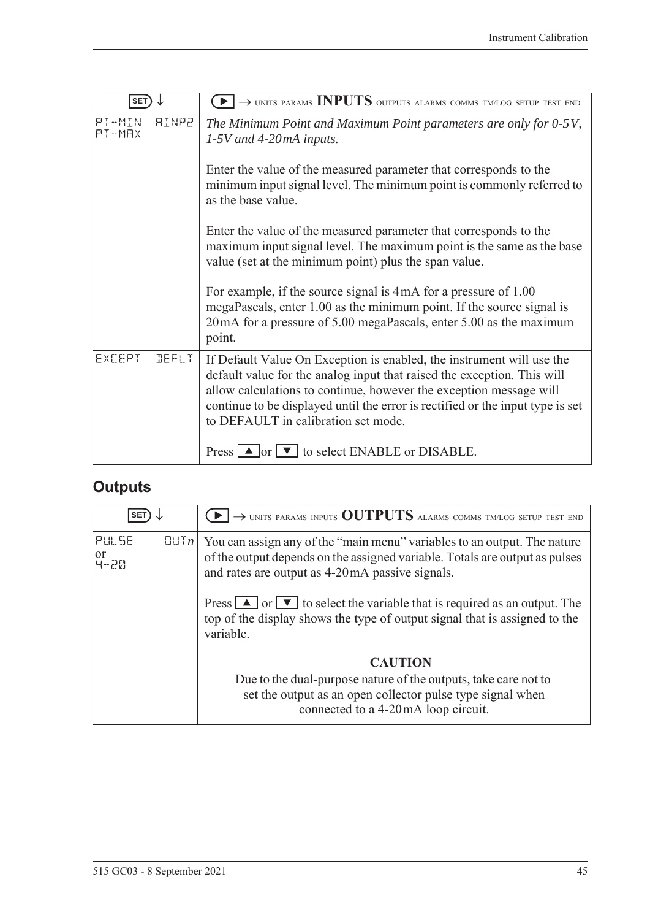| SET ↓ | ▶ → UNITS PARAMS **INPUTS** OUTPUTS ALARMS COMMS TM/LOG SETUP TEST END |
|---|---|
| PT-MIN AINP2 PT-MAX | *The Minimum Point and Maximum Point parameters are only for 0-5V, 1-5V and 4-20mA inputs.*<br><br>Enter the value of the measured parameter that corresponds to the minimum input signal level. The minimum point is commonly referred to as the base value.<br><br>Enter the value of the measured parameter that corresponds to the maximum input signal level. The maximum point is the same as the base value (set at the minimum point) plus the span value.<br><br>For example, if the source signal is 4mA for a pressure of 1.00 megaPascals, enter 1.00 as the minimum point. If the source signal is 20mA for a pressure of 5.00 megaPascals, enter 5.00 as the maximum point. |
| EXCEPT DEFLT | If Default Value On Exception is enabled, the instrument will use the default value for the analog input that raised the exception. This will allow calculations to continue, however the exception message will continue to be displayed until the error is rectified or the input type is set to DEFAULT in calibration set mode.<br><br>Press ▲ or ▼ to select ENABLE or DISABLE. |

## Outputs

| SET ↓ | ▶ → UNITS PARAMS INPUTS **OUTPUTS** ALARMS COMMS TM/LOG SETUP TEST END |
|---|---|
| PULSE or 4-20 OUT*n* | You can assign any of the "main menu" variables to an output. The nature of the output depends on the assigned variable. Totals are output as pulses and rates are output as 4-20mA passive signals.<br><br>Press ▲ or ▼ to select the variable that is required as an output. The top of the display shows the type of output signal that is assigned to the variable.<br><br>**CAUTION**<br>Due to the dual-purpose nature of the outputs, take care not to set the output as an open collector pulse type signal when connected to a 4-20mA loop circuit. |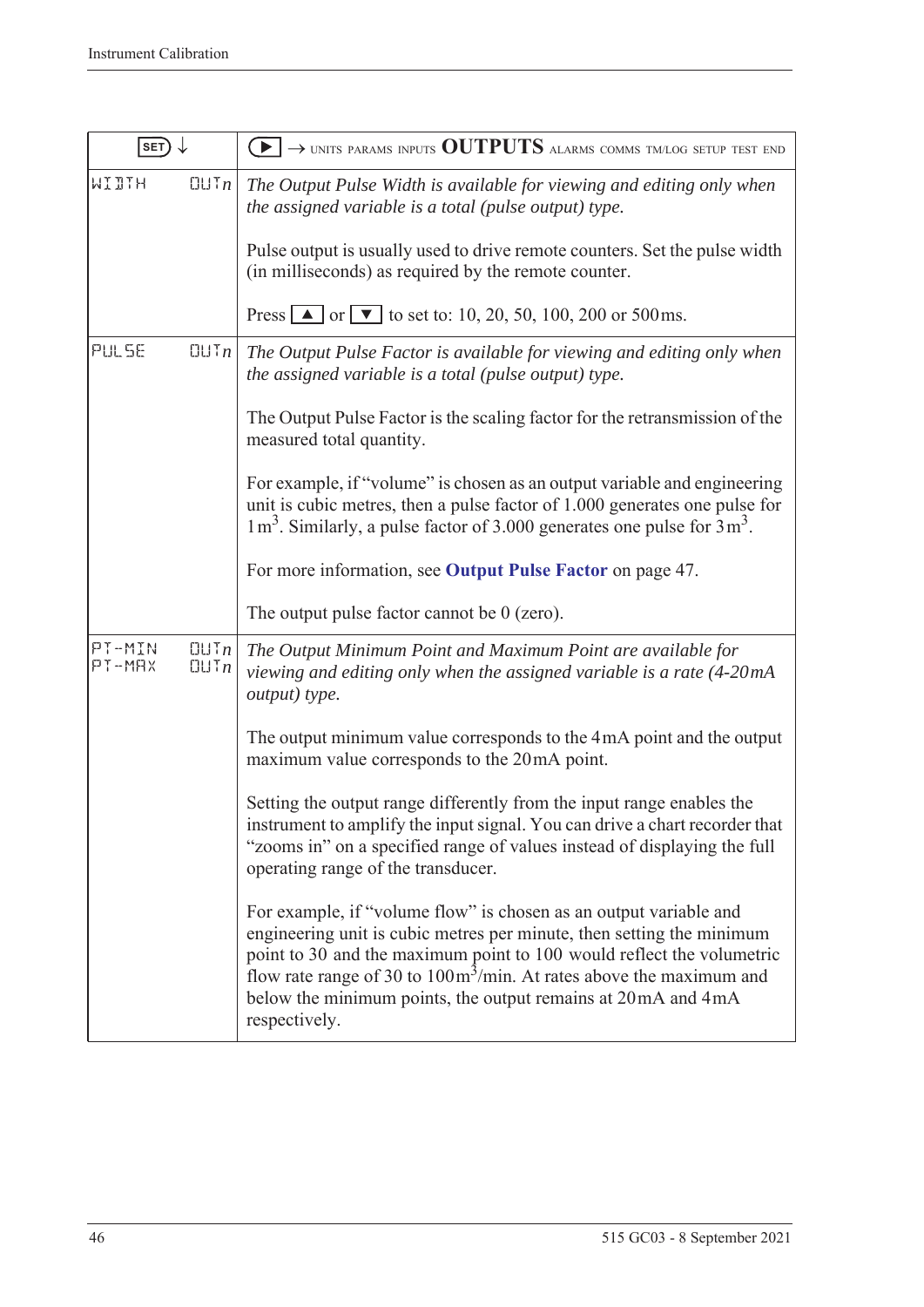| SET ↓ | ▶ → UNITS PARAMS INPUTS **OUTPUTS** ALARMS COMMS TM/LOG SETUP TEST END |
|---|---|
| WIDTH OUT*n* | *The Output Pulse Width is available for viewing and editing only when the assigned variable is a total (pulse output) type.*<br><br>Pulse output is usually used to drive remote counters. Set the pulse width (in milliseconds) as required by the remote counter.<br><br>Press ▲ or ▼ to set to: 10, 20, 50, 100, 200 or 500 ms. |
| PULSE OUT*n* | *The Output Pulse Factor is available for viewing and editing only when the assigned variable is a total (pulse output) type.*<br><br>The Output Pulse Factor is the scaling factor for the retransmission of the measured total quantity.<br><br>For example, if "volume" is chosen as an output variable and engineering unit is cubic metres, then a pulse factor of 1.000 generates one pulse for 1 $m^3$. Similarly, a pulse factor of 3.000 generates one pulse for 3 $m^3$.<br><br>For more information, see **Output Pulse Factor** on page 47.<br><br>The output pulse factor cannot be 0 (zero). |
| PT-MIN OUT*n*<br>PT-MAX OUT*n* | *The Output Minimum Point and Maximum Point are available for viewing and editing only when the assigned variable is a rate (4-20 mA output) type.*<br><br>The output minimum value corresponds to the 4 mA point and the output maximum value corresponds to the 20 mA point.<br><br>Setting the output range differently from the input range enables the instrument to amplify the input signal. You can drive a chart recorder that "zooms in" on a specified range of values instead of displaying the full operating range of the transducer.<br><br>For example, if "volume flow" is chosen as an output variable and engineering unit is cubic metres per minute, then setting the minimum point to 30 and the maximum point to 100 would reflect the volumetric flow rate range of 30 to 100 $m^3$/min. At rates above the maximum and below the minimum points, the output remains at 20 mA and 4 mA respectively. |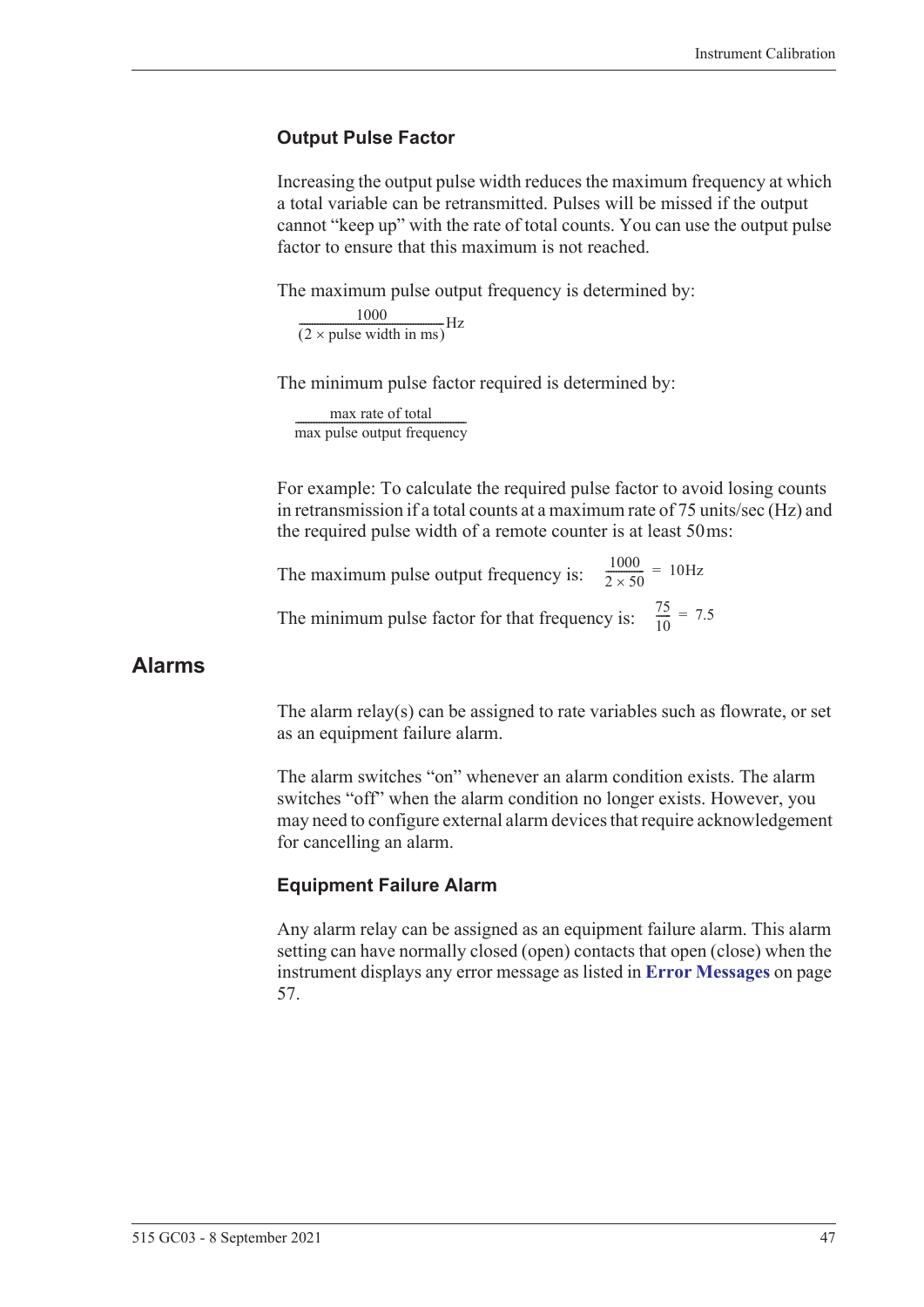### Output Pulse Factor

Increasing the output pulse width reduces the maximum frequency at which a total variable can be retransmitted. Pulses will be missed if the output cannot "keep up" with the rate of total counts. You can use the output pulse factor to ensure that this maximum is not reached.

The maximum pulse output frequency is determined by:

$$\frac{1000}{(2 \times \text{pulse width in ms})}\text{Hz}$$

The minimum pulse factor required is determined by:

$$\frac{\text{max rate of total}}{\text{max pulse output frequency}}$$

For example: To calculate the required pulse factor to avoid losing counts in retransmission if a total counts at a maximum rate of 75 units/sec (Hz) and the required pulse width of a remote counter is at least 50 ms:

The maximum pulse output frequency is: $\frac{1000}{2 \times 50} = 10\text{Hz}$

The minimum pulse factor for that frequency is: $\frac{75}{10} = 7.5$

## Alarms

The alarm relay(s) can be assigned to rate variables such as flowrate, or set as an equipment failure alarm.

The alarm switches "on" whenever an alarm condition exists. The alarm switches "off" when the alarm condition no longer exists. However, you may need to configure external alarm devices that require acknowledgement for cancelling an alarm.

### Equipment Failure Alarm

Any alarm relay can be assigned as an equipment failure alarm. This alarm setting can have normally closed (open) contacts that open (close) when the instrument displays any error message as listed in **Error Messages** on page 57.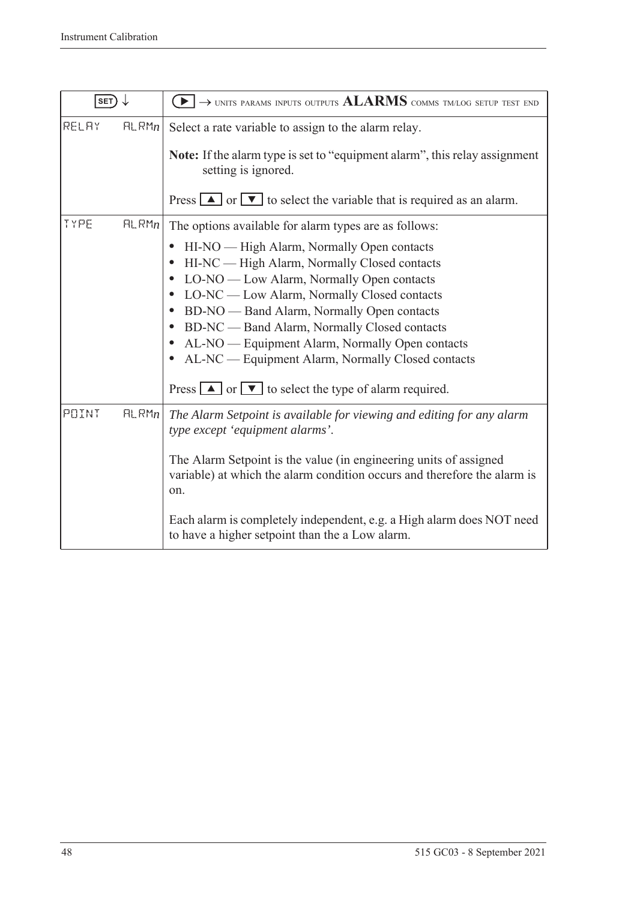| SET ↓ | | ▶ → UNITS PARAMS INPUTS OUTPUTS **ALARMS** COMMS TM/LOG SETUP TEST END |
|---|---|---|
| RELAY | ALRM*n* | Select a rate variable to assign to the alarm relay.<br><br>**Note:** If the alarm type is set to "equipment alarm", this relay assignment setting is ignored.<br><br>Press ▲ or ▼ to select the variable that is required as an alarm. |
| TYPE | ALRM*n* | The options available for alarm types are as follows:<br><br>• HI-NO — High Alarm, Normally Open contacts<br>• HI-NC — High Alarm, Normally Closed contacts<br>• LO-NO — Low Alarm, Normally Open contacts<br>• LO-NC — Low Alarm, Normally Closed contacts<br>• BD-NO — Band Alarm, Normally Open contacts<br>• BD-NC — Band Alarm, Normally Closed contacts<br>• AL-NO — Equipment Alarm, Normally Open contacts<br>• AL-NC — Equipment Alarm, Normally Closed contacts<br><br>Press ▲ or ▼ to select the type of alarm required. |
| POINT | ALRM*n* | *The Alarm Setpoint is available for viewing and editing for any alarm type except 'equipment alarms'.*<br><br>The Alarm Setpoint is the value (in engineering units of assigned variable) at which the alarm condition occurs and therefore the alarm is on.<br><br>Each alarm is completely independent, e.g. a High alarm does NOT need to have a higher setpoint than the a Low alarm. |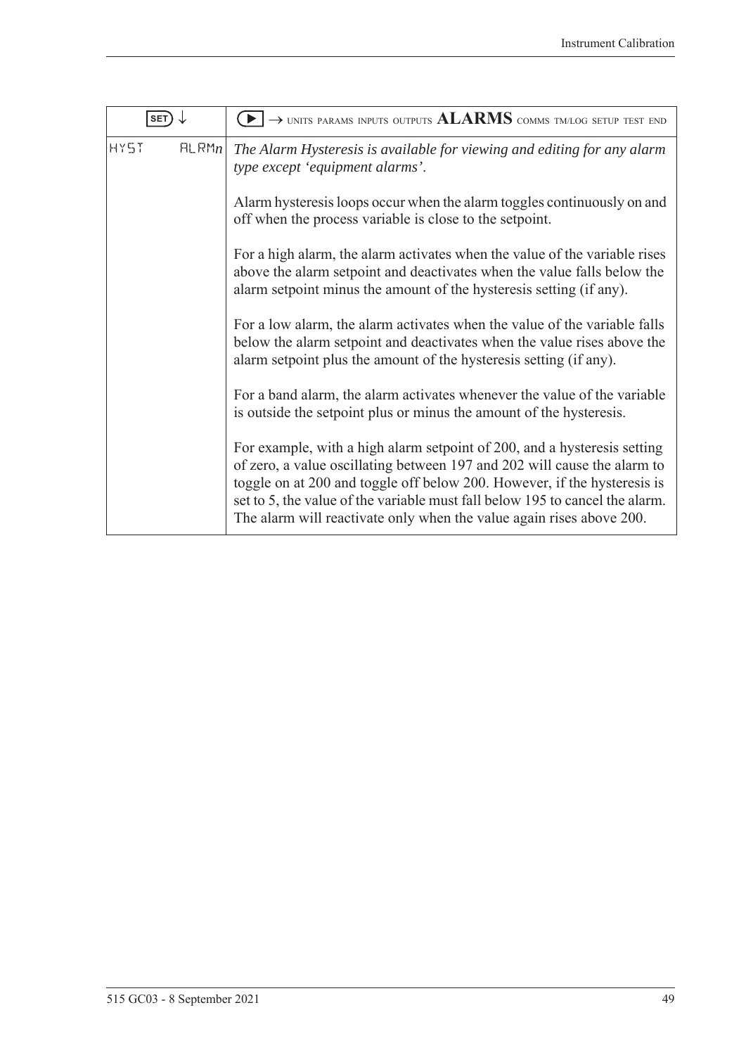| SET ↓ | ▶ → UNITS PARAMS INPUTS OUTPUTS **ALARMS** COMMS TM/LOG SETUP TEST END |
|---|---|
| HYST ALRM*n* | *The Alarm Hysteresis is available for viewing and editing for any alarm type except 'equipment alarms'.*<br><br>Alarm hysteresis loops occur when the alarm toggles continuously on and off when the process variable is close to the setpoint.<br><br>For a high alarm, the alarm activates when the value of the variable rises above the alarm setpoint and deactivates when the value falls below the alarm setpoint minus the amount of the hysteresis setting (if any).<br><br>For a low alarm, the alarm activates when the value of the variable falls below the alarm setpoint and deactivates when the value rises above the alarm setpoint plus the amount of the hysteresis setting (if any).<br><br>For a band alarm, the alarm activates whenever the value of the variable is outside the setpoint plus or minus the amount of the hysteresis.<br><br>For example, with a high alarm setpoint of 200, and a hysteresis setting of zero, a value oscillating between 197 and 202 will cause the alarm to toggle on at 200 and toggle off below 200. However, if the hysteresis is set to 5, the value of the variable must fall below 195 to cancel the alarm. The alarm will reactivate only when the value again rises above 200. |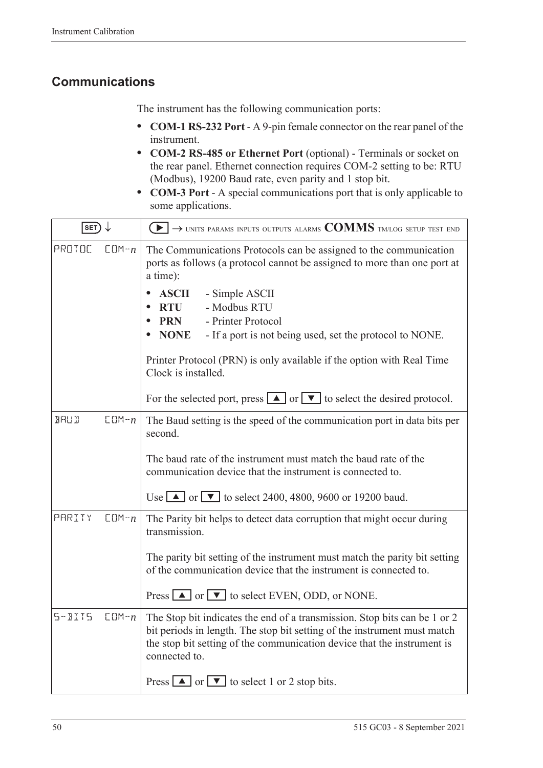## Communications

The instrument has the following communication ports:

- **COM-1 RS-232 Port** - A 9-pin female connector on the rear panel of the instrument.
- **COM-2 RS-485 or Ethernet Port** (optional) - Terminals or socket on the rear panel. Ethernet connection requires COM-2 setting to be: RTU (Modbus), 19200 Baud rate, even parity and 1 stop bit.
- **COM-3 Port** - A special communications port that is only applicable to some applications.

| SET ↓ | ▶ → UNITS PARAMS INPUTS OUTPUTS ALARMS **COMMS** TM/LOG SETUP TEST END |
|---|---|
| PROTOC COM-*n* | The Communications Protocols can be assigned to the communication ports as follows (a protocol cannot be assigned to more than one port at a time):<br>• **ASCII** - Simple ASCII<br>• **RTU** - Modbus RTU<br>• **PRN** - Printer Protocol<br>• **NONE** - If a port is not being used, set the protocol to NONE.<br><br>Printer Protocol (PRN) is only available if the option with Real Time Clock is installed.<br><br>For the selected port, press ▲ or ▼ to select the desired protocol. |
| BAUD COM-*n* | The Baud setting is the speed of the communication port in data bits per second.<br><br>The baud rate of the instrument must match the baud rate of the communication device that the instrument is connected to.<br><br>Use ▲ or ▼ to select 2400, 4800, 9600 or 19200 baud. |
| PARITY COM-*n* | The Parity bit helps to detect data corruption that might occur during transmission.<br><br>The parity bit setting of the instrument must match the parity bit setting of the communication device that the instrument is connected to.<br><br>Press ▲ or ▼ to select EVEN, ODD, or NONE. |
| S-BITS COM-*n* | The Stop bit indicates the end of a transmission. Stop bits can be 1 or 2 bit periods in length. The stop bit setting of the instrument must match the stop bit setting of the communication device that the instrument is connected to.<br><br>Press ▲ or ▼ to select 1 or 2 stop bits. |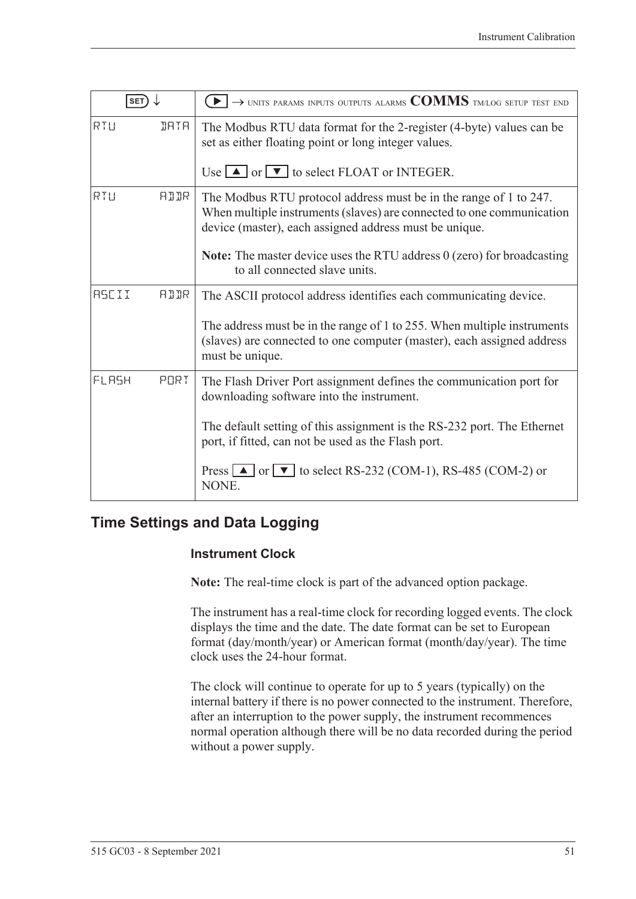| SET ↓ | ▶ → UNITS PARAMS INPUTS OUTPUTS ALARMS **COMMS** TM/LOG SETUP TEST END |
|---|---|
| RTU DATA | The Modbus RTU data format for the 2-register (4-byte) values can be set as either floating point or long integer values.<br><br>Use ▲ or ▼ to select FLOAT or INTEGER. |
| RTU ADDR | The Modbus RTU protocol address must be in the range of 1 to 247. When multiple instruments (slaves) are connected to one communication device (master), each assigned address must be unique.<br><br>**Note:** The master device uses the RTU address 0 (zero) for broadcasting to all connected slave units. |
| ASCII ADDR | The ASCII protocol address identifies each communicating device.<br><br>The address must be in the range of 1 to 255. When multiple instruments (slaves) are connected to one computer (master), each assigned address must be unique. |
| FLASH PORT | The Flash Driver Port assignment defines the communication port for downloading software into the instrument.<br><br>The default setting of this assignment is the RS-232 port. The Ethernet port, if fitted, can not be used as the Flash port.<br><br>Press ▲ or ▼ to select RS-232 (COM-1), RS-485 (COM-2) or NONE. |

## Time Settings and Data Logging

### Instrument Clock

**Note:** The real-time clock is part of the advanced option package.

The instrument has a real-time clock for recording logged events. The clock displays the time and the date. The date format can be set to European format (day/month/year) or American format (month/day/year). The time clock uses the 24-hour format.

The clock will continue to operate for up to 5 years (typically) on the internal battery if there is no power connected to the instrument. Therefore, after an interruption to the power supply, the instrument recommences normal operation although there will be no data recorded during the period without a power supply.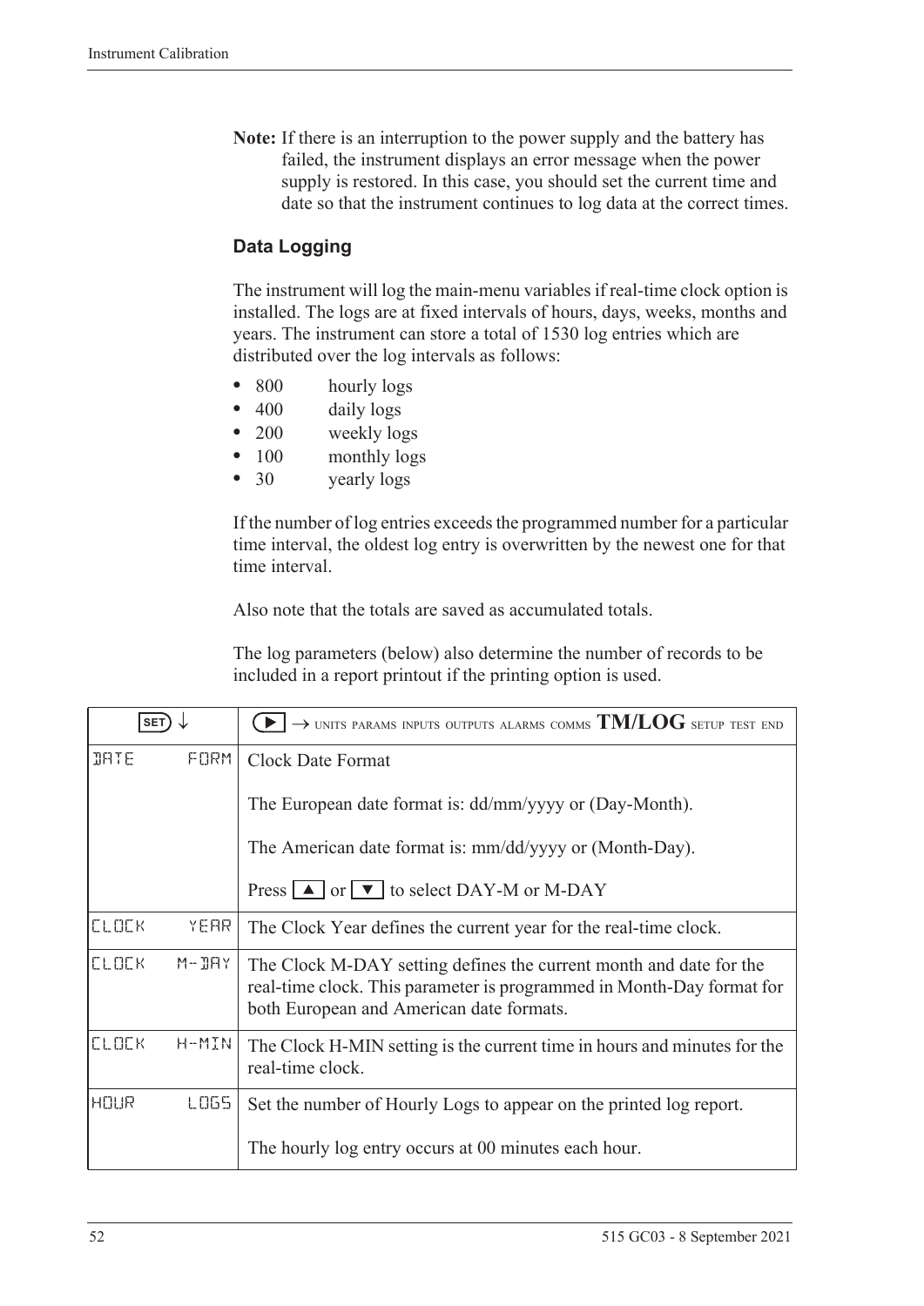**Note:** If there is an interruption to the power supply and the battery has failed, the instrument displays an error message when the power supply is restored. In this case, you should set the current time and date so that the instrument continues to log data at the correct times.

### Data Logging

The instrument will log the main-menu variables if real-time clock option is installed. The logs are at fixed intervals of hours, days, weeks, months and years. The instrument can store a total of 1530 log entries which are distributed over the log intervals as follows:

- 800 hourly logs
- 400 daily logs
- 200 weekly logs
- 100 monthly logs
- 30 yearly logs

If the number of log entries exceeds the programmed number for a particular time interval, the oldest log entry is overwritten by the newest one for that time interval.

Also note that the totals are saved as accumulated totals.

The log parameters (below) also determine the number of records to be included in a report printout if the printing option is used.

| SET ↓ | ▶ → UNITS PARAMS INPUTS OUTPUTS ALARMS COMMS **TM/LOG** SETUP TEST END |
|---|---|
| DATE FORM | Clock Date Format<br><br>The European date format is: dd/mm/yyyy or (Day-Month).<br><br>The American date format is: mm/dd/yyyy or (Month-Day).<br><br>Press ▲ or ▼ to select DAY-M or M-DAY |
| CLOCK YEAR | The Clock Year defines the current year for the real-time clock. |
| CLOCK M-DAY | The Clock M-DAY setting defines the current month and date for the real-time clock. This parameter is programmed in Month-Day format for both European and American date formats. |
| CLOCK H-MIN | The Clock H-MIN setting is the current time in hours and minutes for the real-time clock. |
| HOUR LOGS | Set the number of Hourly Logs to appear on the printed log report.<br><br>The hourly log entry occurs at 00 minutes each hour. |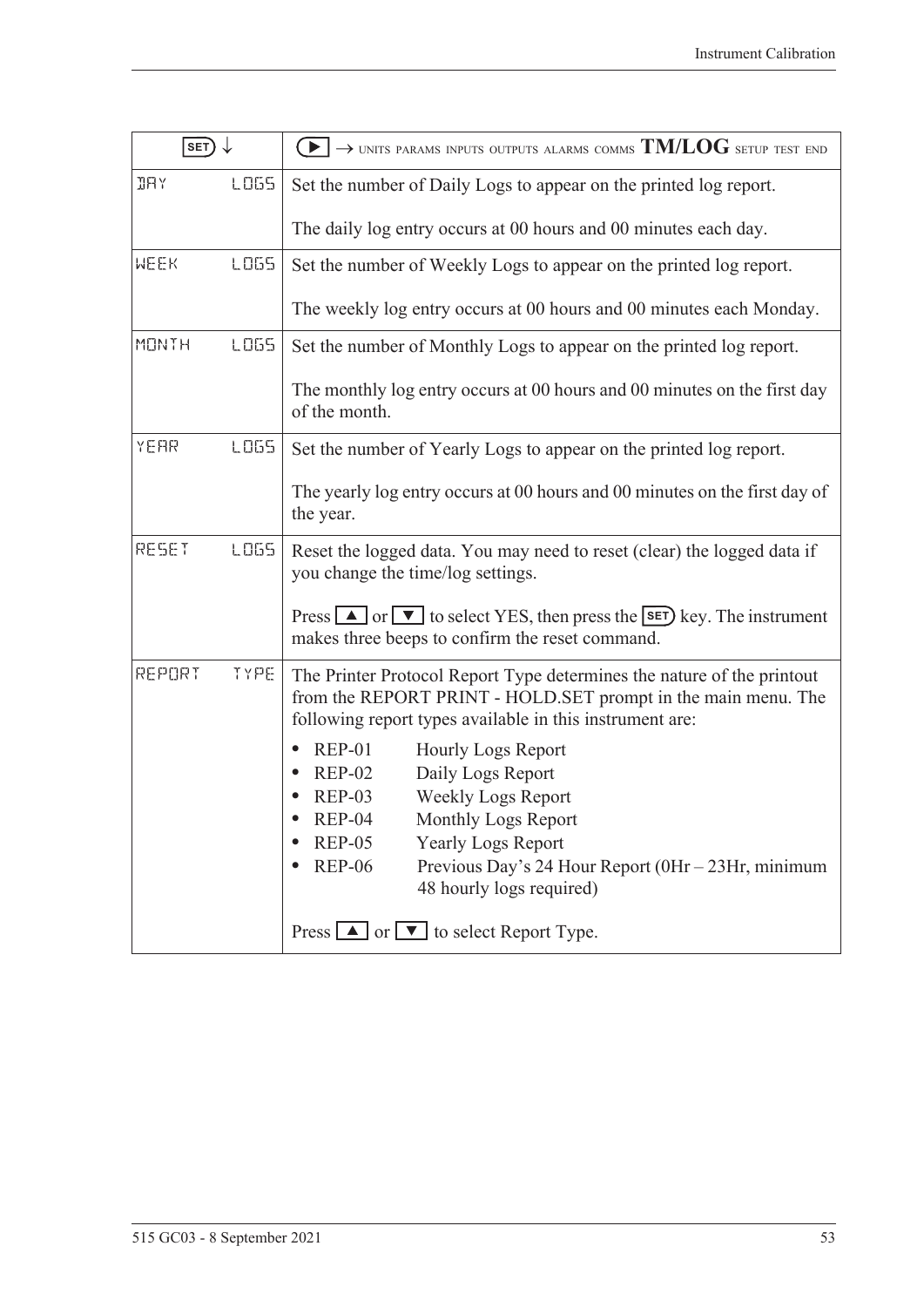| SET ↓ | ▶ → UNITS PARAMS INPUTS OUTPUTS ALARMS COMMS **TM/LOG** SETUP TEST END |
|---|---|
| DAY LOGS | Set the number of Daily Logs to appear on the printed log report.<br><br>The daily log entry occurs at 00 hours and 00 minutes each day. |
| WEEK LOGS | Set the number of Weekly Logs to appear on the printed log report.<br><br>The weekly log entry occurs at 00 hours and 00 minutes each Monday. |
| MONTH LOGS | Set the number of Monthly Logs to appear on the printed log report.<br><br>The monthly log entry occurs at 00 hours and 00 minutes on the first day of the month. |
| YEAR LOGS | Set the number of Yearly Logs to appear on the printed log report.<br><br>The yearly log entry occurs at 00 hours and 00 minutes on the first day of the year. |
| RESET LOGS | Reset the logged data. You may need to reset (clear) the logged data if you change the time/log settings.<br><br>Press ▲ or ▼ to select YES, then press the SET key. The instrument makes three beeps to confirm the reset command. |
| REPORT TYPE | The Printer Protocol Report Type determines the nature of the printout from the REPORT PRINT - HOLD.SET prompt in the main menu. The following report types available in this instrument are:<br><br>• REP-01 Hourly Logs Report<br>• REP-02 Daily Logs Report<br>• REP-03 Weekly Logs Report<br>• REP-04 Monthly Logs Report<br>• REP-05 Yearly Logs Report<br>• REP-06 Previous Day's 24 Hour Report (0Hr – 23Hr, minimum 48 hourly logs required)<br><br>Press ▲ or ▼ to select Report Type. |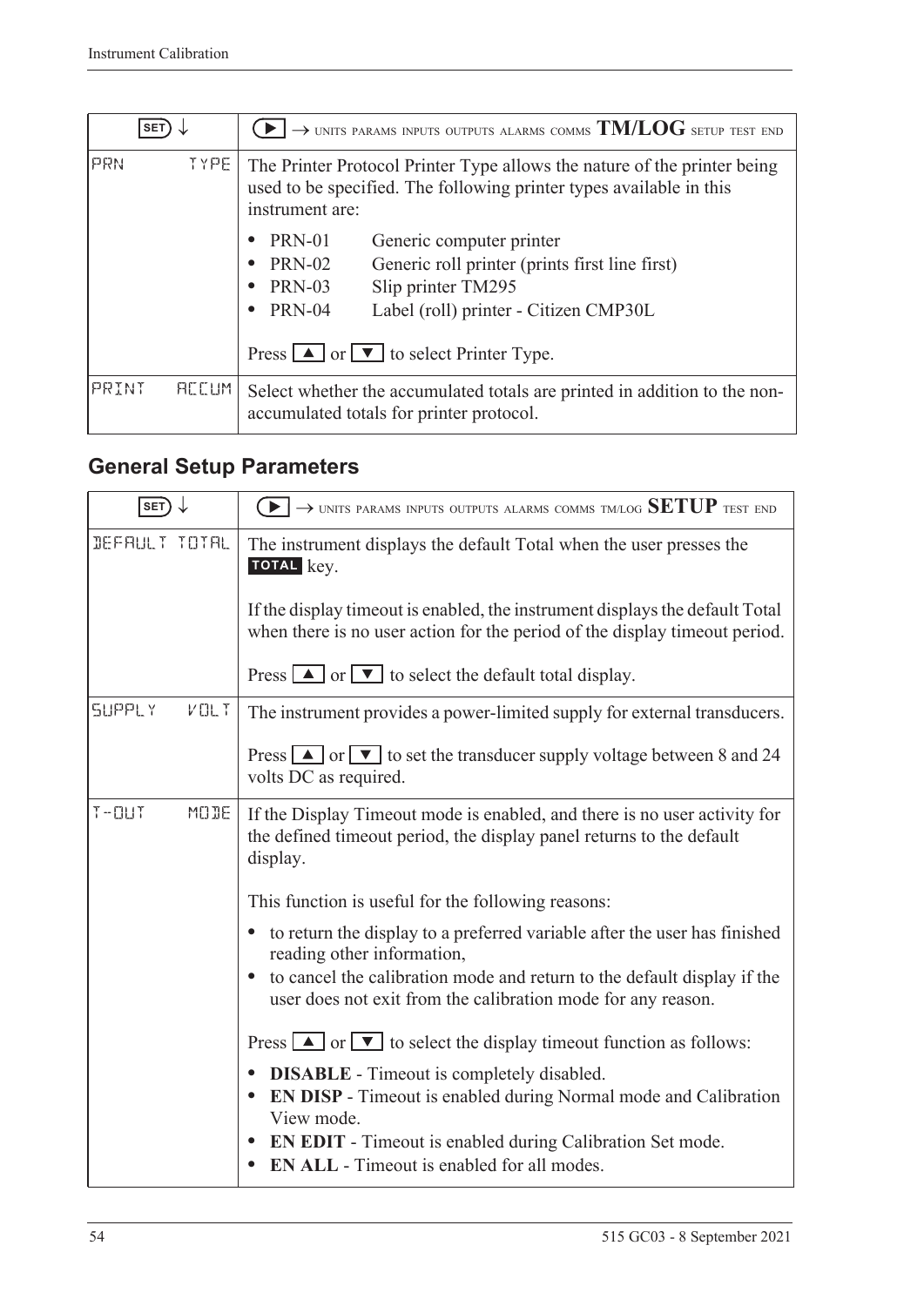| SET ↓ | ▶ → UNITS PARAMS INPUTS OUTPUTS ALARMS COMMS **TM/LOG** SETUP TEST END |
|---|---|
| PRN TYPE | The Printer Protocol Printer Type allows the nature of the printer being used to be specified. The following printer types available in this instrument are:<br><br>• PRN-01 Generic computer printer<br>• PRN-02 Generic roll printer (prints first line first)<br>• PRN-03 Slip printer TM295<br>• PRN-04 Label (roll) printer - Citizen CMP30L<br><br>Press ▲ or ▼ to select Printer Type. |
| PRINT ACCUM | Select whether the accumulated totals are printed in addition to the non-accumulated totals for printer protocol. |

## General Setup Parameters

| SET ↓ | ▶ → UNITS PARAMS INPUTS OUTPUTS ALARMS COMMS TM/LOG **SETUP** TEST END |
|---|---|
| DEFAULT TOTAL | The instrument displays the default Total when the user presses the **TOTAL** key.<br><br>If the display timeout is enabled, the instrument displays the default Total when there is no user action for the period of the display timeout period.<br><br>Press ▲ or ▼ to select the default total display. |
| SUPPLY VOLT | The instrument provides a power-limited supply for external transducers.<br><br>Press ▲ or ▼ to set the transducer supply voltage between 8 and 24 volts DC as required. |
| T-OUT MODE | If the Display Timeout mode is enabled, and there is no user activity for the defined timeout period, the display panel returns to the default display.<br><br>This function is useful for the following reasons:<br><br>• to return the display to a preferred variable after the user has finished reading other information,<br>• to cancel the calibration mode and return to the default display if the user does not exit from the calibration mode for any reason.<br><br>Press ▲ or ▼ to select the display timeout function as follows:<br><br>• **DISABLE** - Timeout is completely disabled.<br>• **EN DISP** - Timeout is enabled during Normal mode and Calibration View mode.<br>• **EN EDIT** - Timeout is enabled during Calibration Set mode.<br>• **EN ALL** - Timeout is enabled for all modes. |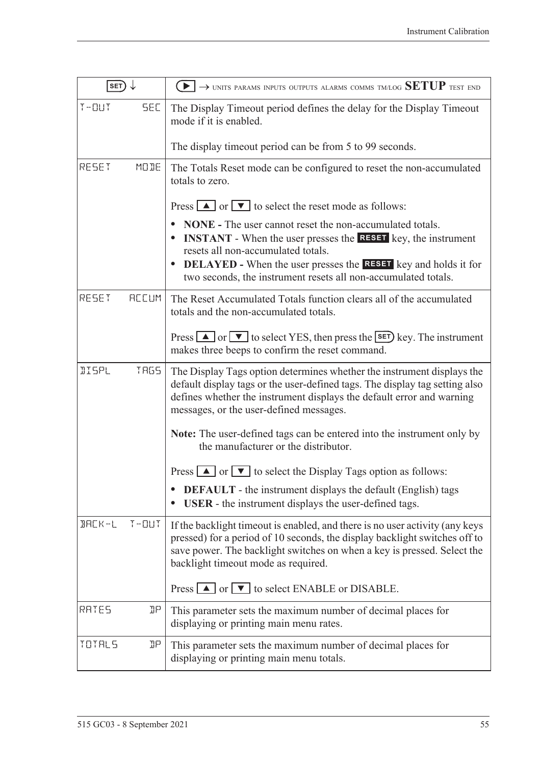| SET ↓ | ▶ → UNITS PARAMS INPUTS OUTPUTS ALARMS COMMS TM/LOG **SETUP** TEST END |
|---|---|
| T-OUT SEC | The Display Timeout period defines the delay for the Display Timeout mode if it is enabled.<br><br>The display timeout period can be from 5 to 99 seconds. |
| RESET MODE | The Totals Reset mode can be configured to reset the non-accumulated totals to zero.<br><br>Press ▲ or ▼ to select the reset mode as follows:<br>• **NONE -** The user cannot reset the non-accumulated totals.<br>• **INSTANT** - When the user presses the **RESET** key, the instrument resets all non-accumulated totals.<br>• **DELAYED -** When the user presses the **RESET** key and holds it for two seconds, the instrument resets all non-accumulated totals. |
| RESET ACCUM | The Reset Accumulated Totals function clears all of the accumulated totals and the non-accumulated totals.<br><br>Press ▲ or ▼ to select YES, then press the SET key. The instrument makes three beeps to confirm the reset command. |
| DISPL TAGS | The Display Tags option determines whether the instrument displays the default display tags or the user-defined tags. The display tag setting also defines whether the instrument displays the default error and warning messages, or the user-defined messages.<br><br>**Note:** The user-defined tags can be entered into the instrument only by the manufacturer or the distributor.<br><br>Press ▲ or ▼ to select the Display Tags option as follows:<br>• **DEFAULT** - the instrument displays the default (English) tags<br>• **USER** - the instrument displays the user-defined tags. |
| BACK-L T-OUT | If the backlight timeout is enabled, and there is no user activity (any keys pressed) for a period of 10 seconds, the display backlight switches off to save power. The backlight switches on when a key is pressed. Select the backlight timeout mode as required.<br><br>Press ▲ or ▼ to select ENABLE or DISABLE. |
| RATES DP | This parameter sets the maximum number of decimal places for displaying or printing main menu rates. |
| TOTALS DP | This parameter sets the maximum number of decimal places for displaying or printing main menu totals. |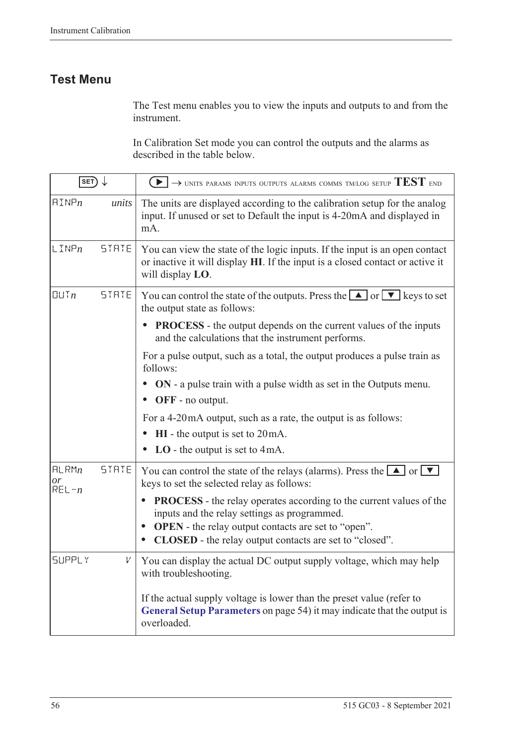## Test Menu

The Test menu enables you to view the inputs and outputs to and from the instrument.

In Calibration Set mode you can control the outputs and the alarms as described in the table below.

| SET ↓ | | ▶ → UNITS PARAMS INPUTS OUTPUTS ALARMS COMMS TM/LOG SETUP **TEST** END |
|---|---|---|
| AINP*n* | *units* | The units are displayed according to the calibration setup for the analog input. If unused or set to Default the input is 4-20mA and displayed in mA. |
| LINP*n* | STATE | You can view the state of the logic inputs. If the input is an open contact or inactive it will display **HI**. If the input is a closed contact or active it will display **LO**. |
| OUT*n* | STATE | You can control the state of the outputs. Press the ▲ or ▼ keys to set the output state as follows:<br>• **PROCESS** - the output depends on the current values of the inputs and the calculations that the instrument performs.<br>For a pulse output, such as a total, the output produces a pulse train as follows:<br>• **ON** - a pulse train with a pulse width as set in the Outputs menu.<br>• **OFF** - no output.<br>For a 4-20mA output, such as a rate, the output is as follows:<br>• **HI** - the output is set to 20mA.<br>• **LO** - the output is set to 4mA. |
| ALRM*n* *or* REL-*n* | STATE | You can control the state of the relays (alarms). Press the ▲ or ▼ keys to set the selected relay as follows:<br>• **PROCESS** - the relay operates according to the current values of the inputs and the relay settings as programmed.<br>• **OPEN** - the relay output contacts are set to "open".<br>• **CLOSED** - the relay output contacts are set to "closed". |
| SUPPLY | V | You can display the actual DC output supply voltage, which may help with troubleshooting.<br><br>If the actual supply voltage is lower than the preset value (refer to **General Setup Parameters** on page 54) it may indicate that the output is overloaded. |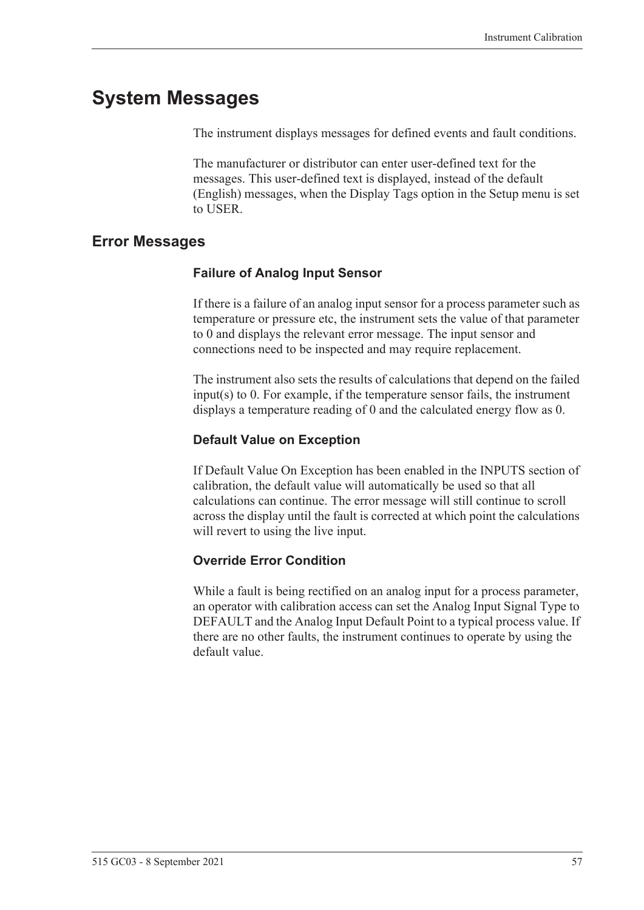# System Messages

The instrument displays messages for defined events and fault conditions.

The manufacturer or distributor can enter user-defined text for the messages. This user-defined text is displayed, instead of the default (English) messages, when the Display Tags option in the Setup menu is set to USER.

## Error Messages

### Failure of Analog Input Sensor

If there is a failure of an analog input sensor for a process parameter such as temperature or pressure etc, the instrument sets the value of that parameter to 0 and displays the relevant error message. The input sensor and connections need to be inspected and may require replacement.

The instrument also sets the results of calculations that depend on the failed input(s) to 0. For example, if the temperature sensor fails, the instrument displays a temperature reading of 0 and the calculated energy flow as 0.

### Default Value on Exception

If Default Value On Exception has been enabled in the INPUTS section of calibration, the default value will automatically be used so that all calculations can continue. The error message will still continue to scroll across the display until the fault is corrected at which point the calculations will revert to using the live input.

### Override Error Condition

While a fault is being rectified on an analog input for a process parameter, an operator with calibration access can set the Analog Input Signal Type to DEFAULT and the Analog Input Default Point to a typical process value. If there are no other faults, the instrument continues to operate by using the default value.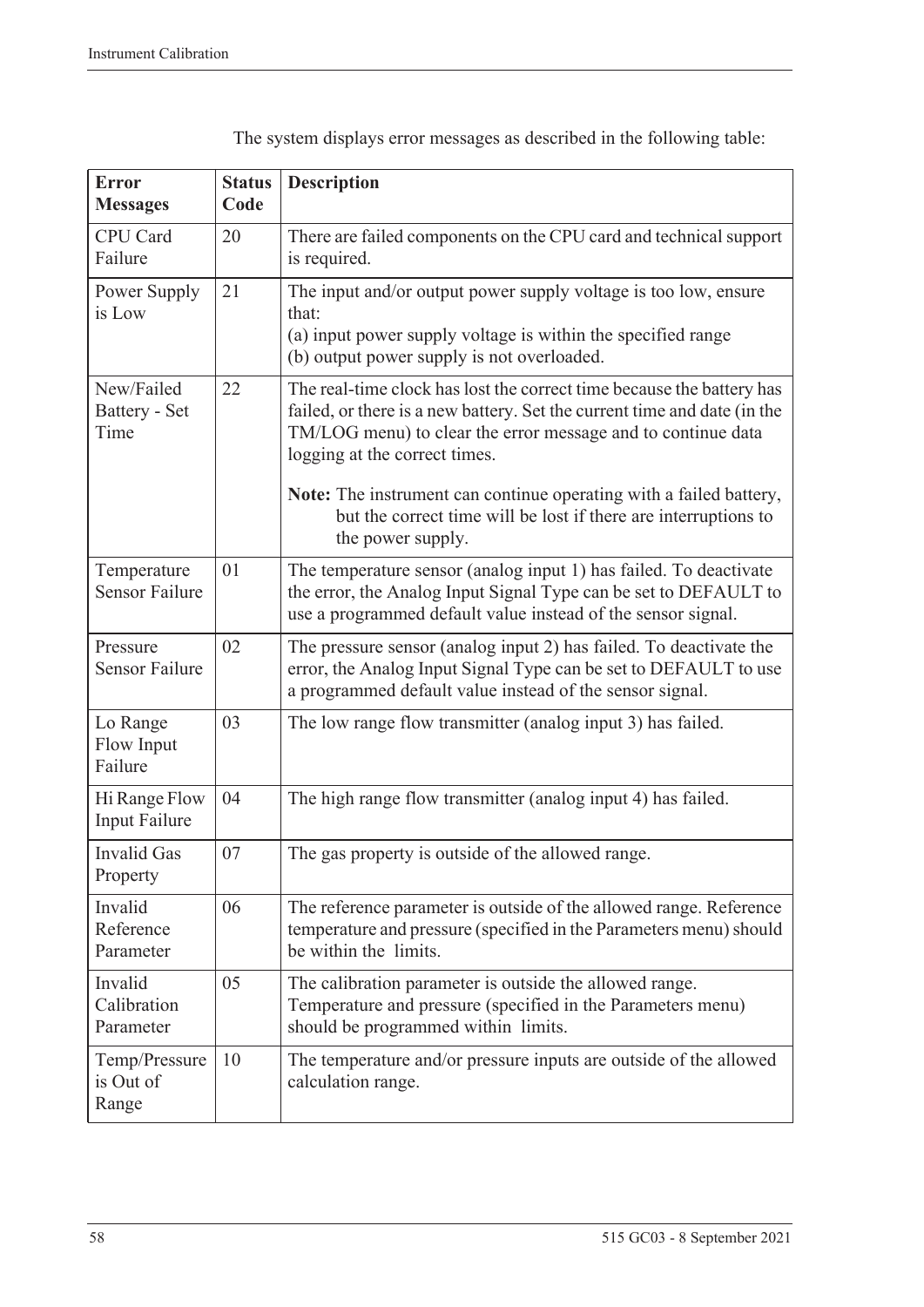The system displays error messages as described in the following table:

| **Error Messages** | **Status Code** | **Description** |
|---|---|---|
| CPU Card Failure | 20 | There are failed components on the CPU card and technical support is required. |
| Power Supply is Low | 21 | The input and/or output power supply voltage is too low, ensure that:<br>(a) input power supply voltage is within the specified range<br>(b) output power supply is not overloaded. |
| New/Failed Battery - Set Time | 22 | The real-time clock has lost the correct time because the battery has failed, or there is a new battery. Set the current time and date (in the TM/LOG menu) to clear the error message and to continue data logging at the correct times.<br><br>**Note:** The instrument can continue operating with a failed battery, but the correct time will be lost if there are interruptions to the power supply. |
| Temperature Sensor Failure | 01 | The temperature sensor (analog input 1) has failed. To deactivate the error, the Analog Input Signal Type can be set to DEFAULT to use a programmed default value instead of the sensor signal. |
| Pressure Sensor Failure | 02 | The pressure sensor (analog input 2) has failed. To deactivate the error, the Analog Input Signal Type can be set to DEFAULT to use a programmed default value instead of the sensor signal. |
| Lo Range Flow Input Failure | 03 | The low range flow transmitter (analog input 3) has failed. |
| Hi Range Flow Input Failure | 04 | The high range flow transmitter (analog input 4) has failed. |
| Invalid Gas Property | 07 | The gas property is outside of the allowed range. |
| Invalid Reference Parameter | 06 | The reference parameter is outside of the allowed range. Reference temperature and pressure (specified in the Parameters menu) should be within the limits. |
| Invalid Calibration Parameter | 05 | The calibration parameter is outside the allowed range. Temperature and pressure (specified in the Parameters menu) should be programmed within limits. |
| Temp/Pressure is Out of Range | 10 | The temperature and/or pressure inputs are outside of the allowed calculation range. |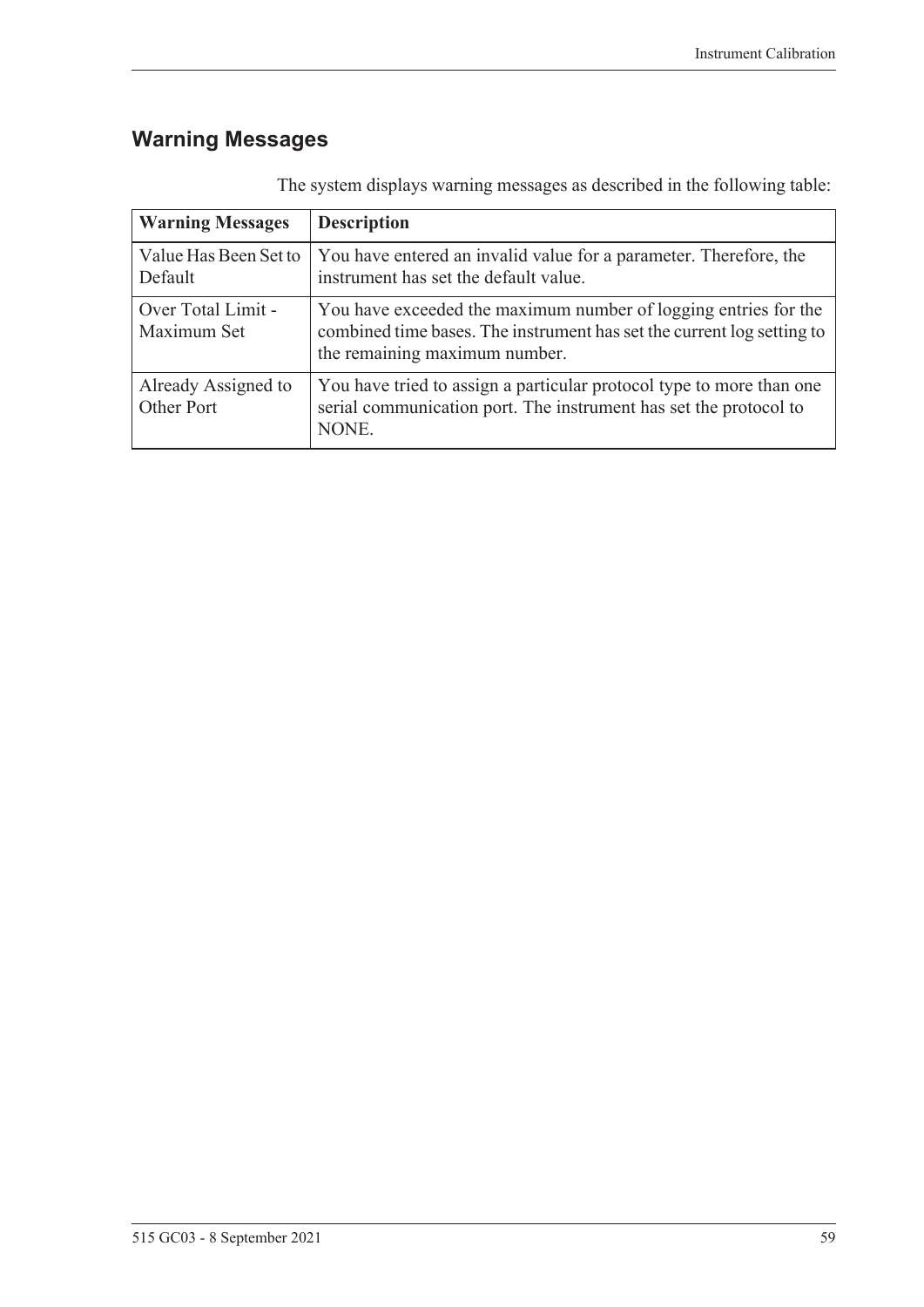## Warning Messages

The system displays warning messages as described in the following table:

| Warning Messages | Description |
|---|---|
| Value Has Been Set to Default | You have entered an invalid value for a parameter. Therefore, the instrument has set the default value. |
| Over Total Limit - Maximum Set | You have exceeded the maximum number of logging entries for the combined time bases. The instrument has set the current log setting to the remaining maximum number. |
| Already Assigned to Other Port | You have tried to assign a particular protocol type to more than one serial communication port. The instrument has set the protocol to NONE. |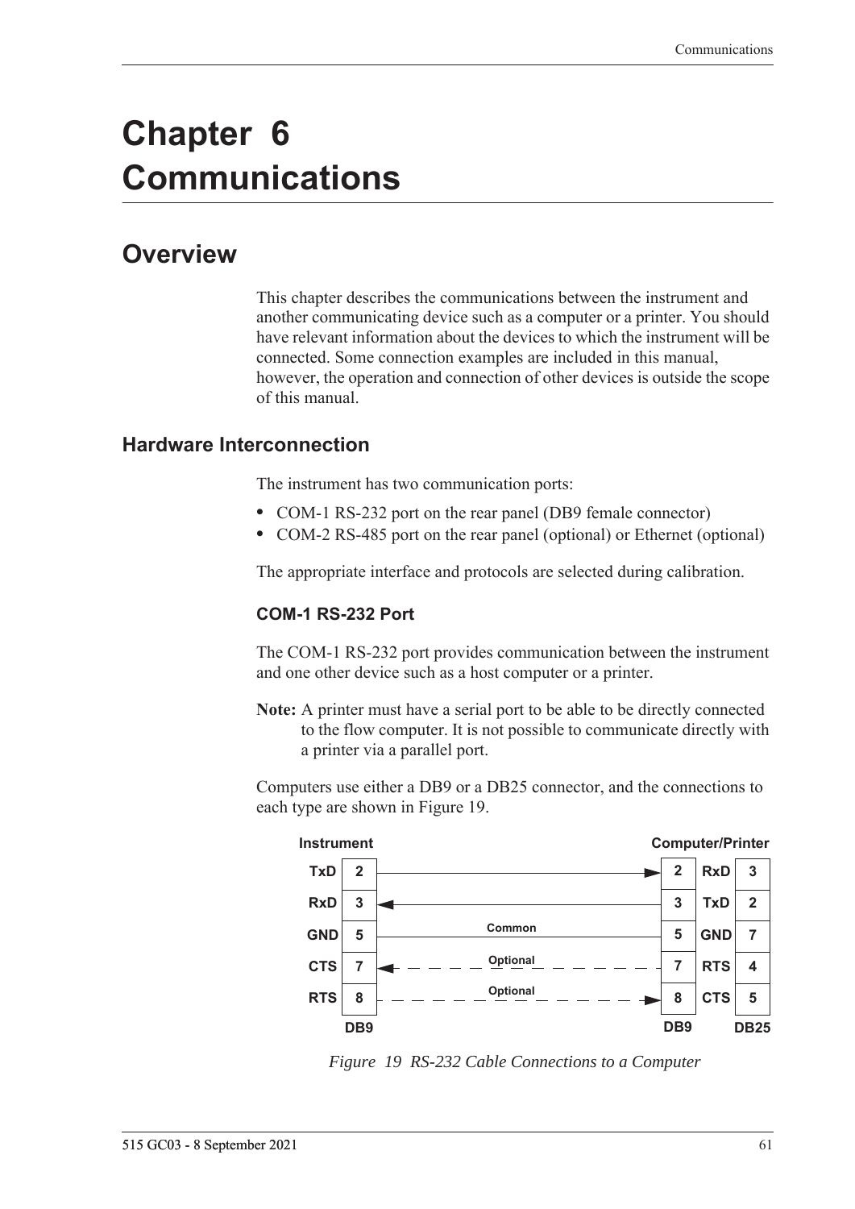# Chapter 6 Communications

## Overview

This chapter describes the communications between the instrument and another communicating device such as a computer or a printer. You should have relevant information about the devices to which the instrument will be connected. Some connection examples are included in this manual, however, the operation and connection of other devices is outside the scope of this manual.

### Hardware Interconnection

The instrument has two communication ports:

- COM-1 RS-232 port on the rear panel (DB9 female connector)
- COM-2 RS-485 port on the rear panel (optional) or Ethernet (optional)

The appropriate interface and protocols are selected during calibration.

#### COM-1 RS-232 Port

The COM-1 RS-232 port provides communication between the instrument and one other device such as a host computer or a printer.

**Note:** A printer must have a serial port to be able to be directly connected to the flow computer. It is not possible to communicate directly with a printer via a parallel port.

Computers use either a DB9 or a DB25 connector, and the connections to each type are shown in Figure 19.

| Instrument Signal | Instrument DB9 Pin | Connection | Computer/Printer DB9 Pin | Computer/Printer Signal | Computer/Printer DB25 Pin |
|---|---|---|---|---|---|
| TxD | 2 | → | 2 | RxD | 3 |
| RxD | 3 | ← | 3 | TxD | 2 |
| GND | 5 | Common | 5 | GND | 7 |
| CTS | 7 | ← Optional | 7 | RTS | 4 |
| RTS | 8 | → Optional | 8 | CTS | 5 |

*Figure 19 RS-232 Cable Connections to a Computer*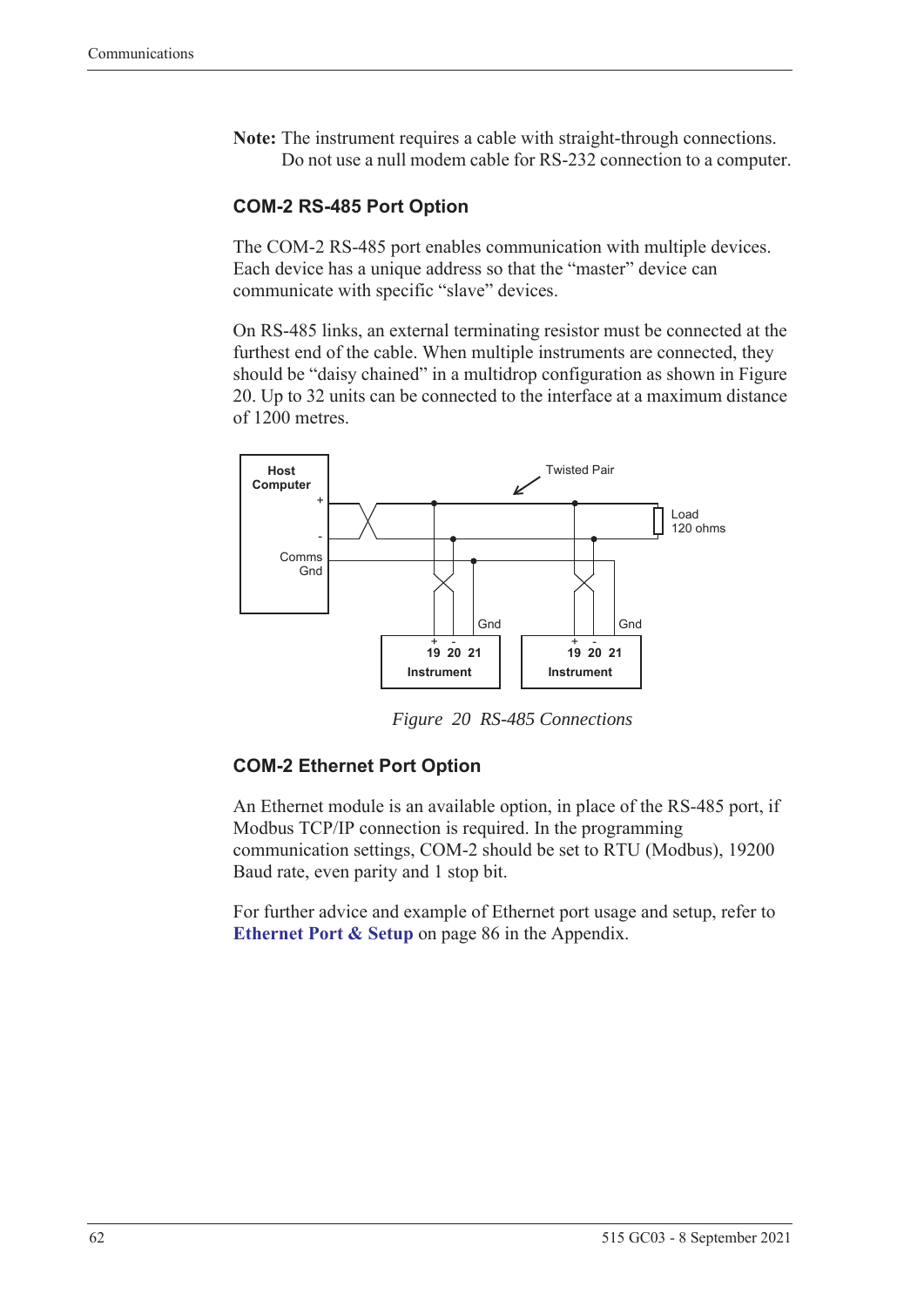**Note:** The instrument requires a cable with straight-through connections. Do not use a null modem cable for RS-232 connection to a computer.

### COM-2 RS-485 Port Option

The COM-2 RS-485 port enables communication with multiple devices. Each device has a unique address so that the "master" device can communicate with specific "slave" devices.

On RS-485 links, an external terminating resistor must be connected at the furthest end of the cable. When multiple instruments are connected, they should be "daisy chained" in a multidrop configuration as shown in Figure 20. Up to 32 units can be connected to the interface at a maximum distance of 1200 metres.

*Figure 20 RS-485 Connections*

### COM-2 Ethernet Port Option

An Ethernet module is an available option, in place of the RS-485 port, if Modbus TCP/IP connection is required. In the programming communication settings, COM-2 should be set to RTU (Modbus), 19200 Baud rate, even parity and 1 stop bit.

For further advice and example of Ethernet port usage and setup, refer to **Ethernet Port & Setup** on page 86 in the Appendix.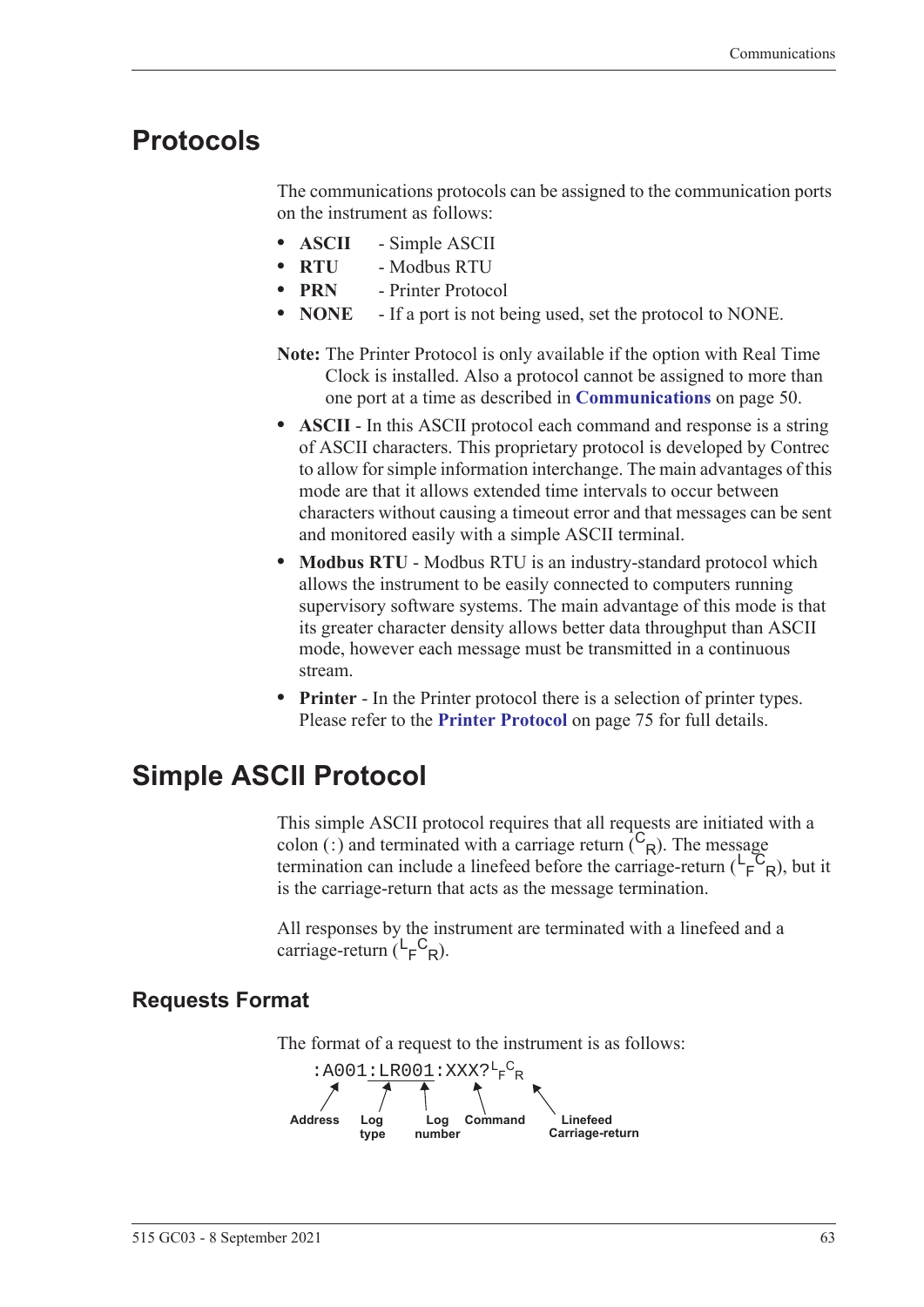# Protocols

The communications protocols can be assigned to the communication ports on the instrument as follows:

- **ASCII** - Simple ASCII
- **RTU** - Modbus RTU
- **PRN** - Printer Protocol
- **NONE** - If a port is not being used, set the protocol to NONE.

**Note:** The Printer Protocol is only available if the option with Real Time Clock is installed. Also a protocol cannot be assigned to more than one port at a time as described in **Communications** on page 50.

- **ASCII** - In this ASCII protocol each command and response is a string of ASCII characters. This proprietary protocol is developed by Contrec to allow for simple information interchange. The main advantages of this mode are that it allows extended time intervals to occur between characters without causing a timeout error and that messages can be sent and monitored easily with a simple ASCII terminal.
- **Modbus RTU** - Modbus RTU is an industry-standard protocol which allows the instrument to be easily connected to computers running supervisory software systems. The main advantage of this mode is that its greater character density allows better data throughput than ASCII mode, however each message must be transmitted in a continuous stream.
- **Printer** - In the Printer protocol there is a selection of printer types. Please refer to the **Printer Protocol** on page 75 for full details.

# Simple ASCII Protocol

This simple ASCII protocol requires that all requests are initiated with a colon (:) and terminated with a carriage return ($^{C}{}_{R}$). The message termination can include a linefeed before the carriage-return ($^{L}{}_{F}{}^{C}{}_{R}$), but it is the carriage-return that acts as the message termination.

All responses by the instrument are terminated with a linefeed and a carriage-return ($^{L}{}_{F}{}^{C}{}_{R}$).

## Requests Format

The format of a request to the instrument is as follows:

```
:A001:LR001:XXX?LFCR
```

Address, Log type, Log number, Command, Linefeed Carriage-return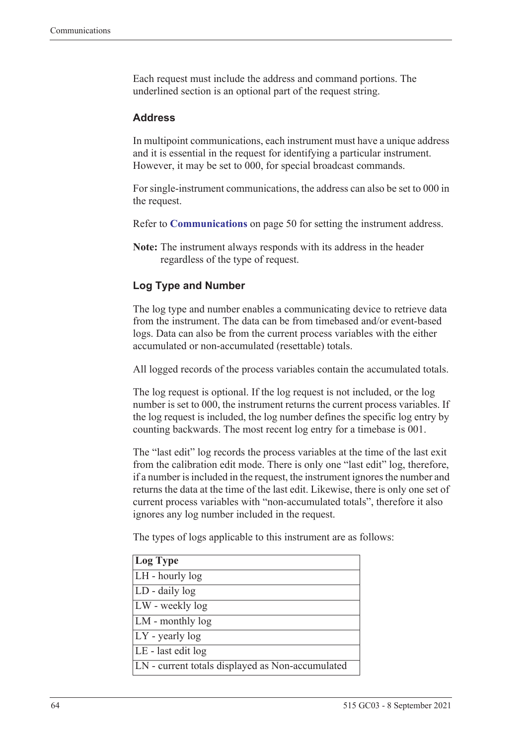Each request must include the address and command portions. The underlined section is an optional part of the request string.

### Address

In multipoint communications, each instrument must have a unique address and it is essential in the request for identifying a particular instrument. However, it may be set to 000, for special broadcast commands.

For single-instrument communications, the address can also be set to 000 in the request.

Refer to **Communications** on page 50 for setting the instrument address.

**Note:** The instrument always responds with its address in the header regardless of the type of request.

### Log Type and Number

The log type and number enables a communicating device to retrieve data from the instrument. The data can be from timebased and/or event-based logs. Data can also be from the current process variables with the either accumulated or non-accumulated (resettable) totals.

All logged records of the process variables contain the accumulated totals.

The log request is optional. If the log request is not included, or the log number is set to 000, the instrument returns the current process variables. If the log request is included, the log number defines the specific log entry by counting backwards. The most recent log entry for a timebase is 001.

The "last edit" log records the process variables at the time of the last exit from the calibration edit mode. There is only one "last edit" log, therefore, if a number is included in the request, the instrument ignores the number and returns the data at the time of the last edit. Likewise, there is only one set of current process variables with "non-accumulated totals", therefore it also ignores any log number included in the request.

The types of logs applicable to this instrument are as follows:

| Log Type |
|---|
| LH - hourly log |
| LD - daily log |
| LW - weekly log |
| LM - monthly log |
| LY - yearly log |
| LE - last edit log |
| LN - current totals displayed as Non-accumulated |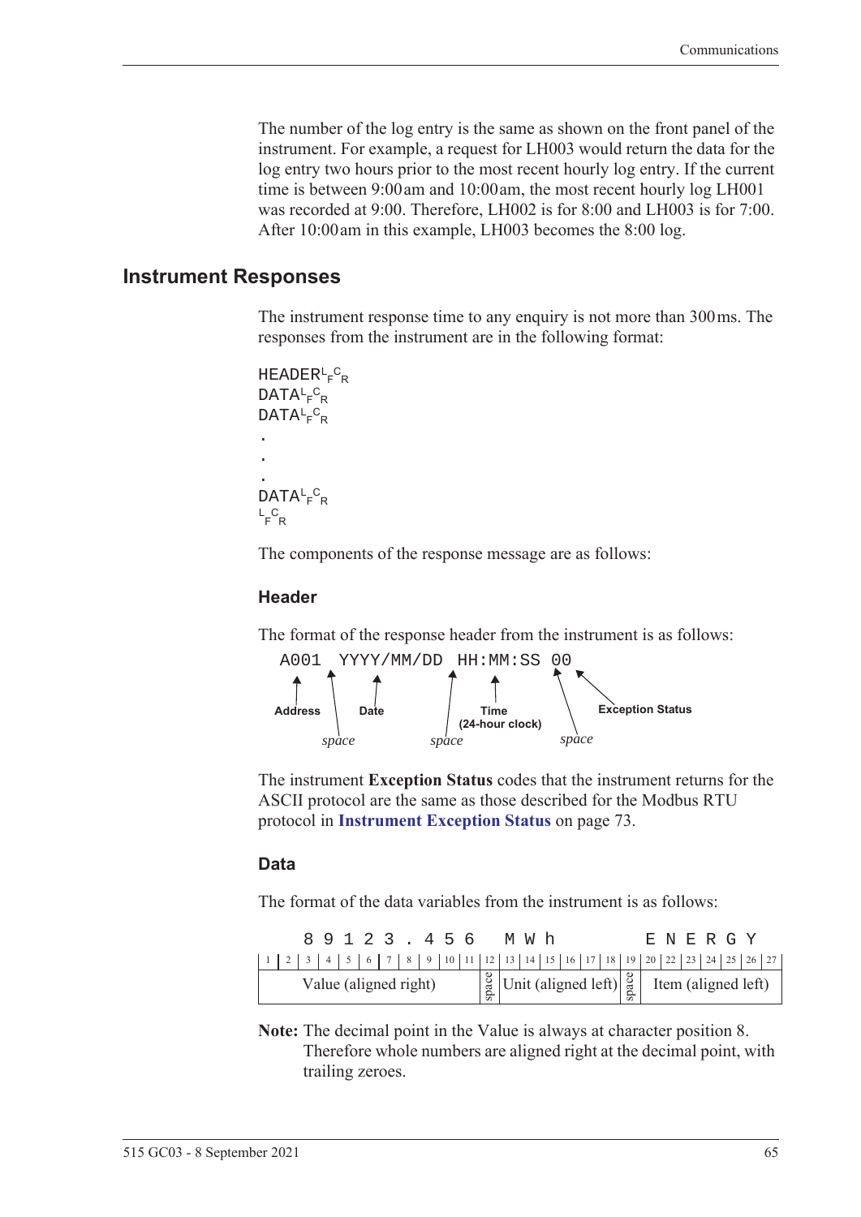The number of the log entry is the same as shown on the front panel of the instrument. For example, a request for LH003 would return the data for the log entry two hours prior to the most recent hourly log entry. If the current time is between 9:00 am and 10:00 am, the most recent hourly log LH001 was recorded at 9:00. Therefore, LH002 is for 8:00 and LH003 is for 7:00. After 10:00 am in this example, LH003 becomes the 8:00 log.

## Instrument Responses

The instrument response time to any enquiry is not more than 300 ms. The responses from the instrument are in the following format:

```
HEADER LF CR
DATA LF CR
DATA LF CR
.
.
.
DATA LF CR
LF CR
```

The components of the response message are as follows:

### Header

The format of the response header from the instrument is as follows:

```
A001 YYYY/MM/DD HH:MM:SS 00
```

- **Address** — A001
- *space*
- **Date** — YYYY/MM/DD
- *space*
- **Time (24-hour clock)** — HH:MM:SS
- *space*
- **Exception Status** — 00

The instrument **Exception Status** codes that the instrument returns for the ASCII protocol are the same as those described for the Modbus RTU protocol in **Instrument Exception Status** on page 73.

### Data

The format of the data variables from the instrument is as follows:

```
  89123.456  MWh      ENERGY
```

| Character positions | Content |
|---|---|
| 1–11 | Value (aligned right) |
| 12 | space |
| 13–18 | Unit (aligned left) |
| 19 | space |
| 20–27 | Item (aligned left) |

**Note:** The decimal point in the Value is always at character position 8. Therefore whole numbers are aligned right at the decimal point, with trailing zeroes.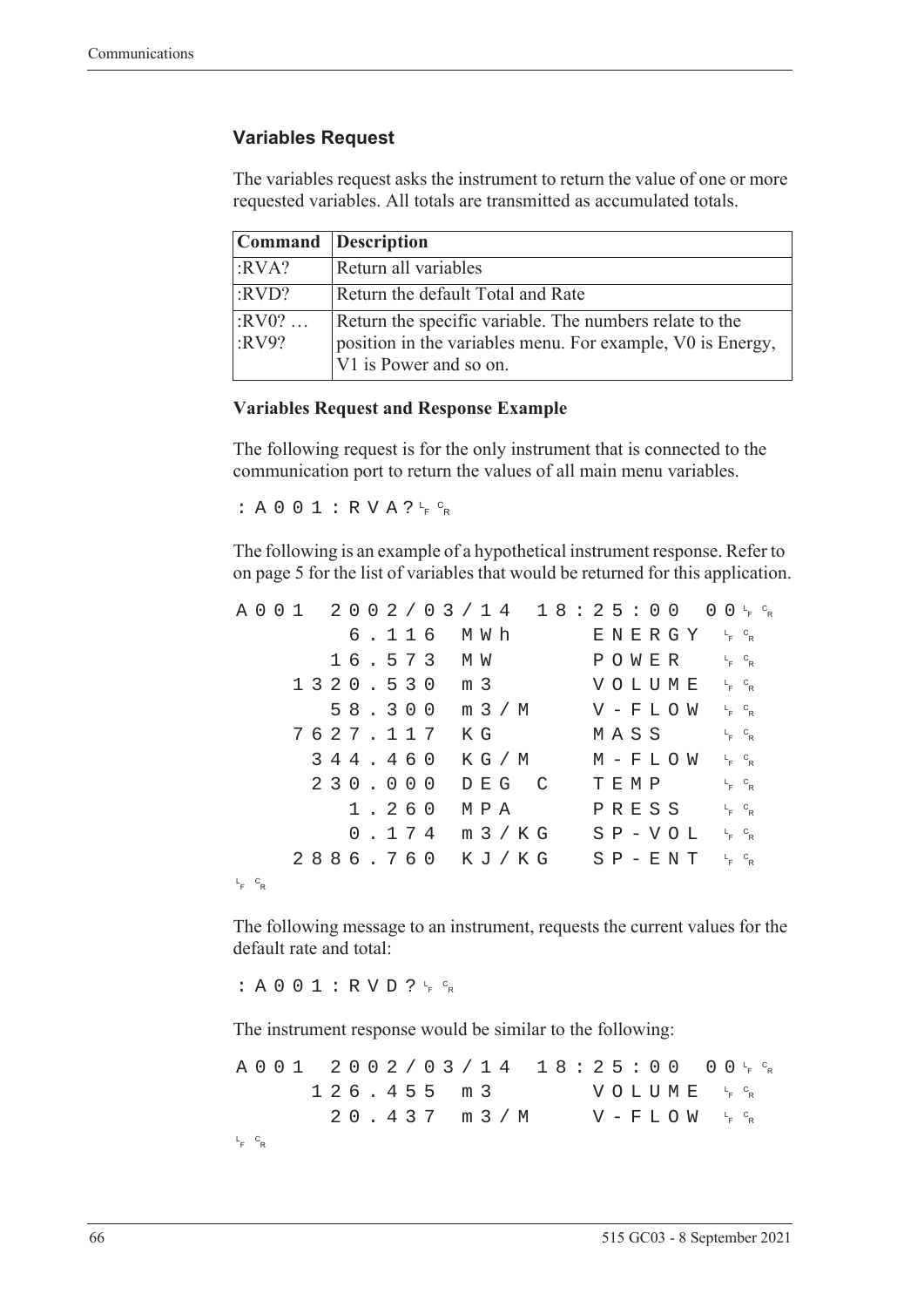### Variables Request

The variables request asks the instrument to return the value of one or more requested variables. All totals are transmitted as accumulated totals.

| Command | Description |
|---|---|
| :RVA? | Return all variables |
| :RVD? | Return the default Total and Rate |
| :RV0? … :RV9? | Return the specific variable. The numbers relate to the position in the variables menu. For example, V0 is Energy, V1 is Power and so on. |

**Variables Request and Response Example**

The following request is for the only instrument that is connected to the communication port to return the values of all main menu variables.

```
:A001:RVA?LFCR
```

The following is an example of a hypothetical instrument response. Refer to on page 5 for the list of variables that would be returned for this application.

```
A001  2002/03/14  18:25:00  00LFCR
       6.116  MWh      ENERGY  LFCR
      16.573  MW       POWER   LFCR
    1320.530  m3       VOLUME  LFCR
      58.300  m3/M     V-FLOW  LFCR
    7627.117  KG       MASS    LFCR
     344.460  KG/M     M-FLOW  LFCR
     230.000  DEG C    TEMP    LFCR
       1.260  MPA      PRESS   LFCR
       0.174  m3/KG    SP-VOL  LFCR
    2886.760  KJ/KG    SP-ENT  LFCR
LFCR
```

The following message to an instrument, requests the current values for the default rate and total:

```
:A001:RVD?LFCR
```

The instrument response would be similar to the following:

```
A001  2002/03/14  18:25:00  00LFCR
     126.455  m3       VOLUME  LFCR
      20.437  m3/M     V-FLOW  LFCR
LFCR
```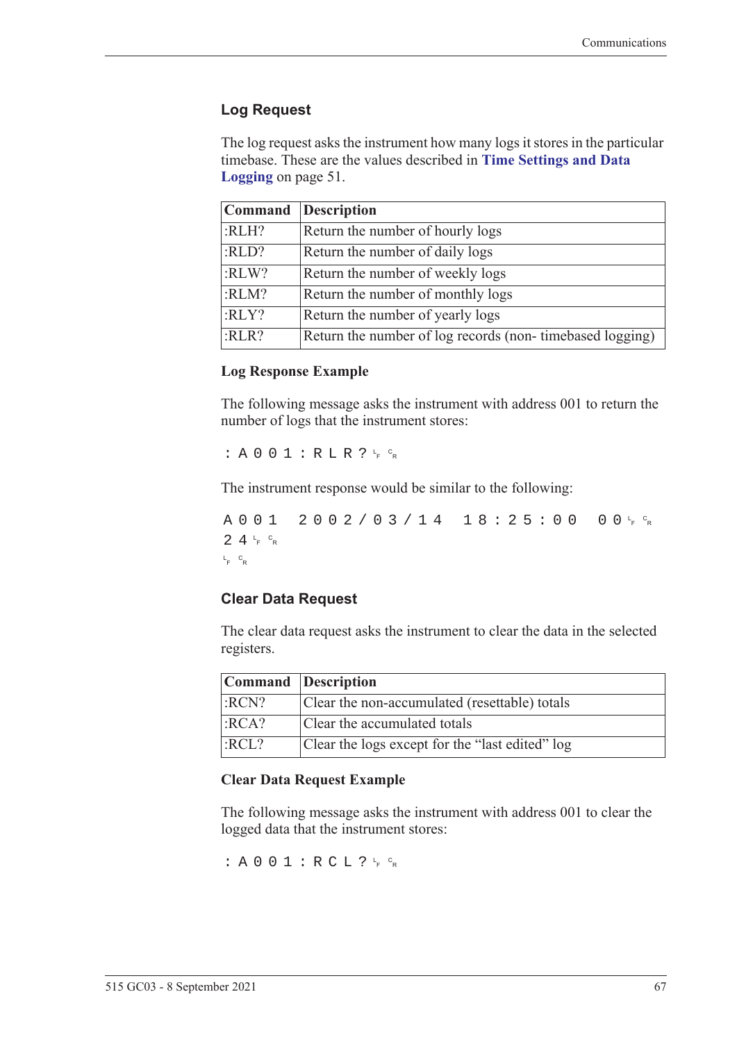## Log Request

The log request asks the instrument how many logs it stores in the particular timebase. These are the values described in **Time Settings and Data Logging** on page 51.

| Command | Description |
|---|---|
| :RLH? | Return the number of hourly logs |
| :RLD? | Return the number of daily logs |
| :RLW? | Return the number of weekly logs |
| :RLM? | Return the number of monthly logs |
| :RLY? | Return the number of yearly logs |
| :RLR? | Return the number of log records (non- timebased logging) |

### Log Response Example

The following message asks the instrument with address 001 to return the number of logs that the instrument stores:

```
:A001:RLR?␊␍
```

The instrument response would be similar to the following:

```
A001  2002/03/14  18:25:00  00␊␍
24␊␍
␊␍
```

## Clear Data Request

The clear data request asks the instrument to clear the data in the selected registers.

| Command | Description |
|---|---|
| :RCN? | Clear the non-accumulated (resettable) totals |
| :RCA? | Clear the accumulated totals |
| :RCL? | Clear the logs except for the "last edited" log |

### Clear Data Request Example

The following message asks the instrument with address 001 to clear the logged data that the instrument stores:

```
:A001:RCL?␊␍
```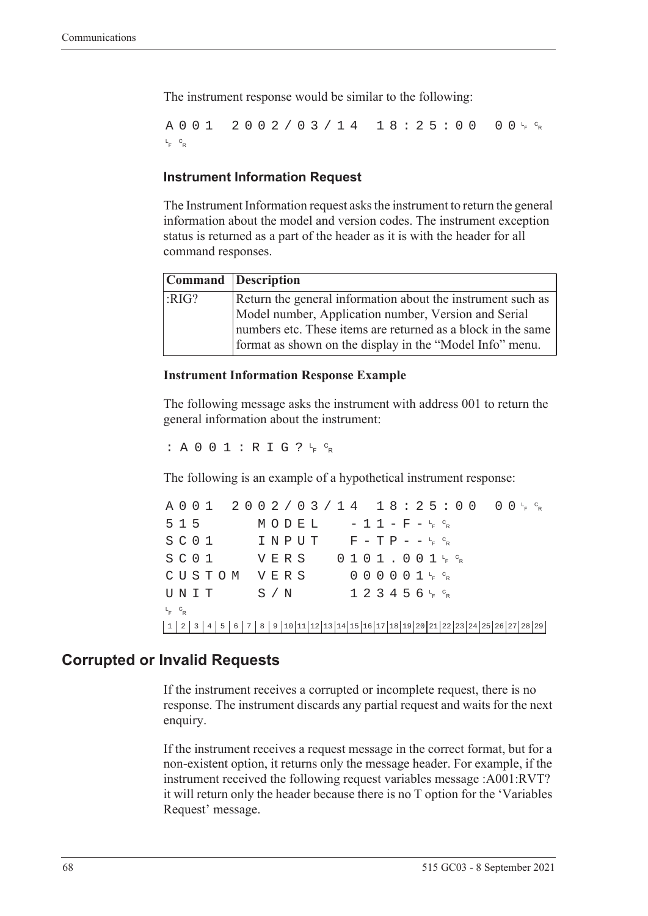The instrument response would be similar to the following:

```
A001  2002/03/14  18:25:00  00LF CR
LF CR
```

### Instrument Information Request

The Instrument Information request asks the instrument to return the general information about the model and version codes. The instrument exception status is returned as a part of the header as it is with the header for all command responses.

| Command | Description |
|---|---|
| :RIG? | Return the general information about the instrument such as Model number, Application number, Version and Serial numbers etc. These items are returned as a block in the same format as shown on the display in the "Model Info" menu. |

#### Instrument Information Response Example

The following message asks the instrument with address 001 to return the general information about the instrument:

```
:A001:RIG?LF CR
```

The following is an example of a hypothetical instrument response:

```
A001  2002/03/14  18:25:00  00LF CR
515     MODEL    -11-F-LF CR
SC01    INPUT    F-TP--LF CR
SC01    VERS   0101.001LF CR
CUSTOM  VERS     000001LF CR
UNIT    S/N      123456LF CR
LF CR
```

| 1 | 2 | 3 | 4 | 5 | 6 | 7 | 8 | 9 | 10 | 11 | 12 | 13 | 14 | 15 | 16 | 17 | 18 | 19 | 20 | 21 | 22 | 23 | 24 | 25 | 26 | 27 | 28 | 29 |
|---|---|---|---|---|---|---|---|---|---|---|---|---|---|---|---|---|---|---|---|---|---|---|---|---|---|---|---|---|

## Corrupted or Invalid Requests

If the instrument receives a corrupted or incomplete request, there is no response. The instrument discards any partial request and waits for the next enquiry.

If the instrument receives a request message in the correct format, but for a non-existent option, it returns only the message header. For example, if the instrument received the following request variables message :A001:RVT? it will return only the header because there is no T option for the 'Variables Request' message.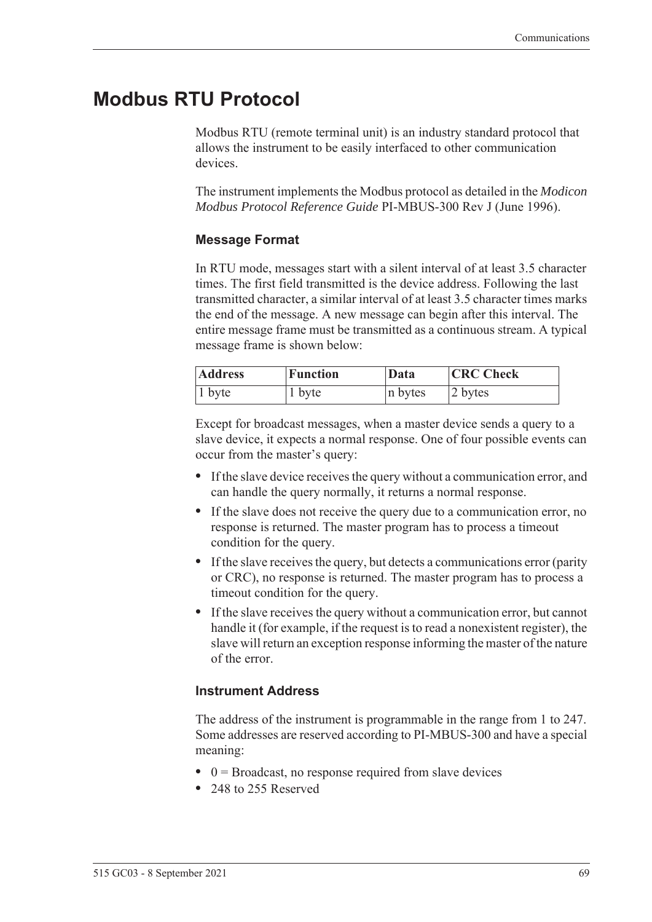# Modbus RTU Protocol

Modbus RTU (remote terminal unit) is an industry standard protocol that allows the instrument to be easily interfaced to other communication devices.

The instrument implements the Modbus protocol as detailed in the *Modicon Modbus Protocol Reference Guide* PI-MBUS-300 Rev J (June 1996).

### Message Format

In RTU mode, messages start with a silent interval of at least 3.5 character times. The first field transmitted is the device address. Following the last transmitted character, a similar interval of at least 3.5 character times marks the end of the message. A new message can begin after this interval. The entire message frame must be transmitted as a continuous stream. A typical message frame is shown below:

| Address | Function | Data | CRC Check |
|---|---|---|---|
| 1 byte | 1 byte | n bytes | 2 bytes |

Except for broadcast messages, when a master device sends a query to a slave device, it expects a normal response. One of four possible events can occur from the master's query:

- If the slave device receives the query without a communication error, and can handle the query normally, it returns a normal response.
- If the slave does not receive the query due to a communication error, no response is returned. The master program has to process a timeout condition for the query.
- If the slave receives the query, but detects a communications error (parity or CRC), no response is returned. The master program has to process a timeout condition for the query.
- If the slave receives the query without a communication error, but cannot handle it (for example, if the request is to read a nonexistent register), the slave will return an exception response informing the master of the nature of the error.

### Instrument Address

The address of the instrument is programmable in the range from 1 to 247. Some addresses are reserved according to PI-MBUS-300 and have a special meaning:

- 0 = Broadcast, no response required from slave devices
- 248 to 255 Reserved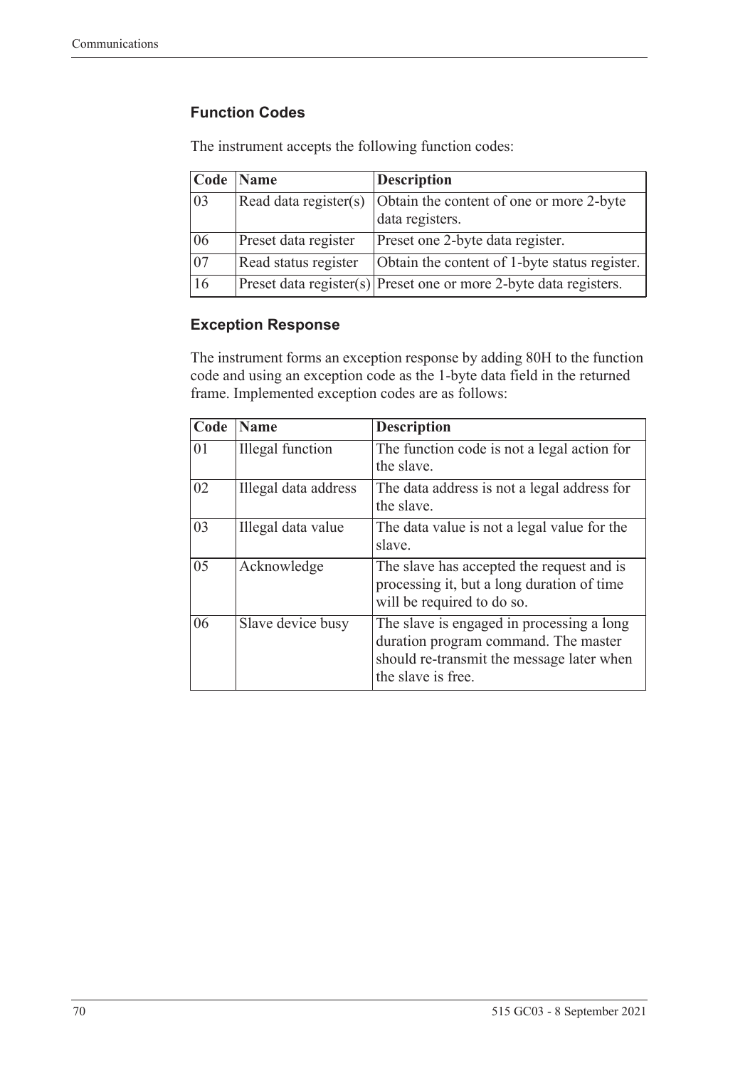### Function Codes

The instrument accepts the following function codes:

| Code | Name | Description |
|---|---|---|
| 03 | Read data register(s) | Obtain the content of one or more 2-byte data registers. |
| 06 | Preset data register | Preset one 2-byte data register. |
| 07 | Read status register | Obtain the content of 1-byte status register. |
| 16 | Preset data register(s) | Preset one or more 2-byte data registers. |

### Exception Response

The instrument forms an exception response by adding 80H to the function code and using an exception code as the 1-byte data field in the returned frame. Implemented exception codes are as follows:

| Code | Name | Description |
|---|---|---|
| 01 | Illegal function | The function code is not a legal action for the slave. |
| 02 | Illegal data address | The data address is not a legal address for the slave. |
| 03 | Illegal data value | The data value is not a legal value for the slave. |
| 05 | Acknowledge | The slave has accepted the request and is processing it, but a long duration of time will be required to do so. |
| 06 | Slave device busy | The slave is engaged in processing a long duration program command. The master should re-transmit the message later when the slave is free. |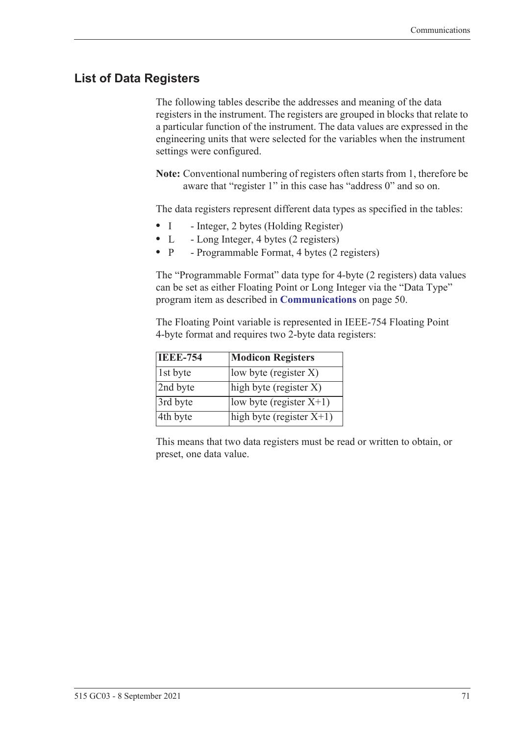## List of Data Registers

The following tables describe the addresses and meaning of the data registers in the instrument. The registers are grouped in blocks that relate to a particular function of the instrument. The data values are expressed in the engineering units that were selected for the variables when the instrument settings were configured.

**Note:** Conventional numbering of registers often starts from 1, therefore be aware that “register 1” in this case has “address 0” and so on.

The data registers represent different data types as specified in the tables:

- I - Integer, 2 bytes (Holding Register)
- L - Long Integer, 4 bytes (2 registers)
- P - Programmable Format, 4 bytes (2 registers)

The “Programmable Format” data type for 4-byte (2 registers) data values can be set as either Floating Point or Long Integer via the “Data Type” program item as described in **Communications** on page 50.

The Floating Point variable is represented in IEEE-754 Floating Point 4-byte format and requires two 2-byte data registers:

| IEEE-754 | Modicon Registers |
|---|---|
| 1st byte | low byte (register X) |
| 2nd byte | high byte (register X) |
| 3rd byte | low byte (register X+1) |
| 4th byte | high byte (register X+1) |

This means that two data registers must be read or written to obtain, or preset, one data value.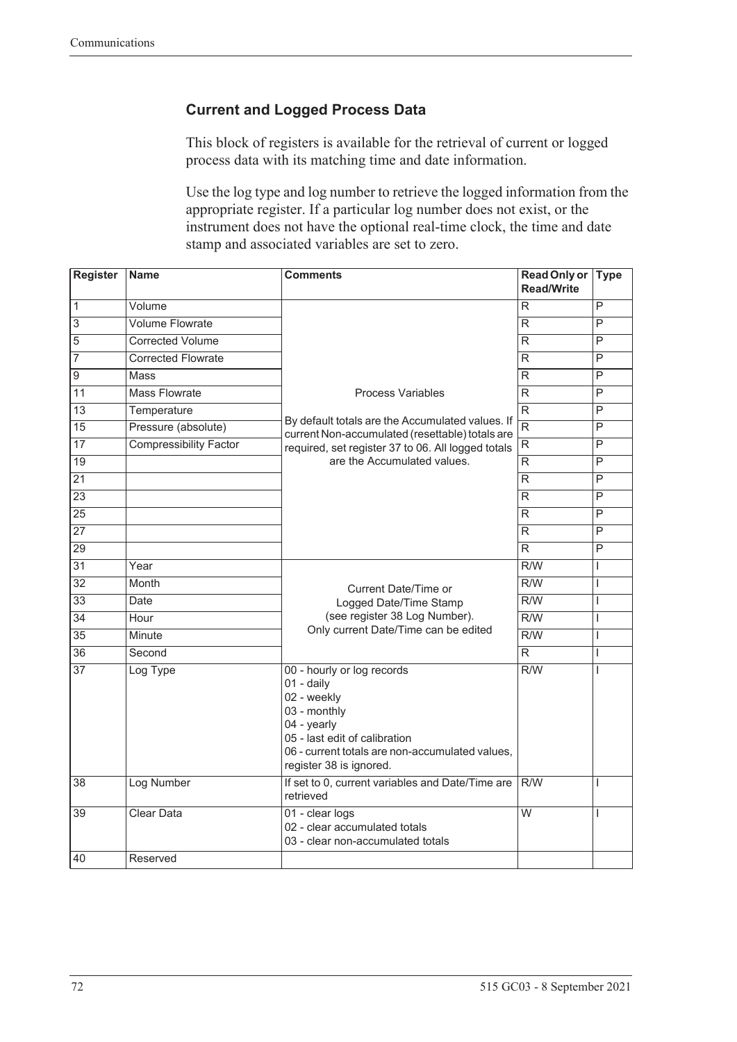## Current and Logged Process Data

This block of registers is available for the retrieval of current or logged process data with its matching time and date information.

Use the log type and log number to retrieve the logged information from the appropriate register. If a particular log number does not exist, or the instrument does not have the optional real-time clock, the time and date stamp and associated variables are set to zero.

| Register | Name | Comments | Read Only or Read/Write | Type |
|---|---|---|---|---|
| 1 | Volume | Process Variables<br><br>By default totals are the Accumulated values. If current Non-accumulated (resettable) totals are required, set register 37 to 06. All logged totals are the Accumulated values. | R | P |
| 3 | Volume Flowrate | | R | P |
| 5 | Corrected Volume | | R | P |
| 7 | Corrected Flowrate | | R | P |
| 9 | Mass | | R | P |
| 11 | Mass Flowrate | | R | P |
| 13 | Temperature | | R | P |
| 15 | Pressure (absolute) | | R | P |
| 17 | Compressibility Factor | | R | P |
| 19 | | | R | P |
| 21 | | | R | P |
| 23 | | | R | P |
| 25 | | | R | P |
| 27 | | | R | P |
| 29 | | | R | P |
| 31 | Year | Current Date/Time or Logged Date/Time Stamp (see register 38 Log Number). Only current Date/Time can be edited | R/W | I |
| 32 | Month | | R/W | I |
| 33 | Date | | R/W | I |
| 34 | Hour | | R/W | I |
| 35 | Minute | | R/W | I |
| 36 | Second | | R | I |
| 37 | Log Type | 00 - hourly or log records<br>01 - daily<br>02 - weekly<br>03 - monthly<br>04 - yearly<br>05 - last edit of calibration<br>06 - current totals are non-accumulated values, register 38 is ignored. | R/W | I |
| 38 | Log Number | If set to 0, current variables and Date/Time are retrieved | R/W | I |
| 39 | Clear Data | 01 - clear logs<br>02 - clear accumulated totals<br>03 - clear non-accumulated totals | W | I |
| 40 | Reserved | | | |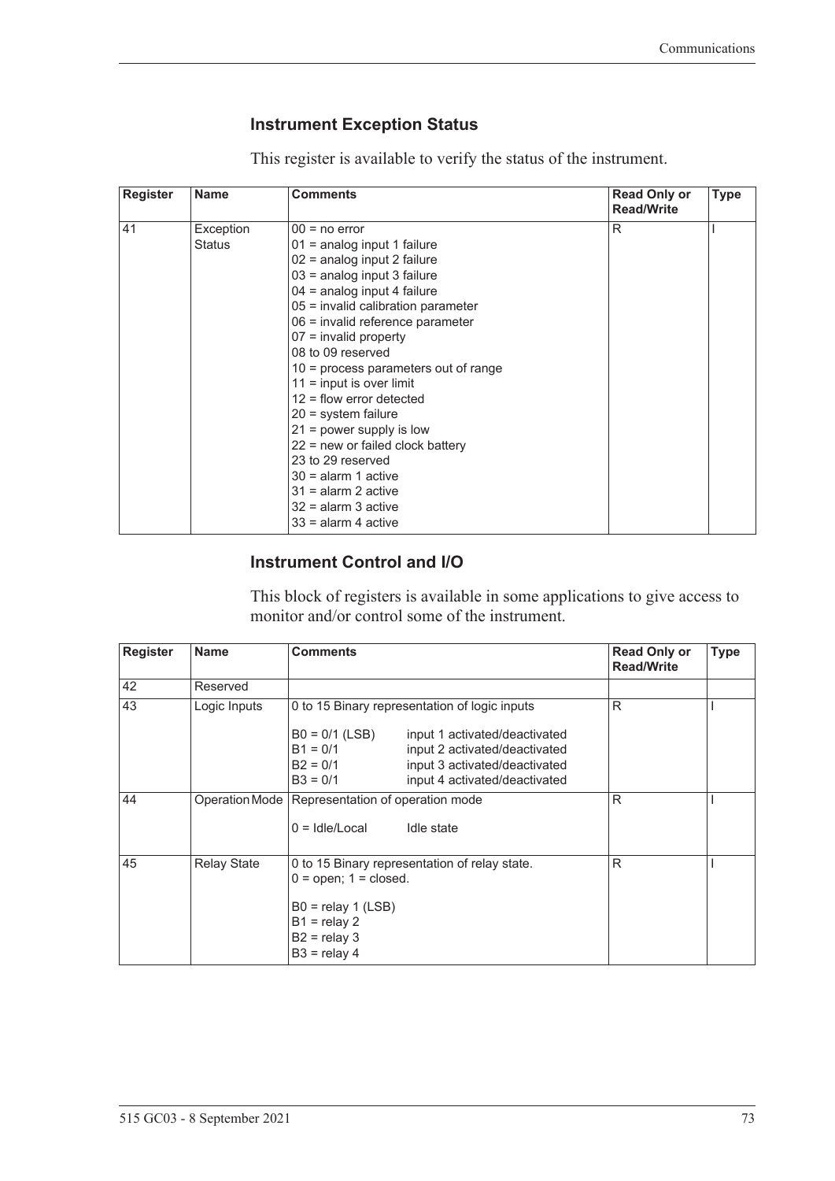### Instrument Exception Status

This register is available to verify the status of the instrument.

| Register | Name | Comments | Read Only or Read/Write | Type |
|---|---|---|---|---|
| 41 | Exception Status | 00 = no error<br>01 = analog input 1 failure<br>02 = analog input 2 failure<br>03 = analog input 3 failure<br>04 = analog input 4 failure<br>05 = invalid calibration parameter<br>06 = invalid reference parameter<br>07 = invalid property<br>08 to 09 reserved<br>10 = process parameters out of range<br>11 = input is over limit<br>12 = flow error detected<br>20 = system failure<br>21 = power supply is low<br>22 = new or failed clock battery<br>23 to 29 reserved<br>30 = alarm 1 active<br>31 = alarm 2 active<br>32 = alarm 3 active<br>33 = alarm 4 active | R | I |

### Instrument Control and I/O

This block of registers is available in some applications to give access to monitor and/or control some of the instrument.

| Register | Name | Comments | Read Only or Read/Write | Type |
|---|---|---|---|---|
| 42 | Reserved | | | |
| 43 | Logic Inputs | 0 to 15 Binary representation of logic inputs<br><br>B0 = 0/1 (LSB) input 1 activated/deactivated<br>B1 = 0/1 input 2 activated/deactivated<br>B2 = 0/1 input 3 activated/deactivated<br>B3 = 0/1 input 4 activated/deactivated | R | I |
| 44 | Operation Mode | Representation of operation mode<br><br>0 = Idle/Local Idle state | R | I |
| 45 | Relay State | 0 to 15 Binary representation of relay state.<br>0 = open; 1 = closed.<br><br>B0 = relay 1 (LSB)<br>B1 = relay 2<br>B2 = relay 3<br>B3 = relay 4 | R | I |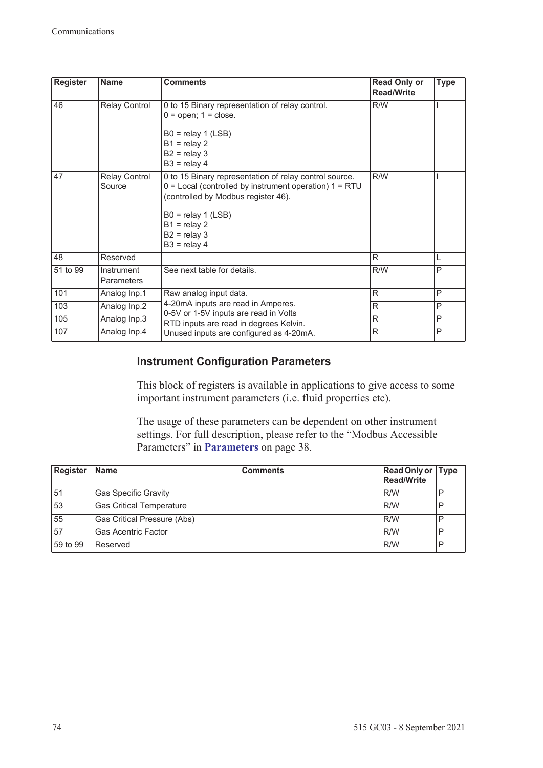| Register | Name | Comments | Read Only or Read/Write | Type |
|---|---|---|---|---|
| 46 | Relay Control | 0 to 15 Binary representation of relay control.<br>0 = open; 1 = close.<br><br>B0 = relay 1 (LSB)<br>B1 = relay 2<br>B2 = relay 3<br>B3 = relay 4 | R/W | I |
| 47 | Relay Control Source | 0 to 15 Binary representation of relay control source.<br>0 = Local (controlled by instrument operation) 1 = RTU (controlled by Modbus register 46).<br><br>B0 = relay 1 (LSB)<br>B1 = relay 2<br>B2 = relay 3<br>B3 = relay 4 | R/W | I |
| 48 | Reserved | | R | L |
| 51 to 99 | Instrument Parameters | See next table for details. | R/W | P |
| 101 | Analog Inp.1 | Raw analog input data.<br>4-20mA inputs are read in Amperes.<br>0-5V or 1-5V inputs are read in Volts<br>RTD inputs are read in degrees Kelvin.<br>Unused inputs are configured as 4-20mA. | R | P |
| 103 | Analog Inp.2 | | R | P |
| 105 | Analog Inp.3 | | R | P |
| 107 | Analog Inp.4 | | R | P |

### Instrument Configuration Parameters

This block of registers is available in applications to give access to some important instrument parameters (i.e. fluid properties etc).

The usage of these parameters can be dependent on other instrument settings. For full description, please refer to the "Modbus Accessible Parameters" in **Parameters** on page 38.

| Register | Name | Comments | Read Only or Read/Write | Type |
|---|---|---|---|---|
| 51 | Gas Specific Gravity | | R/W | P |
| 53 | Gas Critical Temperature | | R/W | P |
| 55 | Gas Critical Pressure (Abs) | | R/W | P |
| 57 | Gas Acentric Factor | | R/W | P |
| 59 to 99 | Reserved | | R/W | P |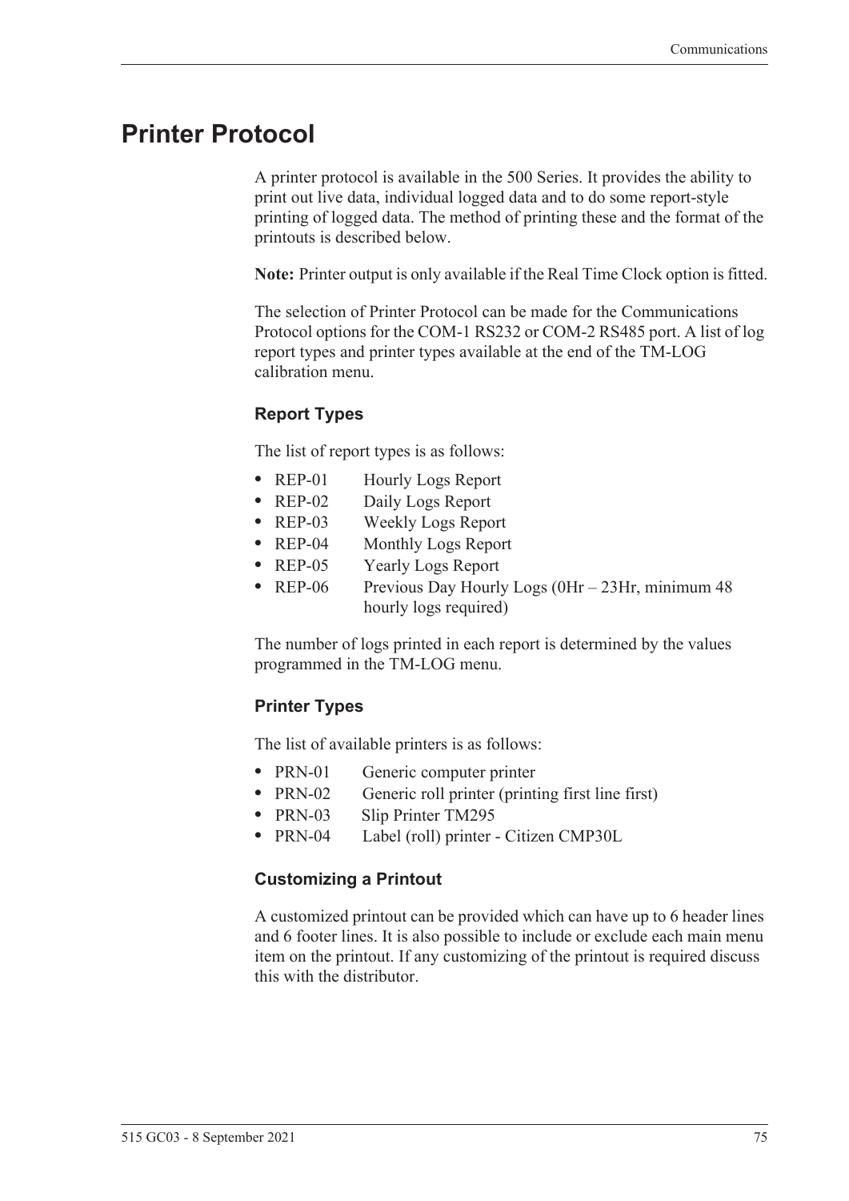# Printer Protocol

A printer protocol is available in the 500 Series. It provides the ability to print out live data, individual logged data and to do some report-style printing of logged data. The method of printing these and the format of the printouts is described below.

**Note:** Printer output is only available if the Real Time Clock option is fitted.

The selection of Printer Protocol can be made for the Communications Protocol options for the COM-1 RS232 or COM-2 RS485 port. A list of log report types and printer types available at the end of the TM-LOG calibration menu.

### Report Types

The list of report types is as follows:

- REP-01 Hourly Logs Report
- REP-02 Daily Logs Report
- REP-03 Weekly Logs Report
- REP-04 Monthly Logs Report
- REP-05 Yearly Logs Report
- REP-06 Previous Day Hourly Logs (0Hr – 23Hr, minimum 48 hourly logs required)

The number of logs printed in each report is determined by the values programmed in the TM-LOG menu.

### Printer Types

The list of available printers is as follows:

- PRN-01 Generic computer printer
- PRN-02 Generic roll printer (printing first line first)
- PRN-03 Slip Printer TM295
- PRN-04 Label (roll) printer - Citizen CMP30L

### Customizing a Printout

A customized printout can be provided which can have up to 6 header lines and 6 footer lines. It is also possible to include or exclude each main menu item on the printout. If any customizing of the printout is required discuss this with the distributor.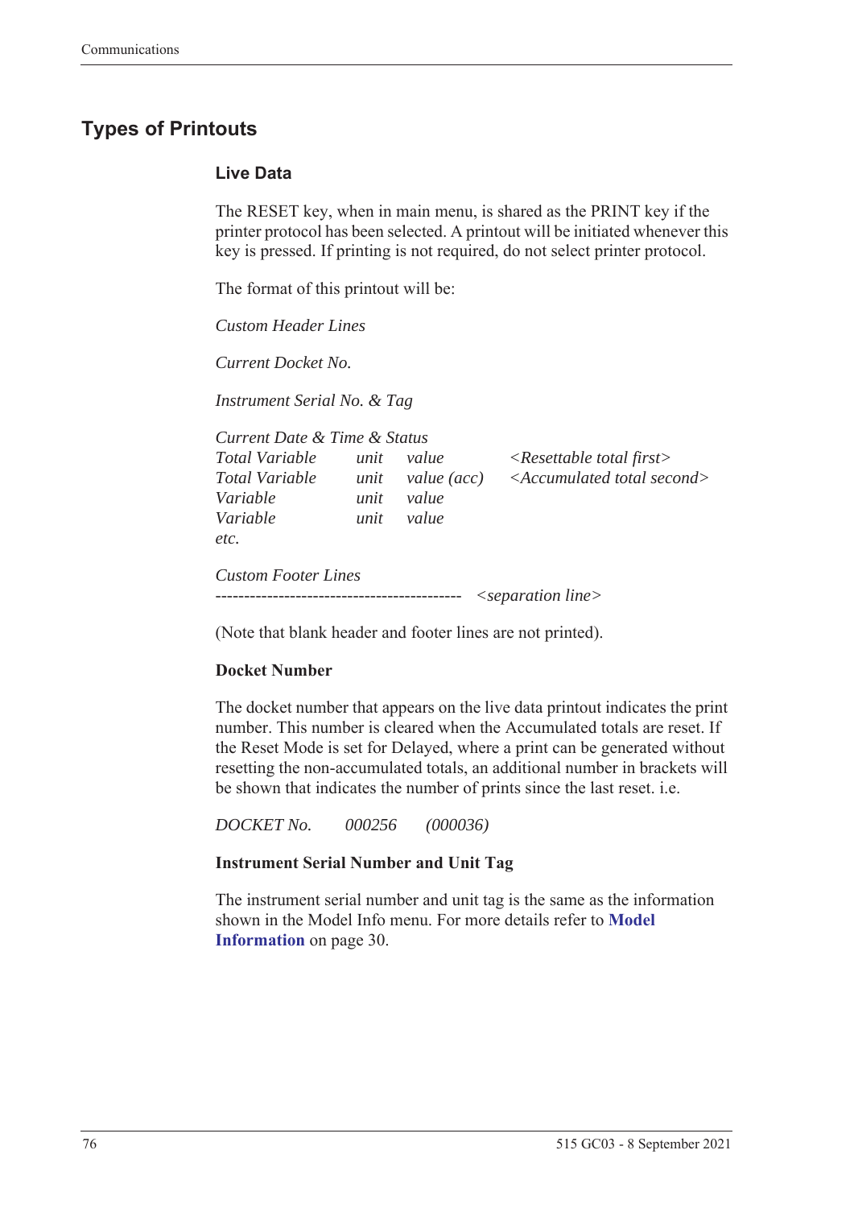## Types of Printouts

### Live Data

The RESET key, when in main menu, is shared as the PRINT key if the printer protocol has been selected. A printout will be initiated whenever this key is pressed. If printing is not required, do not select printer protocol.

The format of this printout will be:

*Custom Header Lines*

*Current Docket No.*

*Instrument Serial No. & Tag*

| *Current Date & Time & Status* | | | |
|---|---|---|---|
| *Total Variable* | *unit* | *value* | *<Resettable total first>* |
| *Total Variable* | *unit* | *value (acc)* | *<Accumulated total second>* |
| *Variable* | *unit* | *value* | |
| *Variable* | *unit* | *value* | |
| *etc.* | | | |

*Custom Footer Lines*
`-------------------------------------------` *<separation line>*

(Note that blank header and footer lines are not printed).

**Docket Number**

The docket number that appears on the live data printout indicates the print number. This number is cleared when the Accumulated totals are reset. If the Reset Mode is set for Delayed, where a print can be generated without resetting the non-accumulated totals, an additional number in brackets will be shown that indicates the number of prints since the last reset. i.e.

*DOCKET No.     000256     (000036)*

**Instrument Serial Number and Unit Tag**

The instrument serial number and unit tag is the same as the information shown in the Model Info menu. For more details refer to **Model Information** on page 30.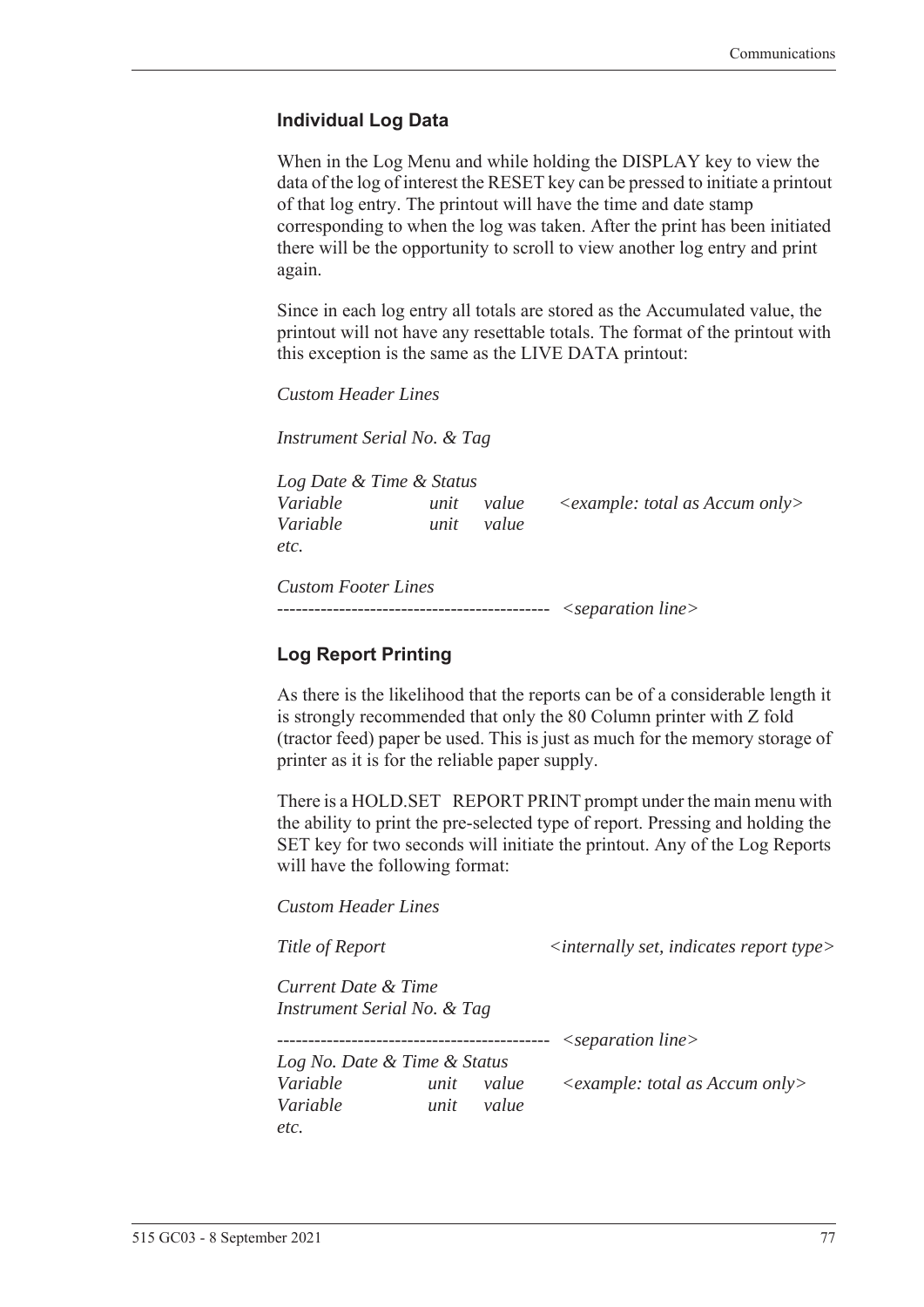### Individual Log Data

When in the Log Menu and while holding the DISPLAY key to view the data of the log of interest the RESET key can be pressed to initiate a printout of that log entry. The printout will have the time and date stamp corresponding to when the log was taken. After the print has been initiated there will be the opportunity to scroll to view another log entry and print again.

Since in each log entry all totals are stored as the Accumulated value, the printout will not have any resettable totals. The format of the printout with this exception is the same as the LIVE DATA printout:

*Custom Header Lines*

*Instrument Serial No. & Tag*

*Log Date & Time & Status*
*Variable unit value <example: total as Accum only>*
*Variable unit value*
*etc.*

*Custom Footer Lines*
*-------------------------------------------- <separation line>*

### Log Report Printing

As there is the likelihood that the reports can be of a considerable length it is strongly recommended that only the 80 Column printer with Z fold (tractor feed) paper be used. This is just as much for the memory storage of printer as it is for the reliable paper supply.

There is a HOLD.SET REPORT PRINT prompt under the main menu with the ability to print the pre-selected type of report. Pressing and holding the SET key for two seconds will initiate the printout. Any of the Log Reports will have the following format:

*Custom Header Lines*

*Title of Report <internally set, indicates report type>*

*Current Date & Time*
*Instrument Serial No. & Tag*

*-------------------------------------------- <separation line>*
*Log No. Date & Time & Status*
*Variable unit value <example: total as Accum only>*
*Variable unit value*
*etc.*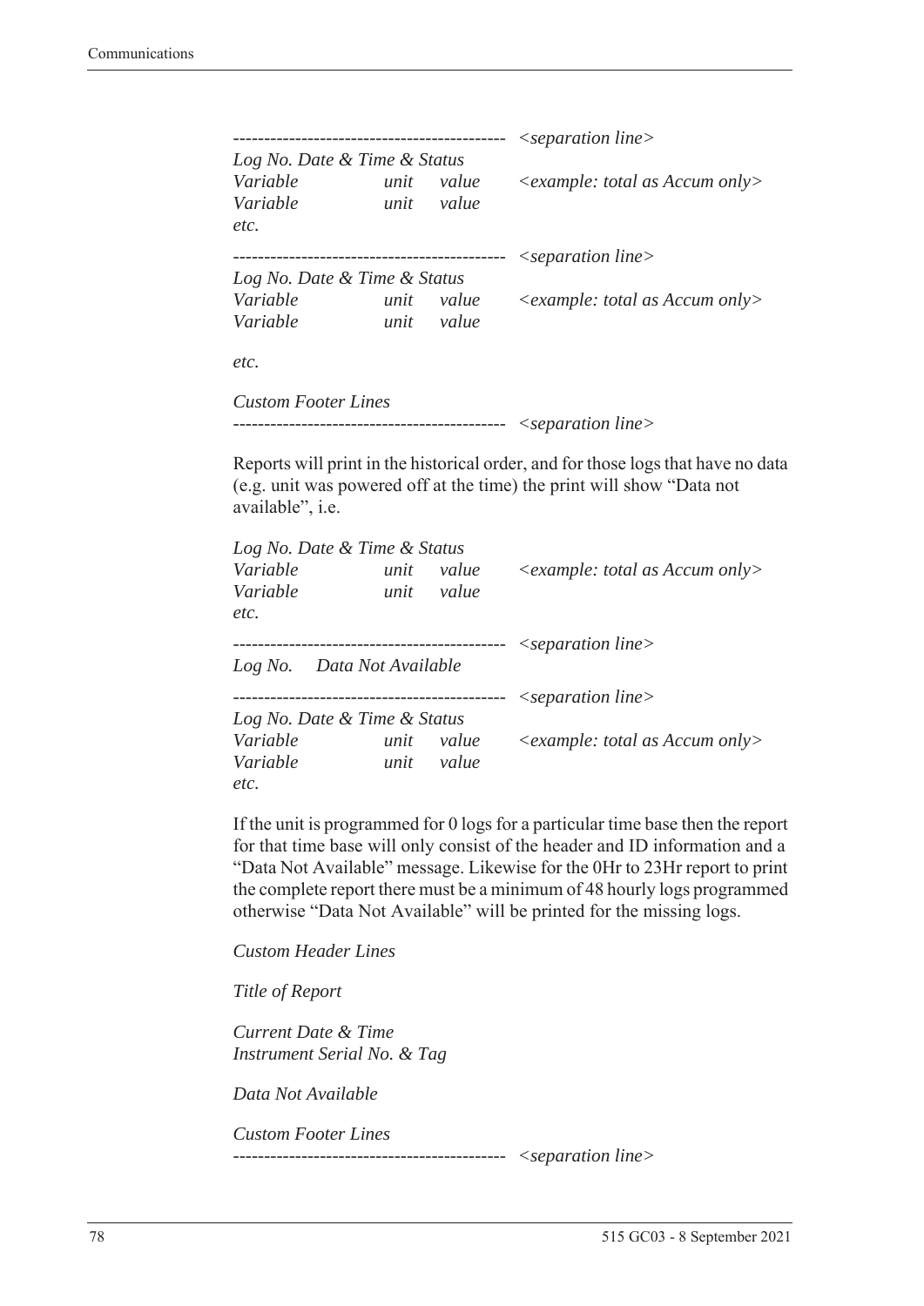```
-------------------------------------------  <separation line>
Log No. Date & Time & Status
Variable          unit    value     <example: total as Accum only>
Variable          unit    value
etc.

-------------------------------------------  <separation line>
Log No. Date & Time & Status
Variable          unit    value     <example: total as Accum only>
Variable          unit    value

etc.

Custom Footer Lines
-------------------------------------------  <separation line>
```

Reports will print in the historical order, and for those logs that have no data (e.g. unit was powered off at the time) the print will show "Data not available", i.e.

```
Log No. Date & Time & Status
Variable          unit    value     <example: total as Accum only>
Variable          unit    value
etc.

-------------------------------------------  <separation line>
Log No.    Data Not Available

-------------------------------------------  <separation line>
Log No. Date & Time & Status
Variable          unit    value     <example: total as Accum only>
Variable          unit    value
etc.
```

If the unit is programmed for 0 logs for a particular time base then the report for that time base will only consist of the header and ID information and a "Data Not Available" message. Likewise for the 0Hr to 23Hr report to print the complete report there must be a minimum of 48 hourly logs programmed otherwise "Data Not Available" will be printed for the missing logs.

```
Custom Header Lines

Title of Report

Current Date & Time
Instrument Serial No. & Tag

Data Not Available

Custom Footer Lines
-------------------------------------------  <separation line>
```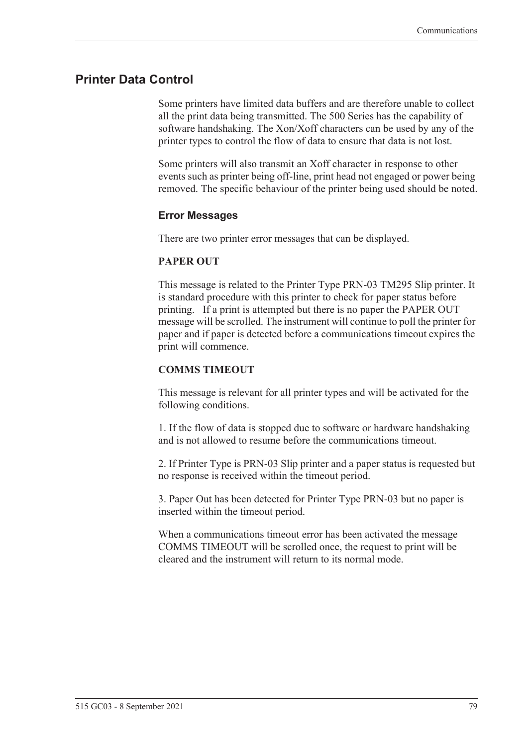## Printer Data Control

Some printers have limited data buffers and are therefore unable to collect all the print data being transmitted. The 500 Series has the capability of software handshaking. The Xon/Xoff characters can be used by any of the printer types to control the flow of data to ensure that data is not lost.

Some printers will also transmit an Xoff character in response to other events such as printer being off-line, print head not engaged or power being removed. The specific behaviour of the printer being used should be noted.

### Error Messages

There are two printer error messages that can be displayed.

**PAPER OUT**

This message is related to the Printer Type PRN-03 TM295 Slip printer. It is standard procedure with this printer to check for paper status before printing. If a print is attempted but there is no paper the PAPER OUT message will be scrolled. The instrument will continue to poll the printer for paper and if paper is detected before a communications timeout expires the print will commence.

**COMMS TIMEOUT**

This message is relevant for all printer types and will be activated for the following conditions.

1. If the flow of data is stopped due to software or hardware handshaking and is not allowed to resume before the communications timeout.

2. If Printer Type is PRN-03 Slip printer and a paper status is requested but no response is received within the timeout period.

3. Paper Out has been detected for Printer Type PRN-03 but no paper is inserted within the timeout period.

When a communications timeout error has been activated the message COMMS TIMEOUT will be scrolled once, the request to print will be cleared and the instrument will return to its normal mode.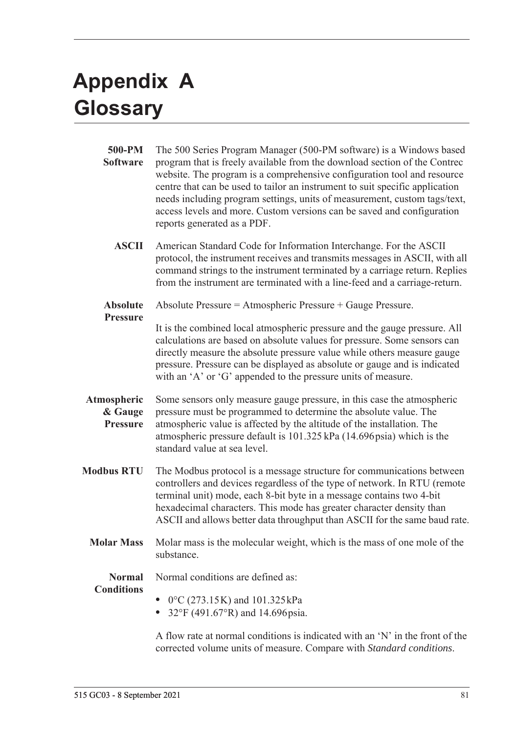# Appendix A Glossary

**500-PM Software** The 500 Series Program Manager (500-PM software) is a Windows based program that is freely available from the download section of the Contrec website. The program is a comprehensive configuration tool and resource centre that can be used to tailor an instrument to suit specific application needs including program settings, units of measurement, custom tags/text, access levels and more. Custom versions can be saved and configuration reports generated as a PDF.

**ASCII** American Standard Code for Information Interchange. For the ASCII protocol, the instrument receives and transmits messages in ASCII, with all command strings to the instrument terminated by a carriage return. Replies from the instrument are terminated with a line-feed and a carriage-return.

**Absolute Pressure** Absolute Pressure = Atmospheric Pressure + Gauge Pressure.

It is the combined local atmospheric pressure and the gauge pressure. All calculations are based on absolute values for pressure. Some sensors can directly measure the absolute pressure value while others measure gauge pressure. Pressure can be displayed as absolute or gauge and is indicated with an 'A' or 'G' appended to the pressure units of measure.

**Atmospheric & Gauge Pressure** Some sensors only measure gauge pressure, in this case the atmospheric pressure must be programmed to determine the absolute value. The atmospheric value is affected by the altitude of the installation. The atmospheric pressure default is 101.325 kPa (14.696 psia) which is the standard value at sea level.

**Modbus RTU** The Modbus protocol is a message structure for communications between controllers and devices regardless of the type of network. In RTU (remote terminal unit) mode, each 8-bit byte in a message contains two 4-bit hexadecimal characters. This mode has greater character density than ASCII and allows better data throughput than ASCII for the same baud rate.

**Molar Mass** Molar mass is the molecular weight, which is the mass of one mole of the substance.

**Normal Conditions** Normal conditions are defined as:

- 0°C (273.15 K) and 101.325 kPa
- 32°F (491.67°R) and 14.696 psia.

A flow rate at normal conditions is indicated with an 'N' in the front of the corrected volume units of measure. Compare with *Standard conditions*.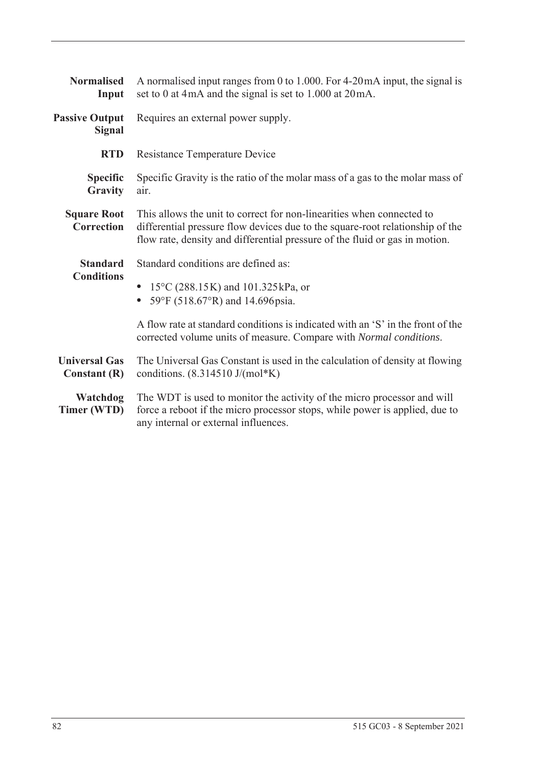**Normalised Input** A normalised input ranges from 0 to 1.000. For 4-20 mA input, the signal is set to 0 at 4 mA and the signal is set to 1.000 at 20 mA.

**Passive Output Signal** Requires an external power supply.

**RTD** Resistance Temperature Device

**Specific Gravity** Specific Gravity is the ratio of the molar mass of a gas to the molar mass of air.

**Square Root Correction** This allows the unit to correct for non-linearities when connected to differential pressure flow devices due to the square-root relationship of the flow rate, density and differential pressure of the fluid or gas in motion.

**Standard Conditions** Standard conditions are defined as:

- 15°C (288.15 K) and 101.325 kPa, or
- 59°F (518.67°R) and 14.696 psia.

A flow rate at standard conditions is indicated with an 'S' in the front of the corrected volume units of measure. Compare with *Normal conditions*.

**Universal Gas Constant (R)** The Universal Gas Constant is used in the calculation of density at flowing conditions. (8.314510 J/(mol*K)

**Watchdog Timer (WTD)** The WDT is used to monitor the activity of the micro processor and will force a reboot if the micro processor stops, while power is applied, due to any internal or external influences.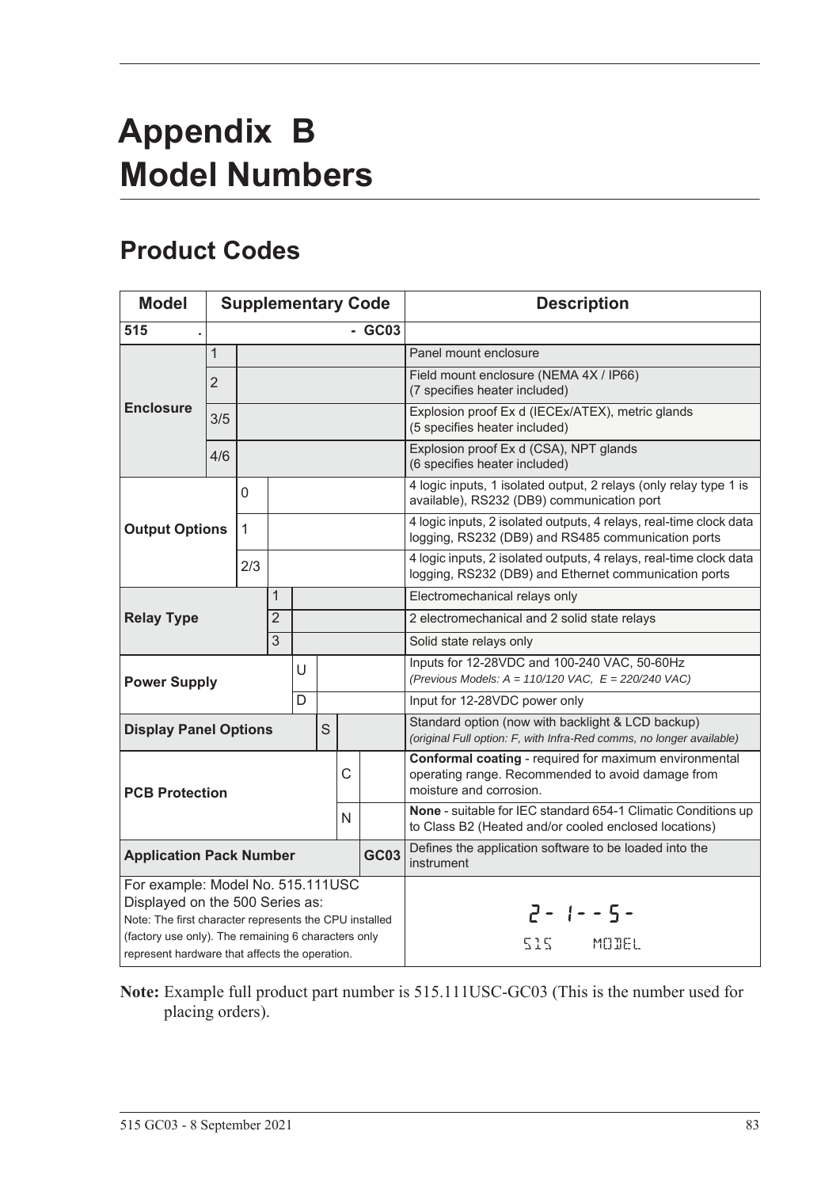# Appendix B
# Model Numbers

## Product Codes

| Model | Supplementary Code | | | | | | | Description |
|---|---|---|---|---|---|---|---|---|
| **515** | **.** | | | | | | **- GC03** | |
| **Enclosure** | 1 | | | | | | | Panel mount enclosure |
| | 2 | | | | | | | Field mount enclosure (NEMA 4X / IP66) (7 specifies heater included) |
| | 3/5 | | | | | | | Explosion proof Ex d (IECEx/ATEX), metric glands (5 specifies heater included) |
| | 4/6 | | | | | | | Explosion proof Ex d (CSA), NPT glands (6 specifies heater included) |
| **Output Options** | | 0 | | | | | | 4 logic inputs, 1 isolated output, 2 relays (only relay type 1 is available), RS232 (DB9) communication port |
| | | 1 | | | | | | 4 logic inputs, 2 isolated outputs, 4 relays, real-time clock data logging, RS232 (DB9) and RS485 communication ports |
| | | 2/3 | | | | | | 4 logic inputs, 2 isolated outputs, 4 relays, real-time clock data logging, RS232 (DB9) and Ethernet communication ports |
| **Relay Type** | | | 1 | | | | | Electromechanical relays only |
| | | | 2 | | | | | 2 electromechanical and 2 solid state relays |
| | | | 3 | | | | | Solid state relays only |
| **Power Supply** | | | | U | | | | Inputs for 12-28VDC and 100-240 VAC, 50-60Hz *(Previous Models: A = 110/120 VAC, E = 220/240 VAC)* |
| | | | | D | | | | Input for 12-28VDC power only |
| **Display Panel Options** | | | | | S | | | Standard option (now with backlight & LCD backup) *(original Full option: F, with Infra-Red comms, no longer available)* |
| **PCB Protection** | | | | | | C | | **Conformal coating** - required for maximum environmental operating range. Recommended to avoid damage from moisture and corrosion. |
| | | | | | | N | | **None** - suitable for IEC standard 654-1 Climatic Conditions up to Class B2 (Heated and/or cooled enclosed locations) |
| **Application Pack Number** | | | | | | | **GC03** | Defines the application software to be loaded into the instrument |
| For example: Model No. 515.111USC Displayed on the 500 Series as: Note: The first character represents the CPU installed (factory use only). The remaining 6 characters only represent hardware that affects the operation. | | | | | | | | 2- 1--5- 515 MODEL |

**Note:** Example full product part number is 515.111USC-GC03 (This is the number used for placing orders).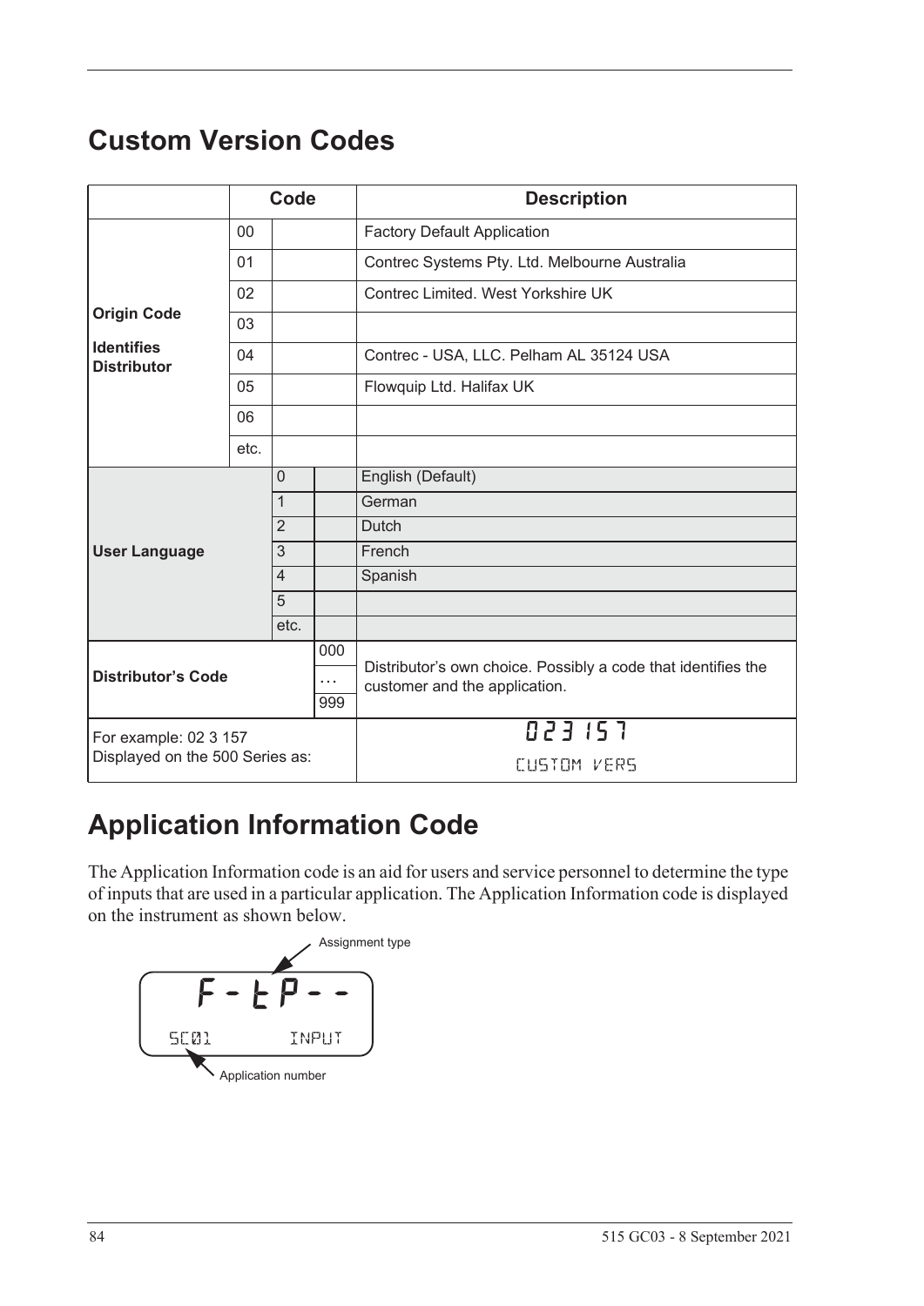# Custom Version Codes

| | Code | | | Description |
|---|---|---|---|---|
| **Origin Code**<br><br>**Identifies Distributor** | 00 | | | Factory Default Application |
| | 01 | | | Contrec Systems Pty. Ltd. Melbourne Australia |
| | 02 | | | Contrec Limited. West Yorkshire UK |
| | 03 | | | |
| | 04 | | | Contrec - USA, LLC. Pelham AL 35124 USA |
| | 05 | | | Flowquip Ltd. Halifax UK |
| | 06 | | | |
| | etc. | | | |
| **User Language** | | 0 | | English (Default) |
| | | 1 | | German |
| | | 2 | | Dutch |
| | | 3 | | French |
| | | 4 | | Spanish |
| | | 5 | | |
| | | etc. | | |
| **Distributor's Code** | | | 000<br>…<br>999 | Distributor's own choice. Possibly a code that identifies the customer and the application. |
| For example: 02 3 157<br>Displayed on the 500 Series as: | | | | 023 157<br>CUSTOM VERS |

# Application Information Code

The Application Information code is an aid for users and service personnel to determine the type of inputs that are used in a particular application. The Application Information code is displayed on the instrument as shown below.

Assignment type

F - t P - -

SC01 INPUT

Application number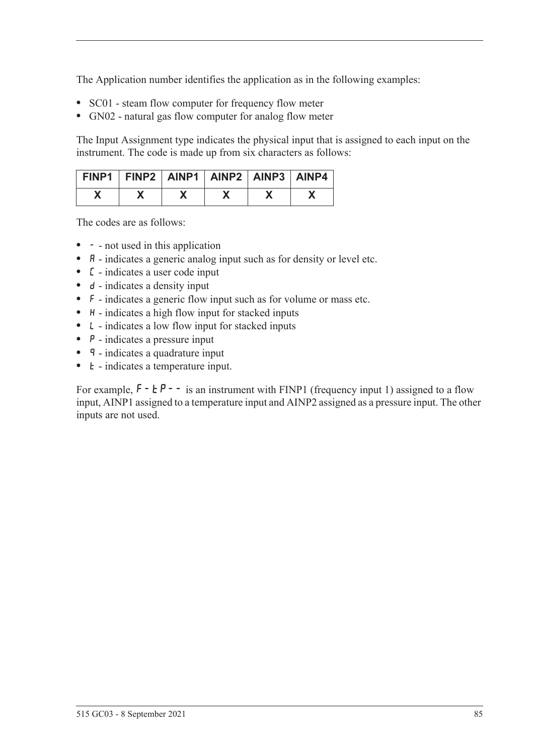The Application number identifies the application as in the following examples:

- SC01 - steam flow computer for frequency flow meter
- GN02 - natural gas flow computer for analog flow meter

The Input Assignment type indicates the physical input that is assigned to each input on the instrument. The code is made up from six characters as follows:

| FINP1 | FINP2 | AINP1 | AINP2 | AINP3 | AINP4 |
|---|---|---|---|---|---|
| X | X | X | X | X | X |

The codes are as follows:

- `-` - not used in this application
- `A` - indicates a generic analog input such as for density or level etc.
- `C` - indicates a user code input
- `d` - indicates a density input
- `F` - indicates a generic flow input such as for volume or mass etc.
- `H` - indicates a high flow input for stacked inputs
- `L` - indicates a low flow input for stacked inputs
- `P` - indicates a pressure input
- `q` - indicates a quadrature input
- `t` - indicates a temperature input.

For example, `F-tP--` is an instrument with FINP1 (frequency input 1) assigned to a flow input, AINP1 assigned to a temperature input and AINP2 assigned as a pressure input. The other inputs are not used.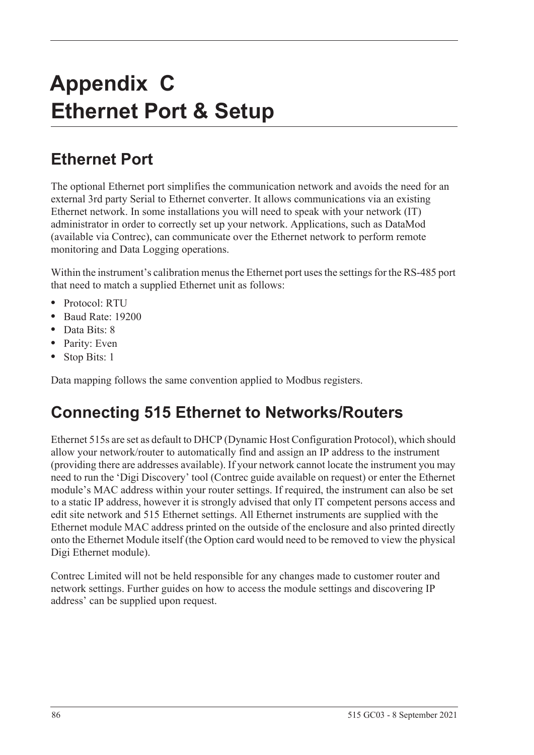# Appendix C Ethernet Port & Setup

## Ethernet Port

The optional Ethernet port simplifies the communication network and avoids the need for an external 3rd party Serial to Ethernet converter. It allows communications via an existing Ethernet network. In some installations you will need to speak with your network (IT) administrator in order to correctly set up your network. Applications, such as DataMod (available via Contrec), can communicate over the Ethernet network to perform remote monitoring and Data Logging operations.

Within the instrument's calibration menus the Ethernet port uses the settings for the RS-485 port that need to match a supplied Ethernet unit as follows:

- Protocol: RTU
- Baud Rate: 19200
- Data Bits: 8
- Parity: Even
- Stop Bits: 1

Data mapping follows the same convention applied to Modbus registers.

## Connecting 515 Ethernet to Networks/Routers

Ethernet 515s are set as default to DHCP (Dynamic Host Configuration Protocol), which should allow your network/router to automatically find and assign an IP address to the instrument (providing there are addresses available). If your network cannot locate the instrument you may need to run the 'Digi Discovery' tool (Contrec guide available on request) or enter the Ethernet module's MAC address within your router settings. If required, the instrument can also be set to a static IP address, however it is strongly advised that only IT competent persons access and edit site network and 515 Ethernet settings. All Ethernet instruments are supplied with the Ethernet module MAC address printed on the outside of the enclosure and also printed directly onto the Ethernet Module itself (the Option card would need to be removed to view the physical Digi Ethernet module).

Contrec Limited will not be held responsible for any changes made to customer router and network settings. Further guides on how to access the module settings and discovering IP address' can be supplied upon request.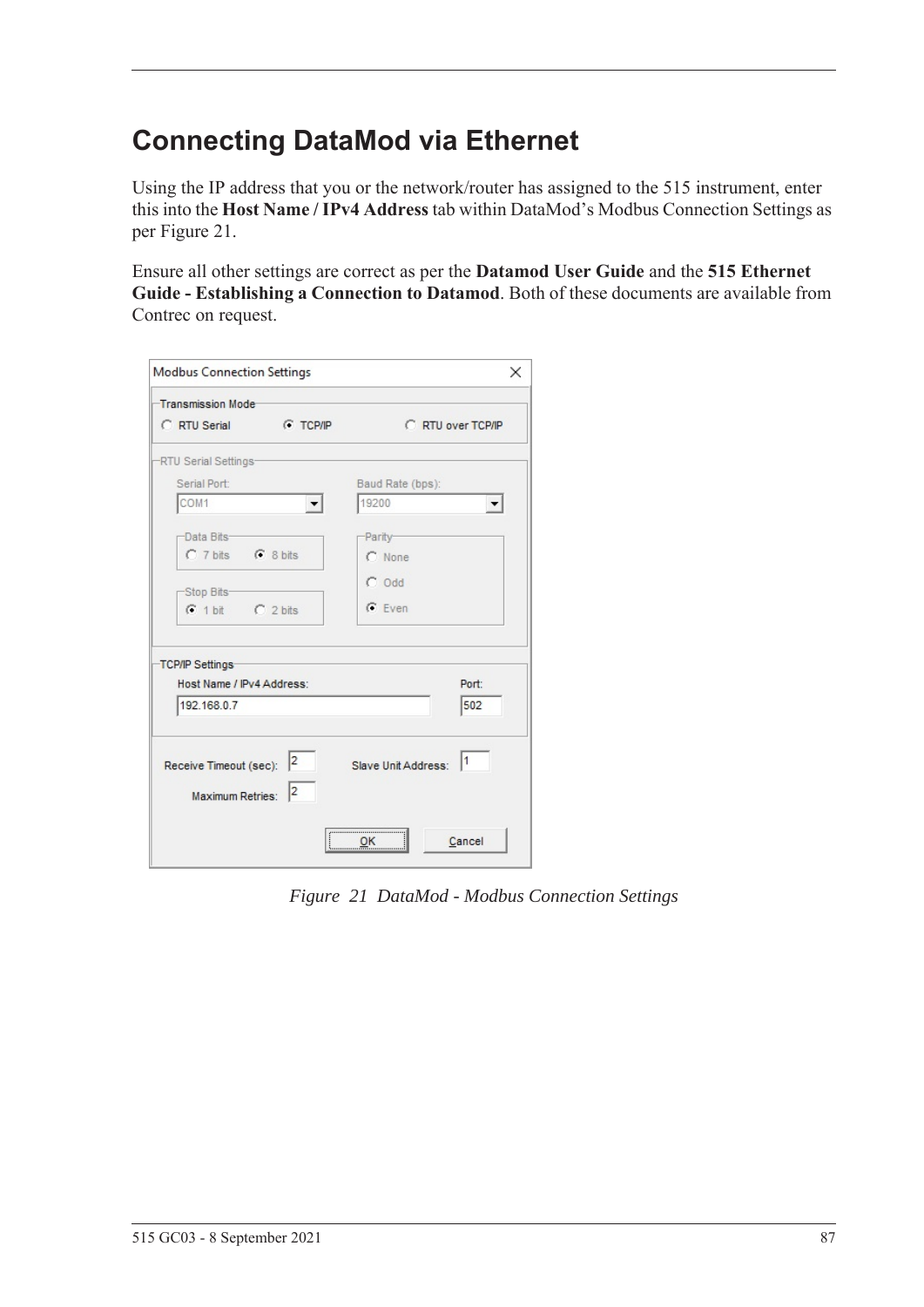# Connecting DataMod via Ethernet

Using the IP address that you or the network/router has assigned to the 515 instrument, enter this into the **Host Name / IPv4 Address** tab within DataMod's Modbus Connection Settings as per Figure 21.

Ensure all other settings are correct as per the **Datamod User Guide** and the **515 Ethernet Guide - Establishing a Connection to Datamod**. Both of these documents are available from Contrec on request.

*Figure 21 DataMod - Modbus Connection Settings*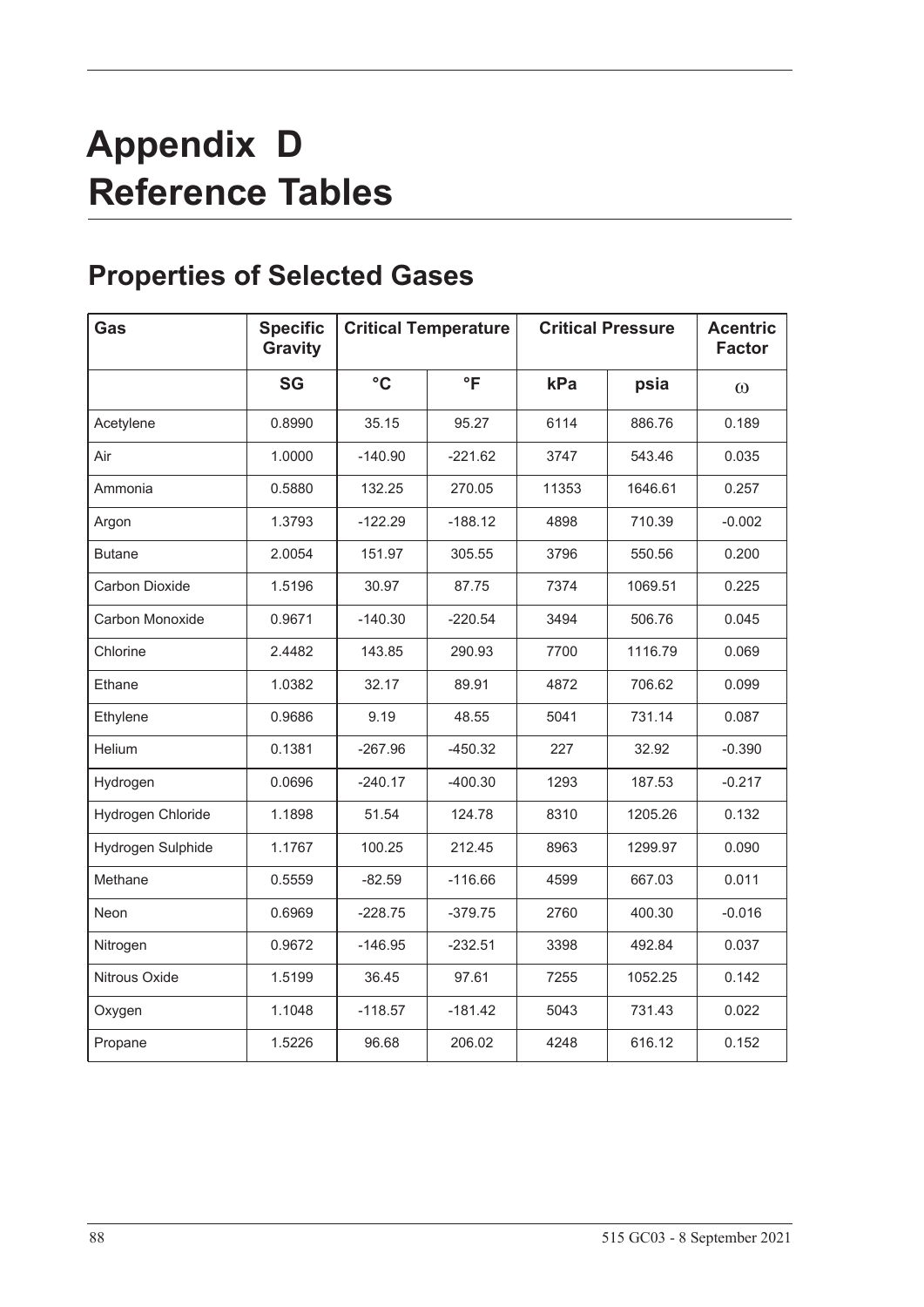# Appendix D Reference Tables

## Properties of Selected Gases

| Gas | Specific Gravity | Critical Temperature | | Critical Pressure | | Acentric Factor |
|---|---|---|---|---|---|---|
| | SG | °C | °F | kPa | psia | $\omega$ |
| Acetylene | 0.8990 | 35.15 | 95.27 | 6114 | 886.76 | 0.189 |
| Air | 1.0000 | -140.90 | -221.62 | 3747 | 543.46 | 0.035 |
| Ammonia | 0.5880 | 132.25 | 270.05 | 11353 | 1646.61 | 0.257 |
| Argon | 1.3793 | -122.29 | -188.12 | 4898 | 710.39 | -0.002 |
| Butane | 2.0054 | 151.97 | 305.55 | 3796 | 550.56 | 0.200 |
| Carbon Dioxide | 1.5196 | 30.97 | 87.75 | 7374 | 1069.51 | 0.225 |
| Carbon Monoxide | 0.9671 | -140.30 | -220.54 | 3494 | 506.76 | 0.045 |
| Chlorine | 2.4482 | 143.85 | 290.93 | 7700 | 1116.79 | 0.069 |
| Ethane | 1.0382 | 32.17 | 89.91 | 4872 | 706.62 | 0.099 |
| Ethylene | 0.9686 | 9.19 | 48.55 | 5041 | 731.14 | 0.087 |
| Helium | 0.1381 | -267.96 | -450.32 | 227 | 32.92 | -0.390 |
| Hydrogen | 0.0696 | -240.17 | -400.30 | 1293 | 187.53 | -0.217 |
| Hydrogen Chloride | 1.1898 | 51.54 | 124.78 | 8310 | 1205.26 | 0.132 |
| Hydrogen Sulphide | 1.1767 | 100.25 | 212.45 | 8963 | 1299.97 | 0.090 |
| Methane | 0.5559 | -82.59 | -116.66 | 4599 | 667.03 | 0.011 |
| Neon | 0.6969 | -228.75 | -379.75 | 2760 | 400.30 | -0.016 |
| Nitrogen | 0.9672 | -146.95 | -232.51 | 3398 | 492.84 | 0.037 |
| Nitrous Oxide | 1.5199 | 36.45 | 97.61 | 7255 | 1052.25 | 0.142 |
| Oxygen | 1.1048 | -118.57 | -181.42 | 5043 | 731.43 | 0.022 |
| Propane | 1.5226 | 96.68 | 206.02 | 4248 | 616.12 | 0.152 |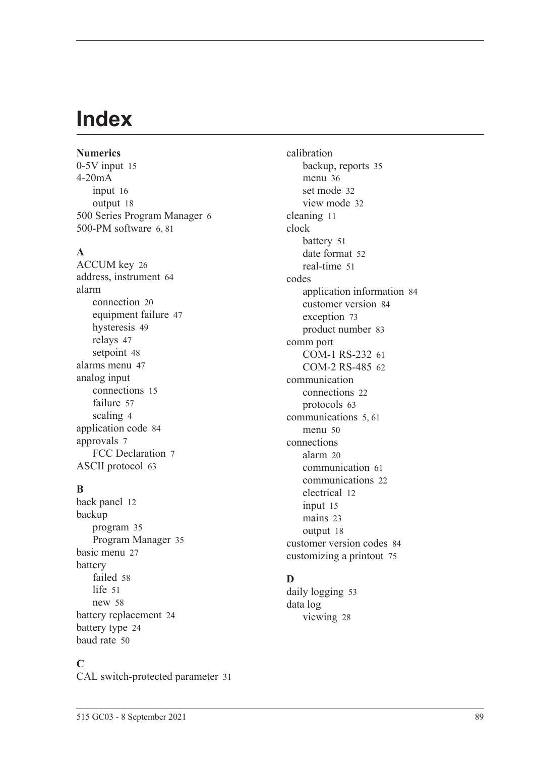# Index

**Numerics**

0-5V input 15
4-20mA
- input 16
- output 18

500 Series Program Manager 6
500-PM software 6, 81

**A**

ACCUM key 26
address, instrument 64
alarm
- connection 20
- equipment failure 47
- hysteresis 49
- relays 47
- setpoint 48

alarms menu 47
analog input
- connections 15
- failure 57
- scaling 4

application code 84
approvals 7
- FCC Declaration 7

ASCII protocol 63

**B**

back panel 12
backup
- program 35
- Program Manager 35

basic menu 27
battery
- failed 58
- life 51
- new 58

battery replacement 24
battery type 24
baud rate 50

**C**

CAL switch-protected parameter 31
calibration
- backup, reports 35
- menu 36
- set mode 32
- view mode 32

cleaning 11
clock
- battery 51
- date format 52
- real-time 51

codes
- application information 84
- customer version 84
- exception 73
- product number 83

comm port
- COM-1 RS-232 61
- COM-2 RS-485 62

communication
- connections 22
- protocols 63

communications 5, 61
- menu 50

connections
- alarm 20
- communication 61
- communications 22
- electrical 12
- input 15
- mains 23
- output 18

customer version codes 84
customizing a printout 75

**D**

daily logging 53
data log
- viewing 28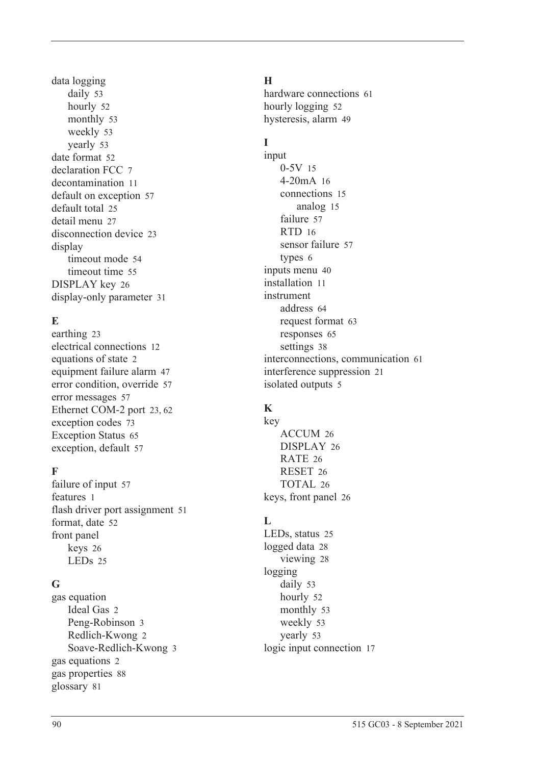data logging
- daily 53
- hourly 52
- monthly 53
- weekly 53
- yearly 53

date format 52
declaration FCC 7
decontamination 11
default on exception 57
default total 25
detail menu 27
disconnection device 23
display
- timeout mode 54
- timeout time 55

DISPLAY key 26
display-only parameter 31

**E**

earthing 23
electrical connections 12
equations of state 2
equipment failure alarm 47
error condition, override 57
error messages 57
Ethernet COM-2 port 23, 62
exception codes 73
Exception Status 65
exception, default 57

**F**

failure of input 57
features 1
flash driver port assignment 51
format, date 52
front panel
- keys 26
- LEDs 25

**G**

gas equation
- Ideal Gas 2
- Peng-Robinson 3
- Redlich-Kwong 2
- Soave-Redlich-Kwong 3

gas equations 2
gas properties 88
glossary 81

**H**

hardware connections 61
hourly logging 52
hysteresis, alarm 49

**I**

input
- 0-5V 15
- 4-20mA 16
- connections 15
    - analog 15
- failure 57
- RTD 16
- sensor failure 57
- types 6

inputs menu 40
installation 11
instrument
- address 64
- request format 63
- responses 65
- settings 38

interconnections, communication 61
interference suppression 21
isolated outputs 5

**K**

key
- ACCUM 26
- DISPLAY 26
- RATE 26
- RESET 26
- TOTAL 26

keys, front panel 26

**L**

LEDs, status 25
logged data 28
- viewing 28

logging
- daily 53
- hourly 52
- monthly 53
- weekly 53
- yearly 53

logic input connection 17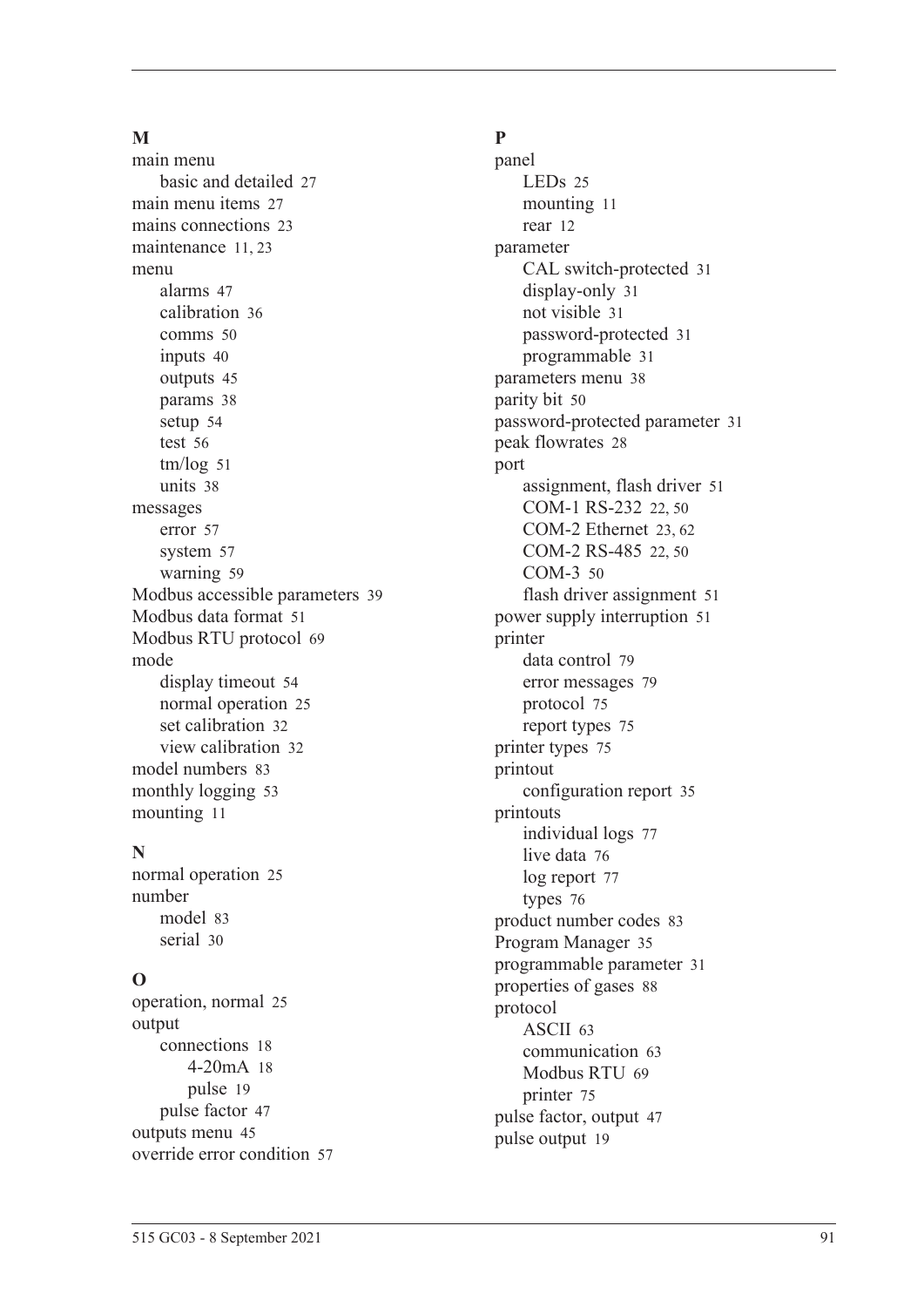**M**

main menu
- basic and detailed 27

main menu items 27
mains connections 23
maintenance 11, 23
menu
- alarms 47
- calibration 36
- comms 50
- inputs 40
- outputs 45
- params 38
- setup 54
- test 56
- tm/log 51
- units 38

messages
- error 57
- system 57
- warning 59

Modbus accessible parameters 39
Modbus data format 51
Modbus RTU protocol 69
mode
- display timeout 54
- normal operation 25
- set calibration 32
- view calibration 32

model numbers 83
monthly logging 53
mounting 11

**N**

normal operation 25
number
- model 83
- serial 30

**O**

operation, normal 25
output
- connections 18
  - 4-20mA 18
  - pulse 19
- pulse factor 47

outputs menu 45
override error condition 57

**P**

panel
- LEDs 25
- mounting 11
- rear 12

parameter
- CAL switch-protected 31
- display-only 31
- not visible 31
- password-protected 31
- programmable 31

parameters menu 38
parity bit 50
password-protected parameter 31
peak flowrates 28
port
- assignment, flash driver 51
- COM-1 RS-232 22, 50
- COM-2 Ethernet 23, 62
- COM-2 RS-485 22, 50
- COM-3 50
- flash driver assignment 51

power supply interruption 51
printer
- data control 79
- error messages 79
- protocol 75
- report types 75

printer types 75
printout
- configuration report 35

printouts
- individual logs 77
- live data 76
- log report 77
- types 76

product number codes 83
Program Manager 35
programmable parameter 31
properties of gases 88
protocol
- ASCII 63
- communication 63
- Modbus RTU 69
- printer 75

pulse factor, output 47
pulse output 19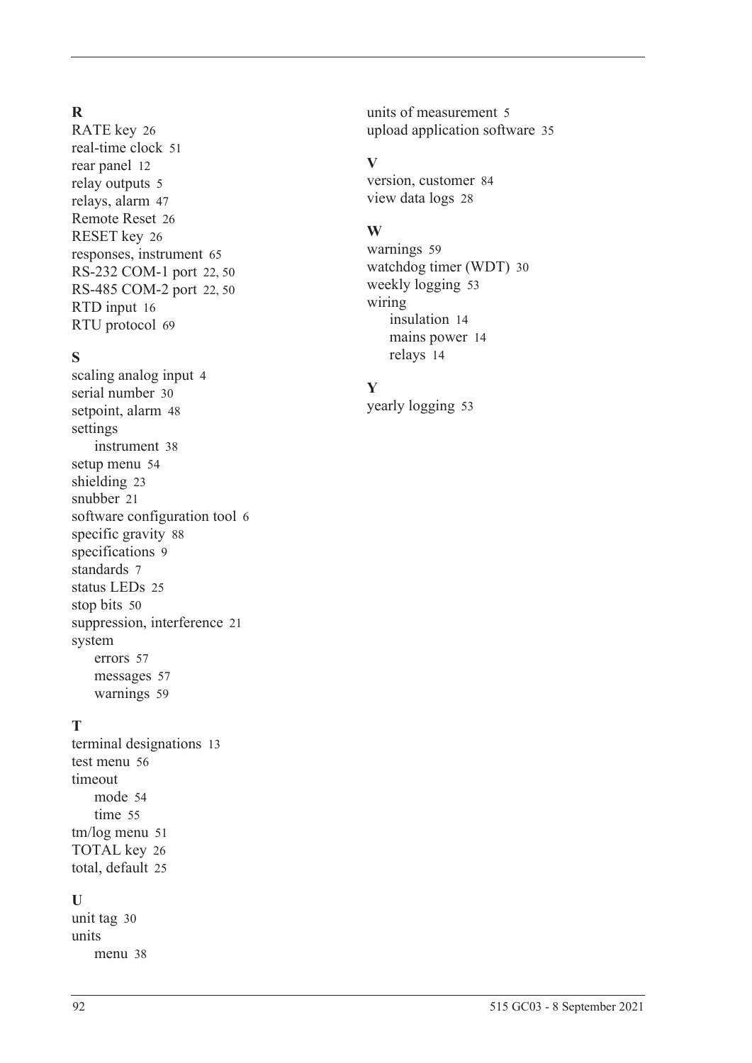## R

RATE key 26
real-time clock 51
rear panel 12
relay outputs 5
relays, alarm 47
Remote Reset 26
RESET key 26
responses, instrument 65
RS-232 COM-1 port 22, 50
RS-485 COM-2 port 22, 50
RTD input 16
RTU protocol 69

## S

scaling analog input 4
serial number 30
setpoint, alarm 48
settings
- instrument 38

setup menu 54
shielding 23
snubber 21
software configuration tool 6
specific gravity 88
specifications 9
standards 7
status LEDs 25
stop bits 50
suppression, interference 21
system
- errors 57
- messages 57
- warnings 59

## T

terminal designations 13
test menu 56
timeout
- mode 54
- time 55

tm/log menu 51
TOTAL key 26
total, default 25

## U

unit tag 30
units
- menu 38

units of measurement 5
upload application software 35

## V

version, customer 84
view data logs 28

## W

warnings 59
watchdog timer (WDT) 30
weekly logging 53
wiring
- insulation 14
- mains power 14
- relays 14

## Y

yearly logging 53